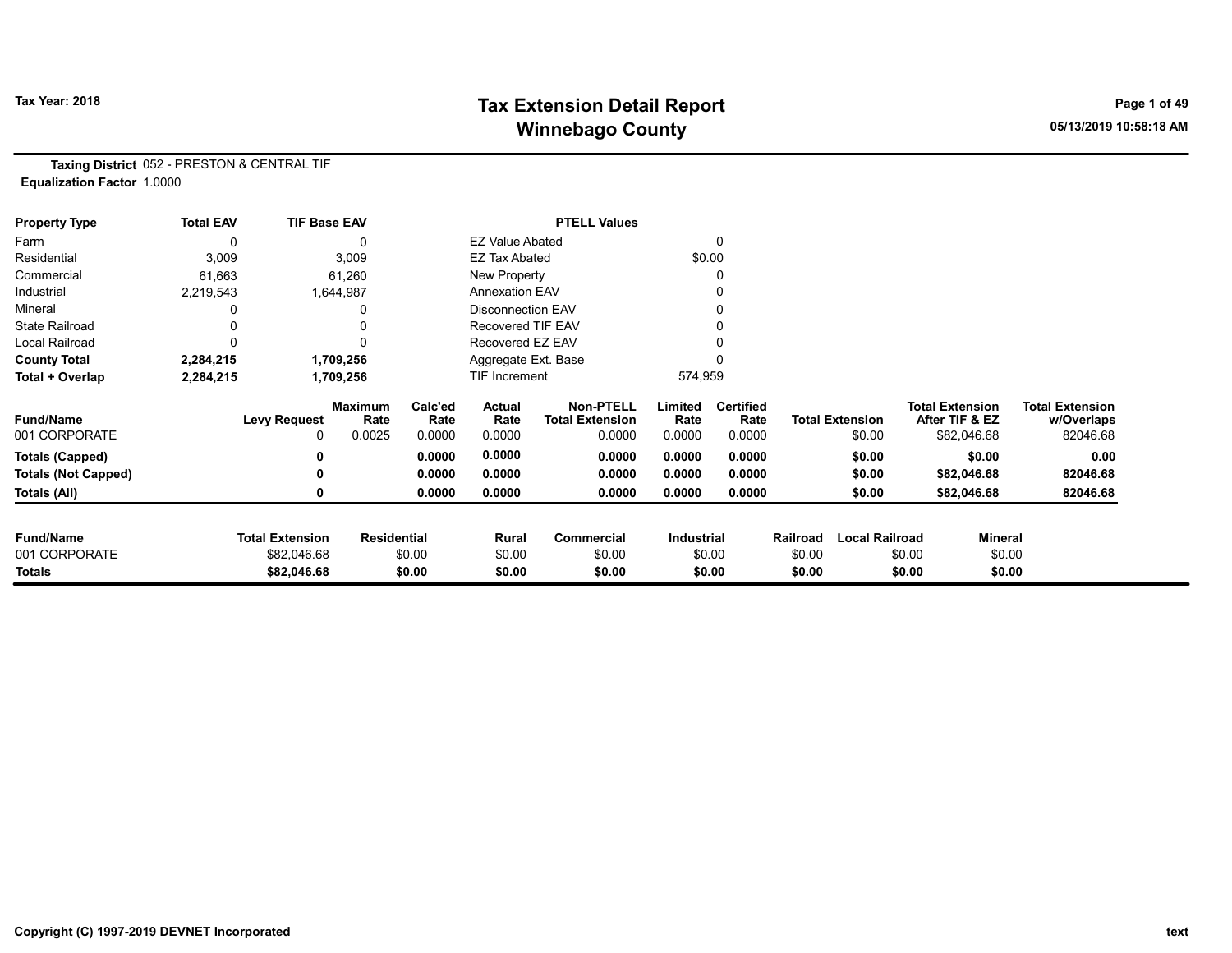Tax Year: 2018

# Tax Extension Detail Report
## Winnebago County

05/13/2019 10:58:18 AM

**Taxing District** 052 - PRESTON & CENTRAL TIF
**Equalization Factor** 1.0000

| Property Type | Total EAV | TIF Base EAV |
|---|---|---|
| Farm | 0 | 0 |
| Residential | 3,009 | 3,009 |
| Commercial | 61,663 | 61,260 |
| Industrial | 2,219,543 | 1,644,987 |
| Mineral | 0 | 0 |
| State Railroad | 0 | 0 |
| Local Railroad | 0 | 0 |
| **County Total** | **2,284,215** | **1,709,256** |
| **Total + Overlap** | **2,284,215** | **1,709,256** |

| PTELL Values | |
|---|---|
| EZ Value Abated | 0 |
| EZ Tax Abated | $0.00 |
| New Property | 0 |
| Annexation EAV | 0 |
| Disconnection EAV | 0 |
| Recovered TIF EAV | 0 |
| Recovered EZ EAV | 0 |
| Aggregate Ext. Base | 0 |
| TIF Increment | 574,959 |

| Fund/Name | Levy Request | Maximum Rate | Calc'ed Rate | Actual Rate | Non-PTELL Total Extension | Limited Rate | Certified Rate | Total Extension | Total Extension After TIF & EZ | Total Extension w/Overlaps |
|---|---|---|---|---|---|---|---|---|---|---|
| 001 CORPORATE | 0 | 0.0025 | 0.0000 | 0.0000 | 0.0000 | 0.0000 | 0.0000 | $0.00 | $82,046.68 | 82046.68 |
| **Totals (Capped)** | **0** | | **0.0000** | **0.0000** | **0.0000** | **0.0000** | **0.0000** | **$0.00** | **$0.00** | **0.00** |
| **Totals (Not Capped)** | **0** | | **0.0000** | **0.0000** | **0.0000** | **0.0000** | **0.0000** | **$0.00** | **$82,046.68** | **82046.68** |
| **Totals (All)** | **0** | | **0.0000** | **0.0000** | **0.0000** | **0.0000** | **0.0000** | **$0.00** | **$82,046.68** | **82046.68** |

| Fund/Name | Total Extension | Residential | Rural | Commercial | Industrial | Railroad | Local Railroad | Mineral |
|---|---|---|---|---|---|---|---|---|
| 001 CORPORATE | $82,046.68 | $0.00 | $0.00 | $0.00 | $0.00 | $0.00 | $0.00 | $0.00 |
| **Totals** | **$82,046.68** | **$0.00** | **$0.00** | **$0.00** | **$0.00** | **$0.00** | **$0.00** | **$0.00** |

Copyright (C) 1997-2019 DEVNET Incorporated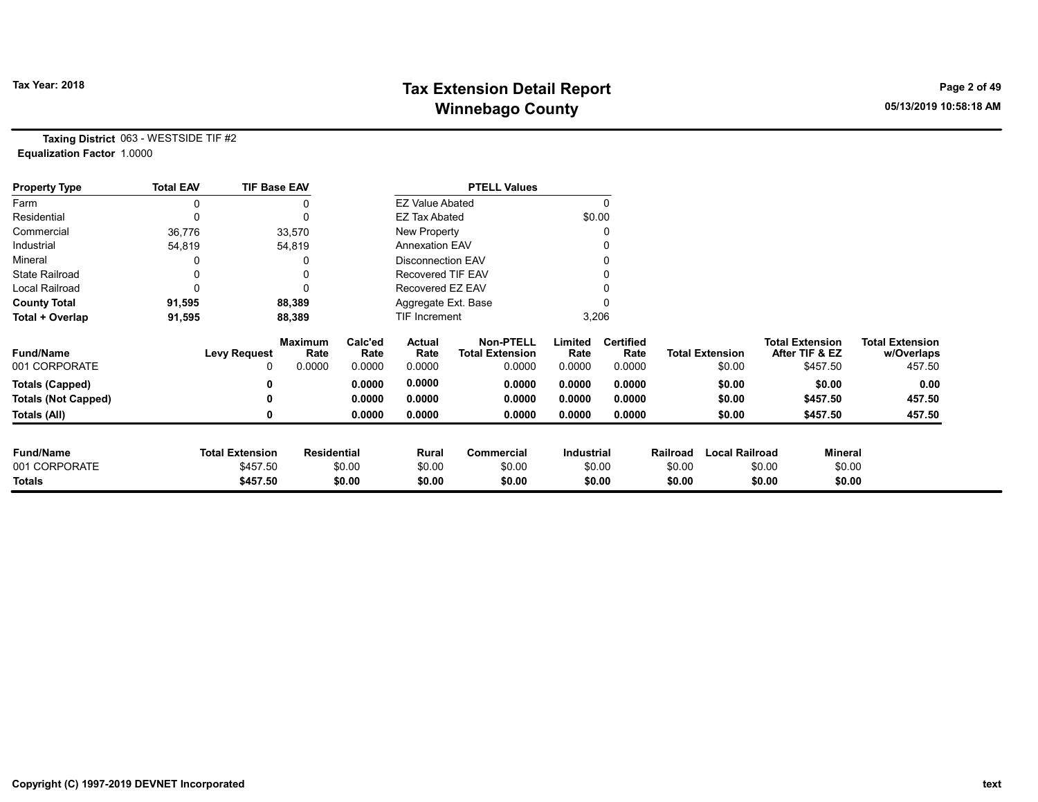# Tax Extension Detail Report
## Winnebago County

Tax Year: 2018

05/13/2019 10:58:18 AM

**Taxing District** 063 - WESTSIDE TIF #2
**Equalization Factor** 1.0000

| Property Type | Total EAV | TIF Base EAV | PTELL Values | |
|---|---|---|---|---|
| Farm | 0 | 0 | EZ Value Abated | 0 |
| Residential | 0 | 0 | EZ Tax Abated | $0.00 |
| Commercial | 36,776 | 33,570 | New Property | 0 |
| Industrial | 54,819 | 54,819 | Annexation EAV | 0 |
| Mineral | 0 | 0 | Disconnection EAV | 0 |
| State Railroad | 0 | 0 | Recovered TIF EAV | 0 |
| Local Railroad | 0 | 0 | Recovered EZ EAV | 0 |
| **County Total** | **91,595** | **88,389** | Aggregate Ext. Base | 0 |
| **Total + Overlap** | **91,595** | **88,389** | TIF Increment | 3,206 |

| Fund/Name | Levy Request | Maximum Rate | Calc'ed Rate | Actual Rate | Non-PTELL Total Extension | Limited Rate | Certified Rate | Total Extension | Total Extension After TIF & EZ | Total Extension w/Overlaps |
|---|---|---|---|---|---|---|---|---|---|---|
| 001 CORPORATE | 0 | 0.0000 | 0.0000 | 0.0000 | 0.0000 | 0.0000 | 0.0000 | $0.00 | $457.50 | 457.50 |
| **Totals (Capped)** | **0** | | **0.0000** | **0.0000** | **0.0000** | **0.0000** | **0.0000** | **$0.00** | **$0.00** | **0.00** |
| **Totals (Not Capped)** | **0** | | **0.0000** | **0.0000** | **0.0000** | **0.0000** | **0.0000** | **$0.00** | **$457.50** | **457.50** |
| **Totals (All)** | **0** | | **0.0000** | **0.0000** | **0.0000** | **0.0000** | **0.0000** | **$0.00** | **$457.50** | **457.50** |

| Fund/Name | Total Extension | Residential | Rural | Commercial | Industrial | Railroad | Local Railroad | Mineral |
|---|---|---|---|---|---|---|---|---|
| 001 CORPORATE | $457.50 | $0.00 | $0.00 | $0.00 | $0.00 | $0.00 | $0.00 | $0.00 |
| **Totals** | **$457.50** | **$0.00** | **$0.00** | **$0.00** | **$0.00** | **$0.00** | **$0.00** | **$0.00** |

Copyright (C) 1997-2019 DEVNET Incorporated

text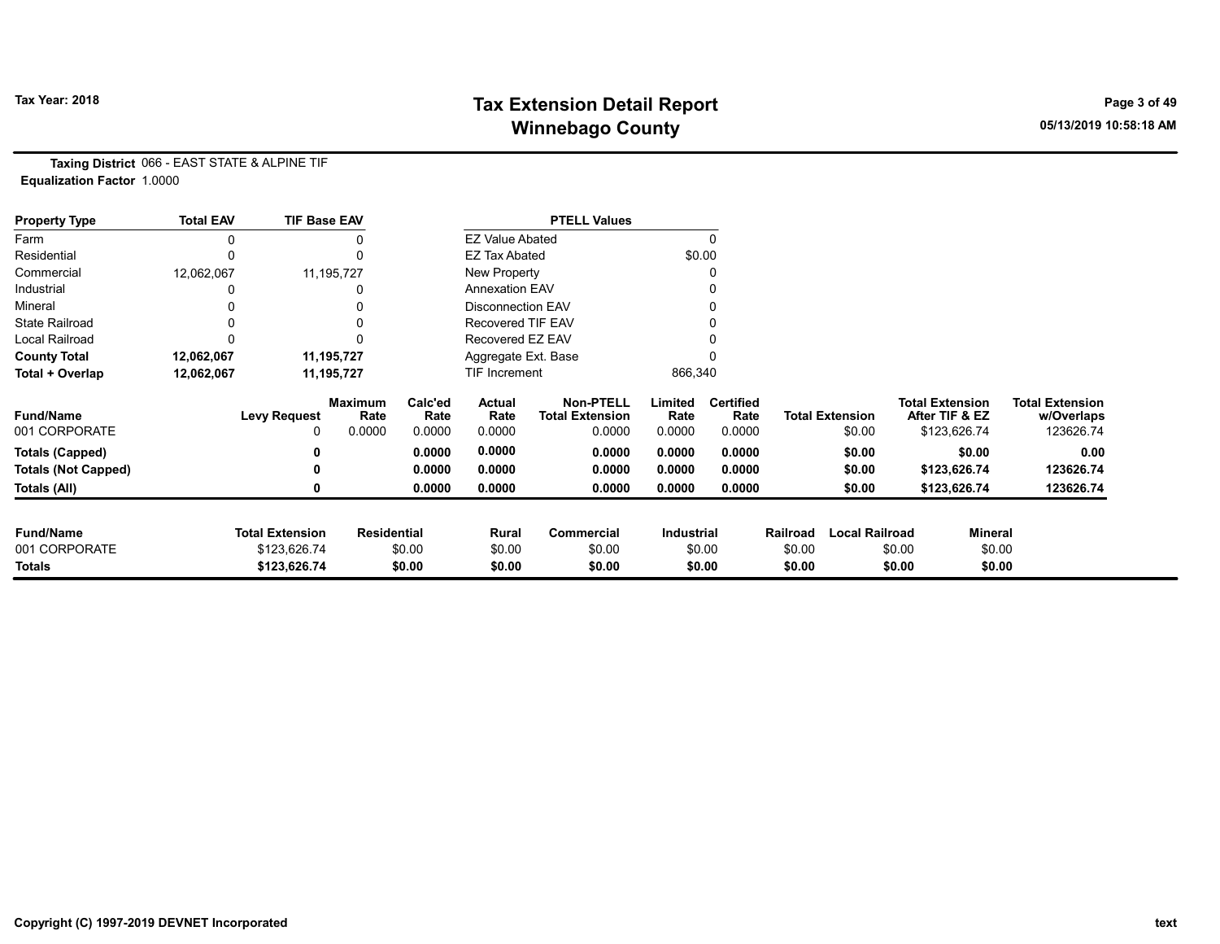# Tax Extension Detail Report
## Winnebago County

**Tax Year: 2018**

05/13/2019 10:58:18 AM

**Taxing District** 066 - EAST STATE & ALPINE TIF
**Equalization Factor** 1.0000

| Property Type | Total EAV | TIF Base EAV |
|---|---|---|
| Farm | 0 | 0 |
| Residential | 0 | 0 |
| Commercial | 12,062,067 | 11,195,727 |
| Industrial | 0 | 0 |
| Mineral | 0 | 0 |
| State Railroad | 0 | 0 |
| Local Railroad | 0 | 0 |
| **County Total** | **12,062,067** | **11,195,727** |
| **Total + Overlap** | **12,062,067** | **11,195,727** |

| PTELL Values | |
|---|---|
| EZ Value Abated | 0 |
| EZ Tax Abated | $0.00 |
| New Property | 0 |
| Annexation EAV | 0 |
| Disconnection EAV | 0 |
| Recovered TIF EAV | 0 |
| Recovered EZ EAV | 0 |
| Aggregate Ext. Base | 0 |
| TIF Increment | 866,340 |

| Fund/Name | Levy Request | Maximum Rate | Calc'ed Rate | Actual Rate | Non-PTELL Total Extension | Limited Rate | Certified Rate | Total Extension | Total Extension After TIF & EZ | Total Extension w/Overlaps |
|---|---|---|---|---|---|---|---|---|---|---|
| 001 CORPORATE | 0 | 0.0000 | 0.0000 | 0.0000 | 0.0000 | 0.0000 | 0.0000 | $0.00 | $123,626.74 | 123626.74 |
| **Totals (Capped)** | **0** | | **0.0000** | **0.0000** | **0.0000** | **0.0000** | **0.0000** | **$0.00** | **$0.00** | **0.00** |
| **Totals (Not Capped)** | **0** | | **0.0000** | **0.0000** | **0.0000** | **0.0000** | **0.0000** | **$0.00** | **$123,626.74** | **123626.74** |
| **Totals (All)** | **0** | | **0.0000** | **0.0000** | **0.0000** | **0.0000** | **0.0000** | **$0.00** | **$123,626.74** | **123626.74** |

| Fund/Name | Total Extension | Residential | Rural | Commercial | Industrial | Railroad | Local Railroad | Mineral |
|---|---|---|---|---|---|---|---|---|
| 001 CORPORATE | $123,626.74 | $0.00 | $0.00 | $0.00 | $0.00 | $0.00 | $0.00 | $0.00 |
| **Totals** | **$123,626.74** | **$0.00** | **$0.00** | **$0.00** | **$0.00** | **$0.00** | **$0.00** | **$0.00** |

Copyright (C) 1997-2019 DEVNET Incorporated

text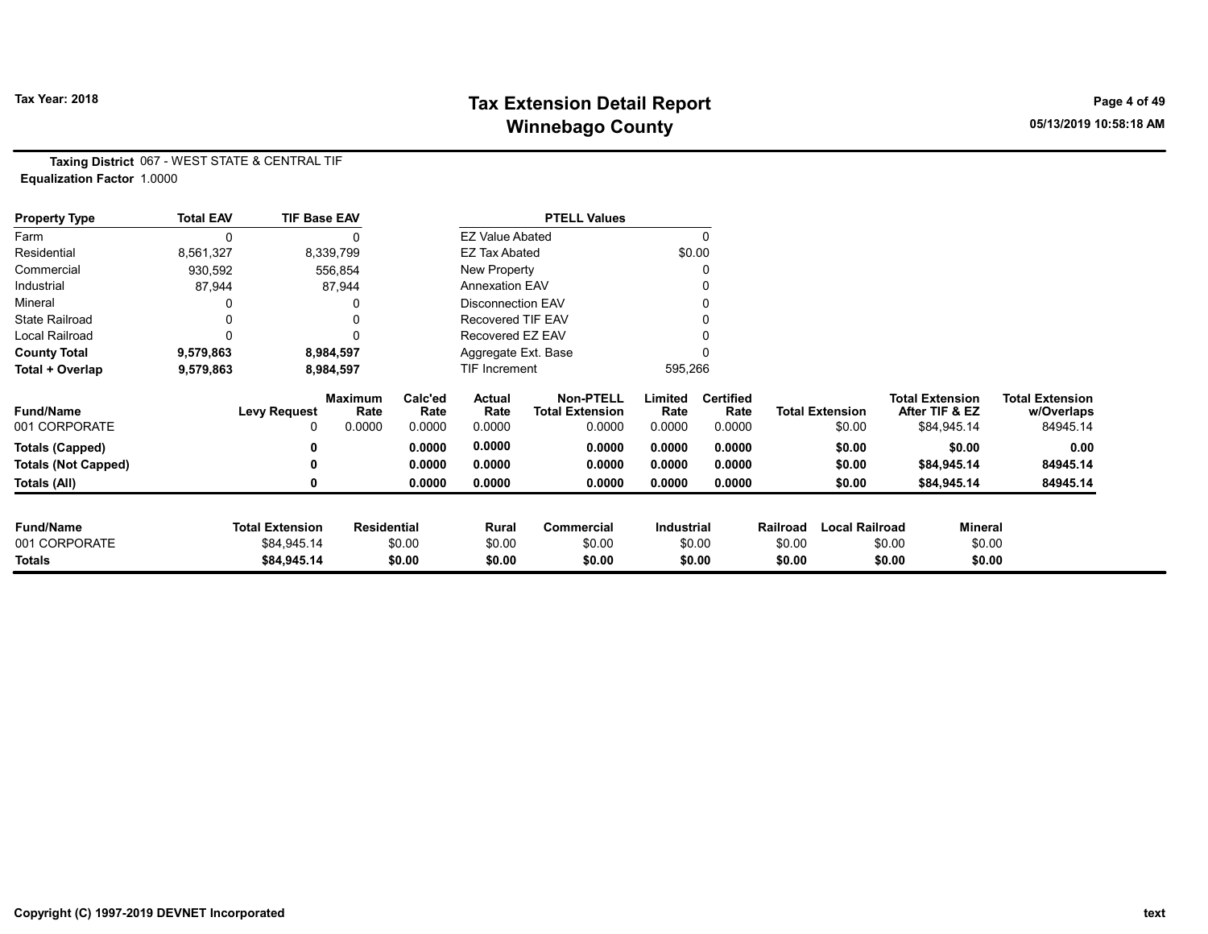# Tax Extension Detail Report
## Winnebago County

Tax Year: 2018

05/13/2019 10:58:18 AM

**Taxing District** 067 - WEST STATE & CENTRAL TIF
**Equalization Factor** 1.0000

| Property Type | Total EAV | TIF Base EAV | PTELL Values | |
|---|---|---|---|---|
| Farm | 0 | 0 | EZ Value Abated | 0 |
| Residential | 8,561,327 | 8,339,799 | EZ Tax Abated | $0.00 |
| Commercial | 930,592 | 556,854 | New Property | 0 |
| Industrial | 87,944 | 87,944 | Annexation EAV | 0 |
| Mineral | 0 | 0 | Disconnection EAV | 0 |
| State Railroad | 0 | 0 | Recovered TIF EAV | 0 |
| Local Railroad | 0 | 0 | Recovered EZ EAV | 0 |
| **County Total** | **9,579,863** | **8,984,597** | Aggregate Ext. Base | 0 |
| **Total + Overlap** | **9,579,863** | **8,984,597** | TIF Increment | 595,266 |

| Fund/Name | Levy Request | Maximum Rate | Calc'ed Rate | Actual Rate | Non-PTELL Total Extension | Limited Rate | Certified Rate | Total Extension | Total Extension After TIF & EZ | Total Extension w/Overlaps |
|---|---|---|---|---|---|---|---|---|---|---|
| 001 CORPORATE | 0 | 0.0000 | 0.0000 | 0.0000 | 0.0000 | 0.0000 | 0.0000 | $0.00 | $84,945.14 | 84945.14 |
| **Totals (Capped)** | **0** | | **0.0000** | **0.0000** | **0.0000** | **0.0000** | **0.0000** | **$0.00** | **$0.00** | **0.00** |
| **Totals (Not Capped)** | **0** | | **0.0000** | **0.0000** | **0.0000** | **0.0000** | **0.0000** | **$0.00** | **$84,945.14** | **84945.14** |
| **Totals (All)** | **0** | | **0.0000** | **0.0000** | **0.0000** | **0.0000** | **0.0000** | **$0.00** | **$84,945.14** | **84945.14** |

| Fund/Name | Total Extension | Residential | Rural | Commercial | Industrial | Railroad | Local Railroad | Mineral |
|---|---|---|---|---|---|---|---|---|
| 001 CORPORATE | $84,945.14 | $0.00 | $0.00 | $0.00 | $0.00 | $0.00 | $0.00 | $0.00 |
| **Totals** | **$84,945.14** | **$0.00** | **$0.00** | **$0.00** | **$0.00** | **$0.00** | **$0.00** | **$0.00** |

Copyright (C) 1997-2019 DEVNET Incorporated

text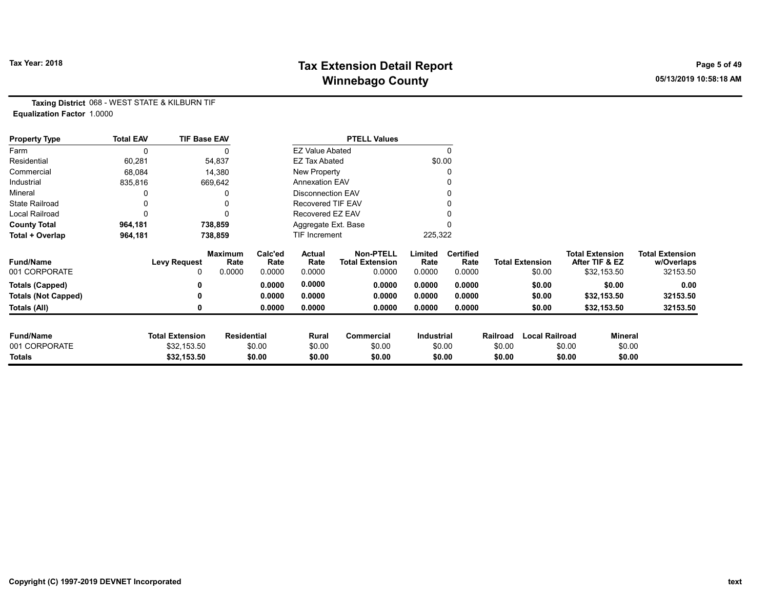# Tax Extension Detail Report
## Winnebago County

Tax Year: 2018

05/13/2019 10:58:18 AM

**Taxing District** 068 - WEST STATE & KILBURN TIF
**Equalization Factor** 1.0000

| Property Type | Total EAV | TIF Base EAV | PTELL Values | |
|---|---|---|---|---|
| Farm | 0 | 0 | EZ Value Abated | 0 |
| Residential | 60,281 | 54,837 | EZ Tax Abated | $0.00 |
| Commercial | 68,084 | 14,380 | New Property | 0 |
| Industrial | 835,816 | 669,642 | Annexation EAV | 0 |
| Mineral | 0 | 0 | Disconnection EAV | 0 |
| State Railroad | 0 | 0 | Recovered TIF EAV | 0 |
| Local Railroad | 0 | 0 | Recovered EZ EAV | 0 |
| **County Total** | **964,181** | **738,859** | Aggregate Ext. Base | 0 |
| **Total + Overlap** | **964,181** | **738,859** | TIF Increment | 225,322 |

| Fund/Name | Levy Request | Maximum Rate | Calc'ed Rate | Actual Rate | Non-PTELL Total Extension | Limited Rate | Certified Rate | Total Extension | Total Extension After TIF & EZ | Total Extension w/Overlaps |
|---|---|---|---|---|---|---|---|---|---|---|
| 001 CORPORATE | 0 | 0.0000 | 0.0000 | 0.0000 | 0.0000 | 0.0000 | 0.0000 | $0.00 | $32,153.50 | 32153.50 |
| **Totals (Capped)** | **0** | | **0.0000** | **0.0000** | **0.0000** | **0.0000** | **0.0000** | **$0.00** | **$0.00** | **0.00** |
| **Totals (Not Capped)** | **0** | | **0.0000** | **0.0000** | **0.0000** | **0.0000** | **0.0000** | **$0.00** | **$32,153.50** | **32153.50** |
| **Totals (All)** | **0** | | **0.0000** | **0.0000** | **0.0000** | **0.0000** | **0.0000** | **$0.00** | **$32,153.50** | **32153.50** |

| Fund/Name | Total Extension | Residential | Rural | Commercial | Industrial | Railroad | Local Railroad | Mineral |
|---|---|---|---|---|---|---|---|---|
| 001 CORPORATE | $32,153.50 | $0.00 | $0.00 | $0.00 | $0.00 | $0.00 | $0.00 | $0.00 |
| **Totals** | **$32,153.50** | **$0.00** | **$0.00** | **$0.00** | **$0.00** | **$0.00** | **$0.00** | **$0.00** |

Copyright (C) 1997-2019 DEVNET Incorporated

text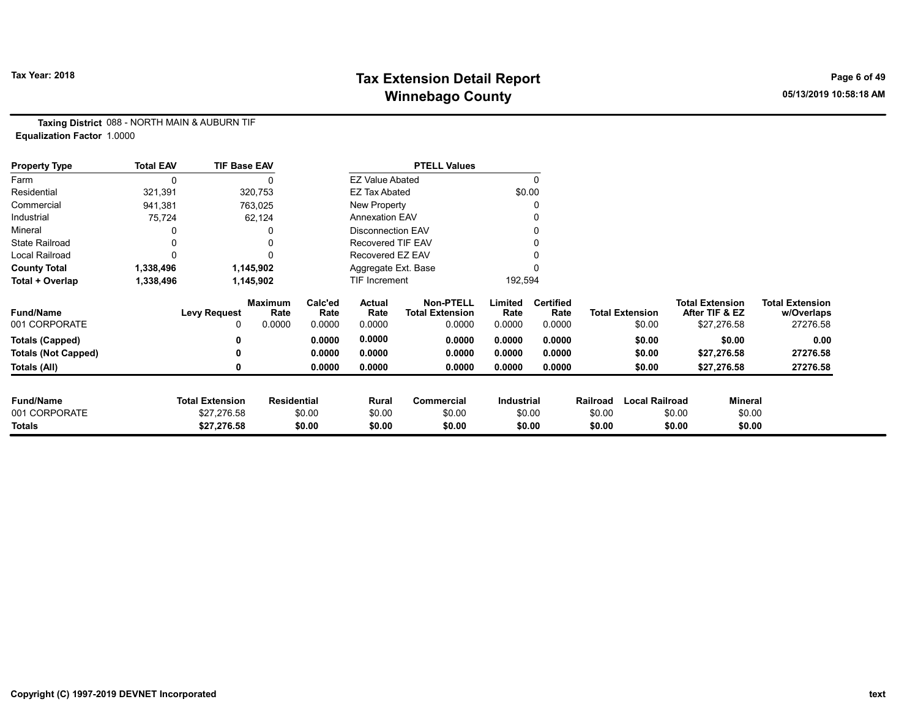**Tax Year: 2018**

# Tax Extension Detail Report
## Winnebago County

**Taxing District** 088 - NORTH MAIN & AUBURN TIF
**Equalization Factor** 1.0000

| Property Type | Total EAV | TIF Base EAV |
|---|---|---|
| Farm | 0 | 0 |
| Residential | 321,391 | 320,753 |
| Commercial | 941,381 | 763,025 |
| Industrial | 75,724 | 62,124 |
| Mineral | 0 | 0 |
| State Railroad | 0 | 0 |
| Local Railroad | 0 | 0 |
| **County Total** | **1,338,496** | **1,145,902** |
| **Total + Overlap** | **1,338,496** | **1,145,902** |

| PTELL Values | |
|---|---|
| EZ Value Abated | 0 |
| EZ Tax Abated | $0.00 |
| New Property | 0 |
| Annexation EAV | 0 |
| Disconnection EAV | 0 |
| Recovered TIF EAV | 0 |
| Recovered EZ EAV | 0 |
| Aggregate Ext. Base | 0 |
| TIF Increment | 192,594 |

| Fund/Name | Levy Request | Maximum Rate | Calc'ed Rate | Actual Rate | Non-PTELL Total Extension | Limited Rate | Certified Rate | Total Extension | Total Extension After TIF & EZ | Total Extension w/Overlaps |
|---|---|---|---|---|---|---|---|---|---|---|
| 001 CORPORATE | 0 | 0.0000 | 0.0000 | 0.0000 | 0.0000 | 0.0000 | 0.0000 | $0.00 | $27,276.58 | 27276.58 |
| **Totals (Capped)** | **0** | | **0.0000** | **0.0000** | **0.0000** | **0.0000** | **0.0000** | **$0.00** | **$0.00** | **0.00** |
| **Totals (Not Capped)** | **0** | | **0.0000** | **0.0000** | **0.0000** | **0.0000** | **0.0000** | **$0.00** | **$27,276.58** | **27276.58** |
| **Totals (All)** | **0** | | **0.0000** | **0.0000** | **0.0000** | **0.0000** | **0.0000** | **$0.00** | **$27,276.58** | **27276.58** |

| Fund/Name | Total Extension | Residential | Rural | Commercial | Industrial | Railroad | Local Railroad | Mineral |
|---|---|---|---|---|---|---|---|---|
| 001 CORPORATE | $27,276.58 | $0.00 | $0.00 | $0.00 | $0.00 | $0.00 | $0.00 | $0.00 |
| **Totals** | **$27,276.58** | **$0.00** | **$0.00** | **$0.00** | **$0.00** | **$0.00** | **$0.00** | **$0.00** |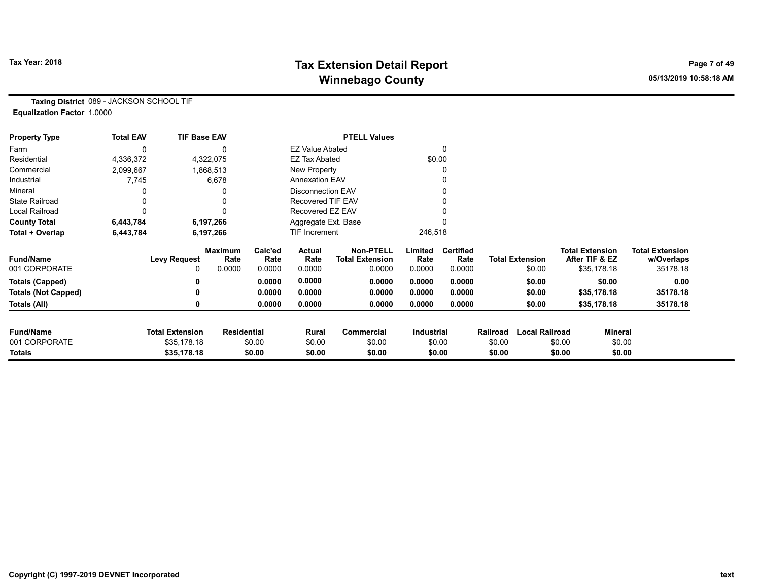# Tax Extension Detail Report
## Winnebago County

Tax Year: 2018

05/13/2019 10:58:18 AM

**Taxing District** 089 - JACKSON SCHOOL TIF
**Equalization Factor** 1.0000

| Property Type | Total EAV | TIF Base EAV |
|---|---|---|
| Farm | 0 | 0 |
| Residential | 4,336,372 | 4,322,075 |
| Commercial | 2,099,667 | 1,868,513 |
| Industrial | 7,745 | 6,678 |
| Mineral | 0 | 0 |
| State Railroad | 0 | 0 |
| Local Railroad | 0 | 0 |
| **County Total** | **6,443,784** | **6,197,266** |
| **Total + Overlap** | **6,443,784** | **6,197,266** |

| PTELL Values | |
|---|---|
| EZ Value Abated | 0 |
| EZ Tax Abated | $0.00 |
| New Property | 0 |
| Annexation EAV | 0 |
| Disconnection EAV | 0 |
| Recovered TIF EAV | 0 |
| Recovered EZ EAV | 0 |
| Aggregate Ext. Base | 0 |
| TIF Increment | 246,518 |

| Fund/Name | Levy Request | Maximum Rate | Calc'ed Rate | Actual Rate | Non-PTELL Total Extension | Limited Rate | Certified Rate | Total Extension | Total Extension After TIF & EZ | Total Extension w/Overlaps |
|---|---|---|---|---|---|---|---|---|---|---|
| 001 CORPORATE | 0 | 0.0000 | 0.0000 | 0.0000 | 0.0000 | 0.0000 | 0.0000 | $0.00 | $35,178.18 | 35178.18 |
| **Totals (Capped)** | **0** | | **0.0000** | **0.0000** | **0.0000** | **0.0000** | **0.0000** | **$0.00** | **$0.00** | **0.00** |
| **Totals (Not Capped)** | **0** | | **0.0000** | **0.0000** | **0.0000** | **0.0000** | **0.0000** | **$0.00** | **$35,178.18** | **35178.18** |
| **Totals (All)** | **0** | | **0.0000** | **0.0000** | **0.0000** | **0.0000** | **0.0000** | **$0.00** | **$35,178.18** | **35178.18** |

| Fund/Name | Total Extension | Residential | Rural | Commercial | Industrial | Railroad | Local Railroad | Mineral |
|---|---|---|---|---|---|---|---|---|
| 001 CORPORATE | $35,178.18 | $0.00 | $0.00 | $0.00 | $0.00 | $0.00 | $0.00 | $0.00 |
| **Totals** | **$35,178.18** | **$0.00** | **$0.00** | **$0.00** | **$0.00** | **$0.00** | **$0.00** | **$0.00** |

Copyright (C) 1997-2019 DEVNET Incorporated

text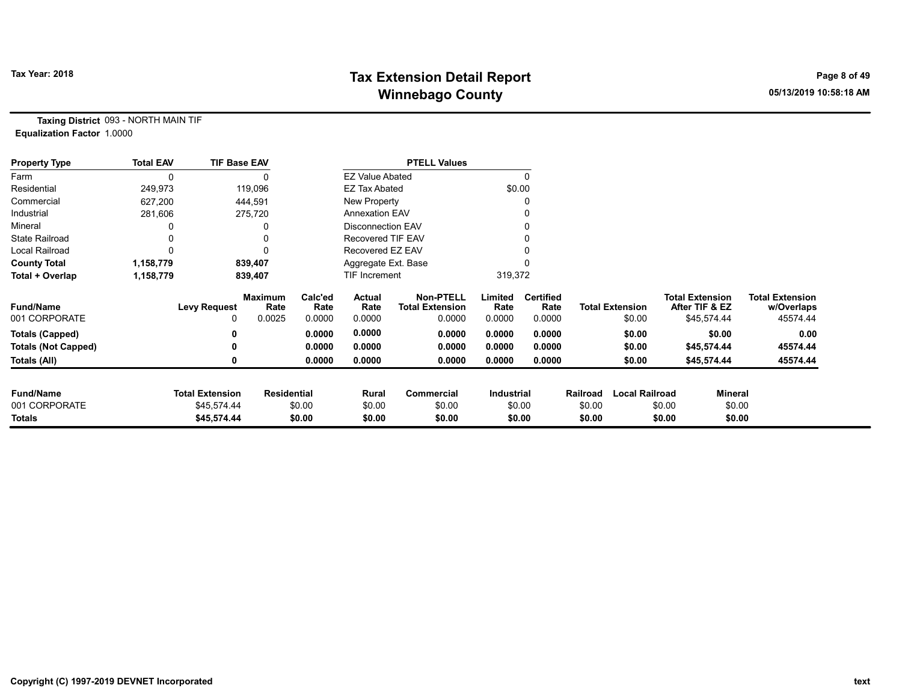Tax Year: 2018

# Tax Extension Detail Report
## Winnebago County

05/13/2019 10:58:18 AM

**Taxing District** 093 - NORTH MAIN TIF
**Equalization Factor** 1.0000

| Property Type | Total EAV | TIF Base EAV |
|---|---|---|
| Farm | 0 | 0 |
| Residential | 249,973 | 119,096 |
| Commercial | 627,200 | 444,591 |
| Industrial | 281,606 | 275,720 |
| Mineral | 0 | 0 |
| State Railroad | 0 | 0 |
| Local Railroad | 0 | 0 |
| **County Total** | **1,158,779** | **839,407** |
| **Total + Overlap** | **1,158,779** | **839,407** |

| PTELL Values | |
|---|---|
| EZ Value Abated | 0 |
| EZ Tax Abated | $0.00 |
| New Property | 0 |
| Annexation EAV | 0 |
| Disconnection EAV | 0 |
| Recovered TIF EAV | 0 |
| Recovered EZ EAV | 0 |
| Aggregate Ext. Base | 0 |
| TIF Increment | 319,372 |

| Fund/Name | Levy Request | Maximum Rate | Calc'ed Rate | Actual Rate | Non-PTELL Total Extension | Limited Rate | Certified Rate | Total Extension | Total Extension After TIF & EZ | Total Extension w/Overlaps |
|---|---|---|---|---|---|---|---|---|---|---|
| 001 CORPORATE | 0 | 0.0025 | 0.0000 | 0.0000 | 0.0000 | 0.0000 | 0.0000 | $0.00 | $45,574.44 | 45574.44 |
| **Totals (Capped)** | **0** | | **0.0000** | **0.0000** | **0.0000** | **0.0000** | **0.0000** | **$0.00** | **$0.00** | **0.00** |
| **Totals (Not Capped)** | **0** | | **0.0000** | **0.0000** | **0.0000** | **0.0000** | **0.0000** | **$0.00** | **$45,574.44** | **45574.44** |
| **Totals (All)** | **0** | | **0.0000** | **0.0000** | **0.0000** | **0.0000** | **0.0000** | **$0.00** | **$45,574.44** | **45574.44** |

| Fund/Name | Total Extension | Residential | Rural | Commercial | Industrial | Railroad | Local Railroad | Mineral |
|---|---|---|---|---|---|---|---|---|
| 001 CORPORATE | $45,574.44 | $0.00 | $0.00 | $0.00 | $0.00 | $0.00 | $0.00 | $0.00 |
| **Totals** | **$45,574.44** | **$0.00** | **$0.00** | **$0.00** | **$0.00** | **$0.00** | **$0.00** | **$0.00** |

Copyright (C) 1997-2019 DEVNET Incorporated

text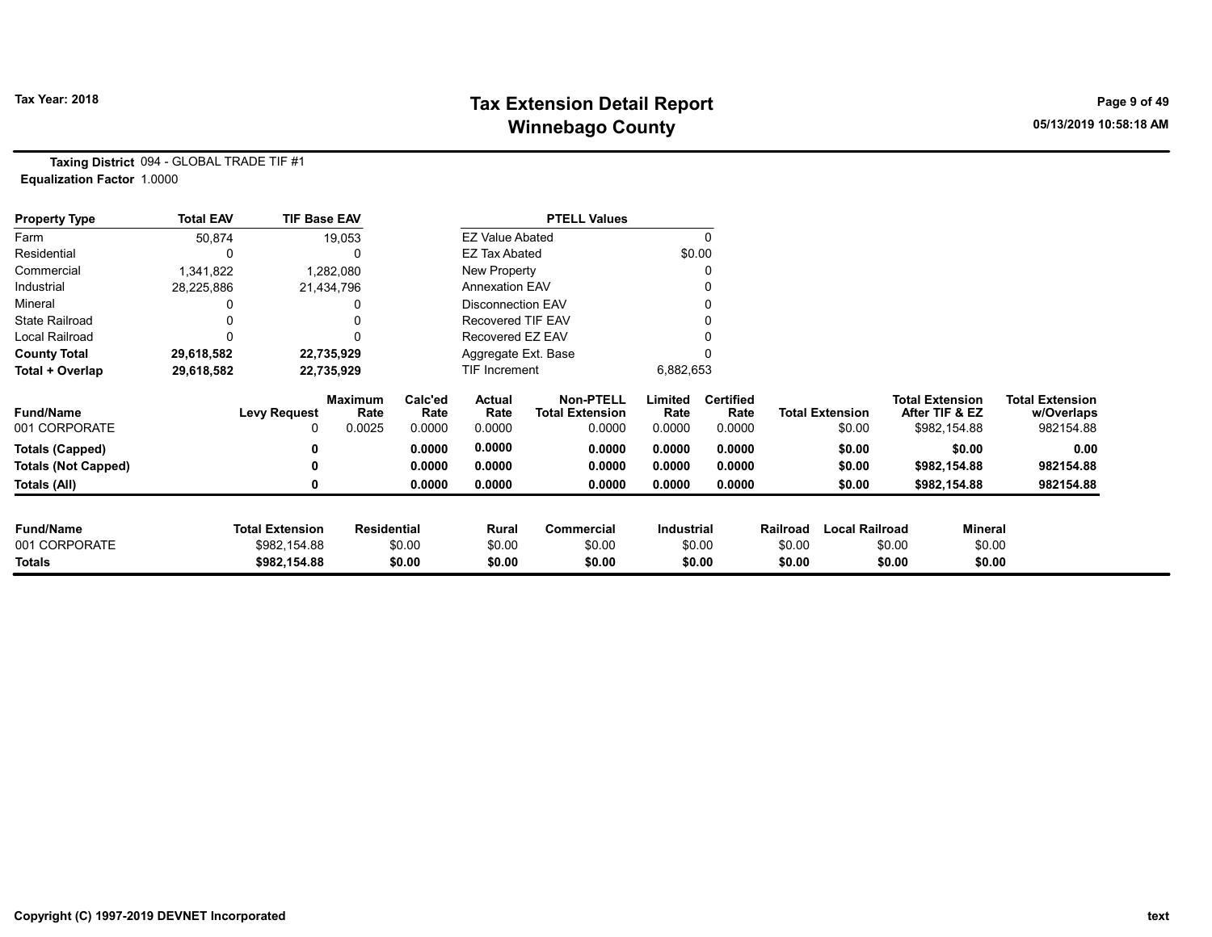# Tax Extension Detail Report
## Winnebago County

Tax Year: 2018

05/13/2019 10:58:18 AM

**Taxing District** 094 - GLOBAL TRADE TIF #1
**Equalization Factor** 1.0000

| Property Type | Total EAV | TIF Base EAV |
|---|---|---|
| Farm | 50,874 | 19,053 |
| Residential | 0 | 0 |
| Commercial | 1,341,822 | 1,282,080 |
| Industrial | 28,225,886 | 21,434,796 |
| Mineral | 0 | 0 |
| State Railroad | 0 | 0 |
| Local Railroad | 0 | 0 |
| **County Total** | **29,618,582** | **22,735,929** |
| **Total + Overlap** | **29,618,582** | **22,735,929** |

| PTELL Values | |
|---|---|
| EZ Value Abated | 0 |
| EZ Tax Abated | $0.00 |
| New Property | 0 |
| Annexation EAV | 0 |
| Disconnection EAV | 0 |
| Recovered TIF EAV | 0 |
| Recovered EZ EAV | 0 |
| Aggregate Ext. Base | 0 |
| TIF Increment | 6,882,653 |

| Fund/Name | Levy Request | Maximum Rate | Calc'ed Rate | Actual Rate | Non-PTELL Total Extension | Limited Rate | Certified Rate | Total Extension | Total Extension After TIF & EZ | Total Extension w/Overlaps |
|---|---|---|---|---|---|---|---|---|---|---|
| 001 CORPORATE | 0 | 0.0025 | 0.0000 | 0.0000 | 0.0000 | 0.0000 | 0.0000 | $0.00 | $982,154.88 | 982154.88 |
| **Totals (Capped)** | **0** | | **0.0000** | **0.0000** | **0.0000** | **0.0000** | **0.0000** | **$0.00** | **$0.00** | **0.00** |
| **Totals (Not Capped)** | **0** | | **0.0000** | **0.0000** | **0.0000** | **0.0000** | **0.0000** | **$0.00** | **$982,154.88** | **982154.88** |
| **Totals (All)** | **0** | | **0.0000** | **0.0000** | **0.0000** | **0.0000** | **0.0000** | **$0.00** | **$982,154.88** | **982154.88** |

| Fund/Name | Total Extension | Residential | Rural | Commercial | Industrial | Railroad | Local Railroad | Mineral |
|---|---|---|---|---|---|---|---|---|
| 001 CORPORATE | $982,154.88 | $0.00 | $0.00 | $0.00 | $0.00 | $0.00 | $0.00 | $0.00 |
| **Totals** | **$982,154.88** | **$0.00** | **$0.00** | **$0.00** | **$0.00** | **$0.00** | **$0.00** | **$0.00** |

Copyright (C) 1997-2019 DEVNET Incorporated

text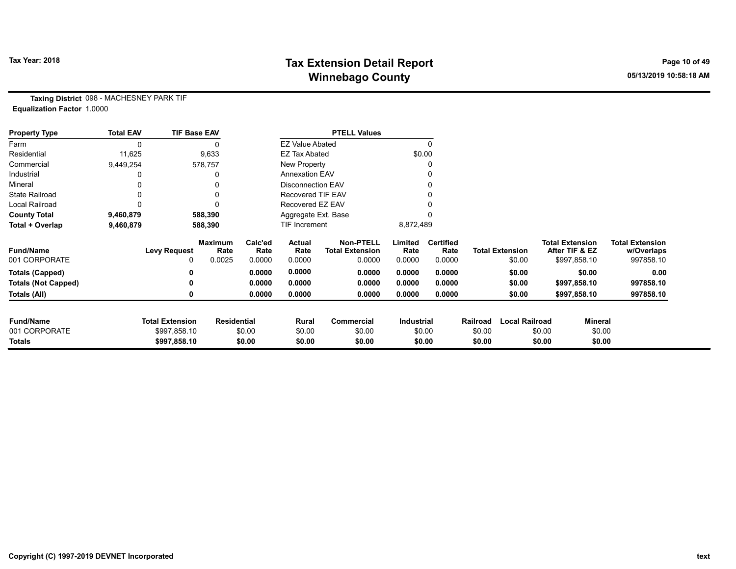# Tax Extension Detail Report
## Winnebago County

Tax Year: 2018

05/13/2019 10:58:18 AM

**Taxing District** 098 - MACHESNEY PARK TIF
**Equalization Factor** 1.0000

| Property Type | Total EAV | TIF Base EAV |
|---|---|---|
| Farm | 0 | 0 |
| Residential | 11,625 | 9,633 |
| Commercial | 9,449,254 | 578,757 |
| Industrial | 0 | 0 |
| Mineral | 0 | 0 |
| State Railroad | 0 | 0 |
| Local Railroad | 0 | 0 |
| **County Total** | **9,460,879** | **588,390** |
| **Total + Overlap** | **9,460,879** | **588,390** |

| PTELL Values | |
|---|---|
| EZ Value Abated | 0 |
| EZ Tax Abated | $0.00 |
| New Property | 0 |
| Annexation EAV | 0 |
| Disconnection EAV | 0 |
| Recovered TIF EAV | 0 |
| Recovered EZ EAV | 0 |
| Aggregate Ext. Base | 0 |
| TIF Increment | 8,872,489 |

| Fund/Name | Levy Request | Maximum Rate | Calc'ed Rate | Actual Rate | Non-PTELL Total Extension | Limited Rate | Certified Rate | Total Extension | Total Extension After TIF & EZ | Total Extension w/Overlaps |
|---|---|---|---|---|---|---|---|---|---|---|
| 001 CORPORATE | 0 | 0.0025 | 0.0000 | 0.0000 | 0.0000 | 0.0000 | 0.0000 | $0.00 | $997,858.10 | 997858.10 |
| **Totals (Capped)** | **0** | | **0.0000** | **0.0000** | **0.0000** | **0.0000** | **0.0000** | **$0.00** | **$0.00** | **0.00** |
| **Totals (Not Capped)** | **0** | | **0.0000** | **0.0000** | **0.0000** | **0.0000** | **0.0000** | **$0.00** | **$997,858.10** | **997858.10** |
| **Totals (All)** | **0** | | **0.0000** | **0.0000** | **0.0000** | **0.0000** | **0.0000** | **$0.00** | **$997,858.10** | **997858.10** |

| Fund/Name | Total Extension | Residential | Rural | Commercial | Industrial | Railroad | Local Railroad | Mineral |
|---|---|---|---|---|---|---|---|---|
| 001 CORPORATE | $997,858.10 | $0.00 | $0.00 | $0.00 | $0.00 | $0.00 | $0.00 | $0.00 |
| **Totals** | **$997,858.10** | **$0.00** | **$0.00** | **$0.00** | **$0.00** | **$0.00** | **$0.00** | **$0.00** |

Copyright (C) 1997-2019 DEVNET Incorporated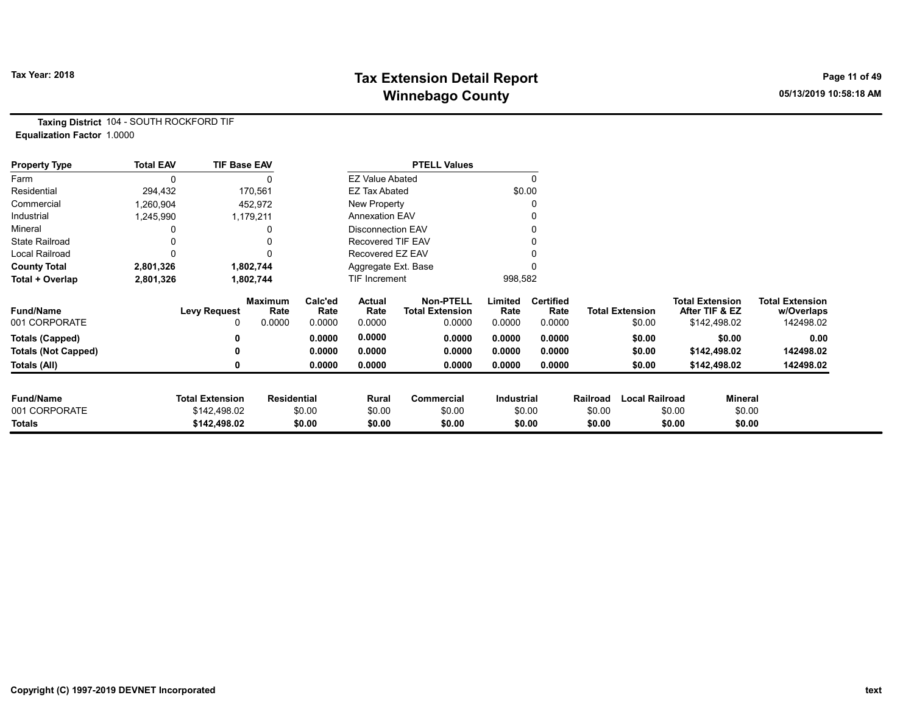**Tax Year: 2018**

# Tax Extension Detail Report
## Winnebago County

05/13/2019 10:58:18 AM

**Taxing District** 104 - SOUTH ROCKFORD TIF
**Equalization Factor** 1.0000

| Property Type | Total EAV | TIF Base EAV | PTELL Values | |
|---|---|---|---|---|
| Farm | 0 | 0 | EZ Value Abated | 0 |
| Residential | 294,432 | 170,561 | EZ Tax Abated | $0.00 |
| Commercial | 1,260,904 | 452,972 | New Property | 0 |
| Industrial | 1,245,990 | 1,179,211 | Annexation EAV | 0 |
| Mineral | 0 | 0 | Disconnection EAV | 0 |
| State Railroad | 0 | 0 | Recovered TIF EAV | 0 |
| Local Railroad | 0 | 0 | Recovered EZ EAV | 0 |
| **County Total** | **2,801,326** | **1,802,744** | Aggregate Ext. Base | 0 |
| **Total + Overlap** | **2,801,326** | **1,802,744** | TIF Increment | 998,582 |

| Fund/Name | Levy Request | Maximum Rate | Calc'ed Rate | Actual Rate | Non-PTELL Total Extension | Limited Rate | Certified Rate | Total Extension | Total Extension After TIF & EZ | Total Extension w/Overlaps |
|---|---|---|---|---|---|---|---|---|---|---|
| 001 CORPORATE | 0 | 0.0000 | 0.0000 | 0.0000 | 0.0000 | 0.0000 | 0.0000 | $0.00 | $142,498.02 | 142498.02 |
| **Totals (Capped)** | **0** | | **0.0000** | **0.0000** | **0.0000** | **0.0000** | **0.0000** | **$0.00** | **$0.00** | **0.00** |
| **Totals (Not Capped)** | **0** | | **0.0000** | **0.0000** | **0.0000** | **0.0000** | **0.0000** | **$0.00** | **$142,498.02** | **142498.02** |
| **Totals (All)** | **0** | | **0.0000** | **0.0000** | **0.0000** | **0.0000** | **0.0000** | **$0.00** | **$142,498.02** | **142498.02** |

| Fund/Name | Total Extension | Residential | Rural | Commercial | Industrial | Railroad | Local Railroad | Mineral |
|---|---|---|---|---|---|---|---|---|
| 001 CORPORATE | $142,498.02 | $0.00 | $0.00 | $0.00 | $0.00 | $0.00 | $0.00 | $0.00 |
| **Totals** | **$142,498.02** | **$0.00** | **$0.00** | **$0.00** | **$0.00** | **$0.00** | **$0.00** | **$0.00** |

Copyright (C) 1997-2019 DEVNET Incorporated

text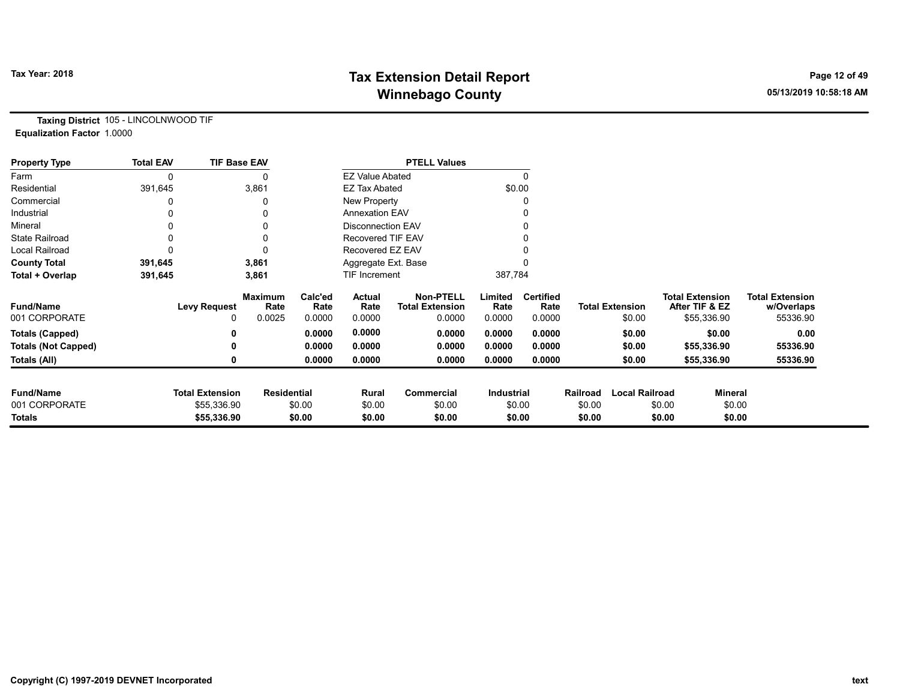# Tax Extension Detail Report
## Winnebago County

Tax Year: 2018

**Taxing District** 105 - LINCOLNWOOD TIF
**Equalization Factor** 1.0000

| Property Type | Total EAV | TIF Base EAV | PTELL Values | |
|---|---|---|---|---|
| Farm | 0 | 0 | EZ Value Abated | 0 |
| Residential | 391,645 | 3,861 | EZ Tax Abated | $0.00 |
| Commercial | 0 | 0 | New Property | 0 |
| Industrial | 0 | 0 | Annexation EAV | 0 |
| Mineral | 0 | 0 | Disconnection EAV | 0 |
| State Railroad | 0 | 0 | Recovered TIF EAV | 0 |
| Local Railroad | 0 | 0 | Recovered EZ EAV | 0 |
| **County Total** | **391,645** | **3,861** | Aggregate Ext. Base | 0 |
| **Total + Overlap** | **391,645** | **3,861** | TIF Increment | 387,784 |

| Fund/Name | Levy Request | Maximum Rate | Calc'ed Rate | Actual Rate | Non-PTELL Total Extension | Limited Rate | Certified Rate | Total Extension | Total Extension After TIF & EZ | Total Extension w/Overlaps |
|---|---|---|---|---|---|---|---|---|---|---|
| 001 CORPORATE | 0 | 0.0025 | 0.0000 | 0.0000 | 0.0000 | 0.0000 | 0.0000 | $0.00 | $55,336.90 | 55336.90 |
| **Totals (Capped)** | **0** | | **0.0000** | **0.0000** | **0.0000** | **0.0000** | **0.0000** | **$0.00** | **$0.00** | **0.00** |
| **Totals (Not Capped)** | **0** | | **0.0000** | **0.0000** | **0.0000** | **0.0000** | **0.0000** | **$0.00** | **$55,336.90** | **55336.90** |
| **Totals (All)** | **0** | | **0.0000** | **0.0000** | **0.0000** | **0.0000** | **0.0000** | **$0.00** | **$55,336.90** | **55336.90** |

| Fund/Name | Total Extension | Residential | Rural | Commercial | Industrial | Railroad | Local Railroad | Mineral |
|---|---|---|---|---|---|---|---|---|
| 001 CORPORATE | $55,336.90 | $0.00 | $0.00 | $0.00 | $0.00 | $0.00 | $0.00 | $0.00 |
| **Totals** | **$55,336.90** | **$0.00** | **$0.00** | **$0.00** | **$0.00** | **$0.00** | **$0.00** | **$0.00** |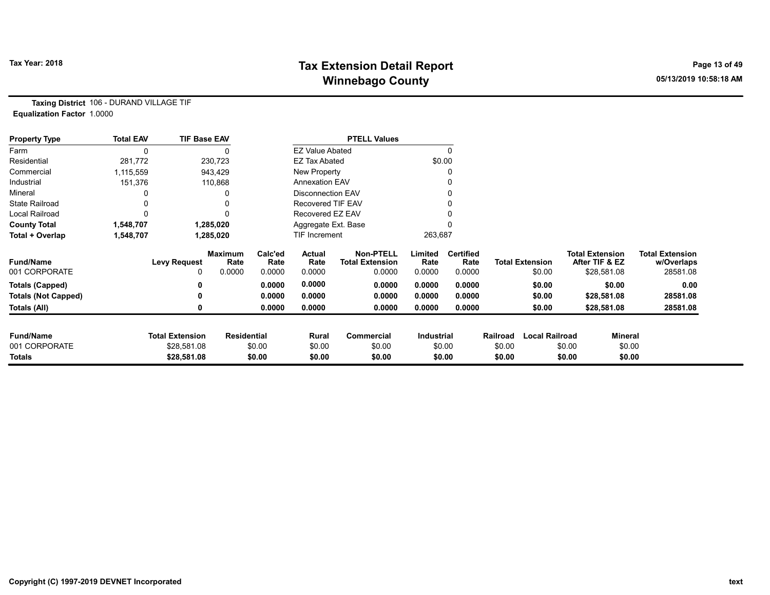# Tax Extension Detail Report
## Winnebago County

**Tax Year: 2018**

05/13/2019 10:58:18 AM

**Taxing District** 106 - DURAND VILLAGE TIF
**Equalization Factor** 1.0000

| Property Type | Total EAV | TIF Base EAV |
|---|---|---|
| Farm | 0 | 0 |
| Residential | 281,772 | 230,723 |
| Commercial | 1,115,559 | 943,429 |
| Industrial | 151,376 | 110,868 |
| Mineral | 0 | 0 |
| State Railroad | 0 | 0 |
| Local Railroad | 0 | 0 |
| **County Total** | **1,548,707** | **1,285,020** |
| **Total + Overlap** | **1,548,707** | **1,285,020** |

| PTELL Values | |
|---|---|
| EZ Value Abated | 0 |
| EZ Tax Abated | $0.00 |
| New Property | 0 |
| Annexation EAV | 0 |
| Disconnection EAV | 0 |
| Recovered TIF EAV | 0 |
| Recovered EZ EAV | 0 |
| Aggregate Ext. Base | 0 |
| TIF Increment | 263,687 |

| Fund/Name | Levy Request | Maximum Rate | Calc'ed Rate | Actual Rate | Non-PTELL Total Extension | Limited Rate | Certified Rate | Total Extension | Total Extension After TIF & EZ | Total Extension w/Overlaps |
|---|---|---|---|---|---|---|---|---|---|---|
| 001 CORPORATE | 0 | 0.0000 | 0.0000 | 0.0000 | 0.0000 | 0.0000 | 0.0000 | $0.00 | $28,581.08 | 28581.08 |
| **Totals (Capped)** | **0** | | **0.0000** | **0.0000** | **0.0000** | **0.0000** | **0.0000** | **$0.00** | **$0.00** | **0.00** |
| **Totals (Not Capped)** | **0** | | **0.0000** | **0.0000** | **0.0000** | **0.0000** | **0.0000** | **$0.00** | **$28,581.08** | **28581.08** |
| **Totals (All)** | **0** | | **0.0000** | **0.0000** | **0.0000** | **0.0000** | **0.0000** | **$0.00** | **$28,581.08** | **28581.08** |

| Fund/Name | Total Extension | Residential | Rural | Commercial | Industrial | Railroad | Local Railroad | Mineral |
|---|---|---|---|---|---|---|---|---|
| 001 CORPORATE | $28,581.08 | $0.00 | $0.00 | $0.00 | $0.00 | $0.00 | $0.00 | $0.00 |
| **Totals** | **$28,581.08** | **$0.00** | **$0.00** | **$0.00** | **$0.00** | **$0.00** | **$0.00** | **$0.00** |

Copyright (C) 1997-2019 DEVNET Incorporated

text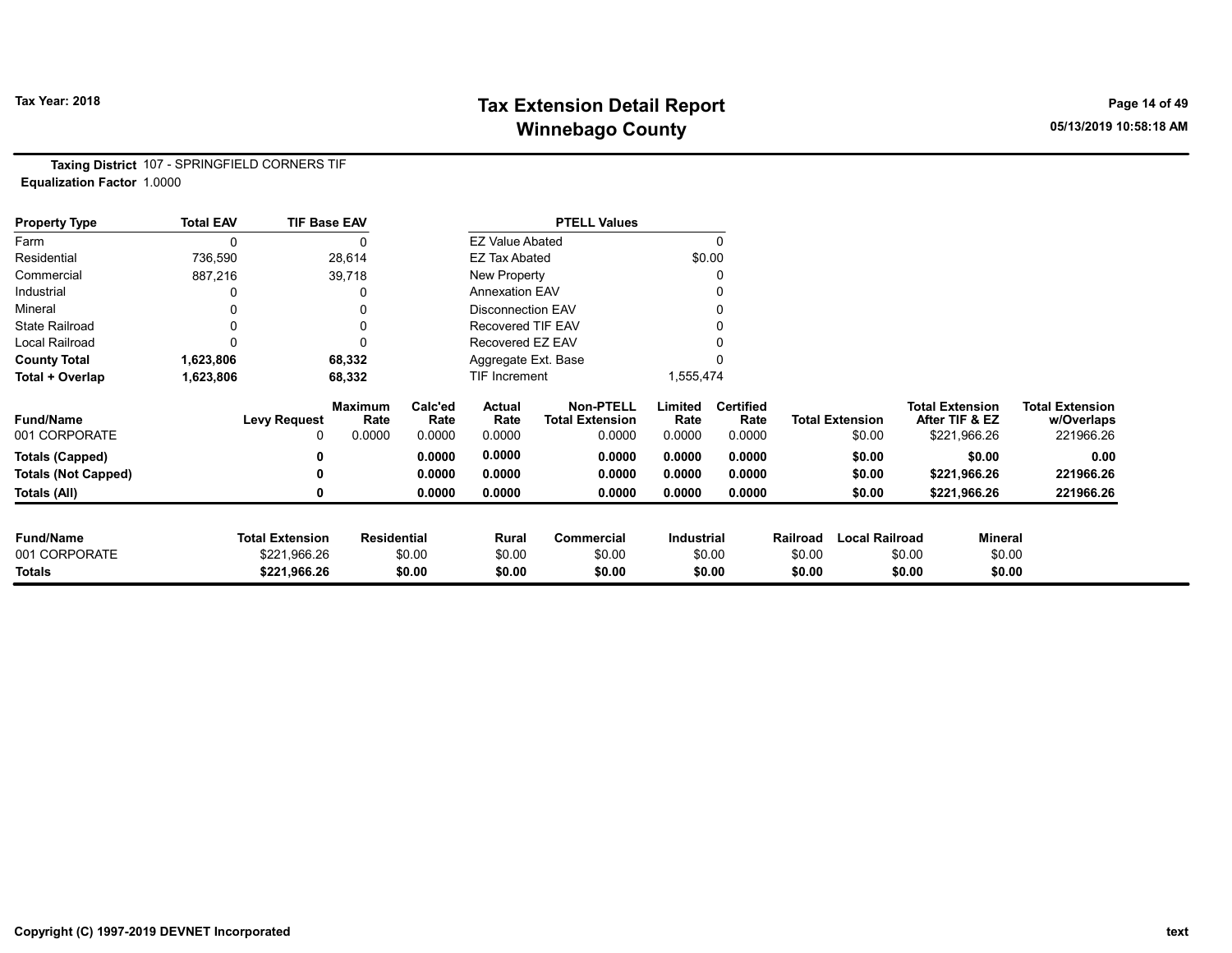# Tax Extension Detail Report
## Winnebago County

Tax Year: 2018

05/13/2019 10:58:18 AM

**Taxing District** 107 - SPRINGFIELD CORNERS TIF
**Equalization Factor** 1.0000

| Property Type | Total EAV | TIF Base EAV |
|---|---|---|
| Farm | 0 | 0 |
| Residential | 736,590 | 28,614 |
| Commercial | 887,216 | 39,718 |
| Industrial | 0 | 0 |
| Mineral | 0 | 0 |
| State Railroad | 0 | 0 |
| Local Railroad | 0 | 0 |
| **County Total** | **1,623,806** | **68,332** |
| **Total + Overlap** | **1,623,806** | **68,332** |

| PTELL Values | |
|---|---|
| EZ Value Abated | 0 |
| EZ Tax Abated | $0.00 |
| New Property | 0 |
| Annexation EAV | 0 |
| Disconnection EAV | 0 |
| Recovered TIF EAV | 0 |
| Recovered EZ EAV | 0 |
| Aggregate Ext. Base | 0 |
| TIF Increment | 1,555,474 |

| Fund/Name | Levy Request | Maximum Rate | Calc'ed Rate | Actual Rate | Non-PTELL Total Extension | Limited Rate | Certified Rate | Total Extension | Total Extension After TIF & EZ | Total Extension w/Overlaps |
|---|---|---|---|---|---|---|---|---|---|---|
| 001 CORPORATE | 0 | 0.0000 | 0.0000 | 0.0000 | 0.0000 | 0.0000 | 0.0000 | $0.00 | $221,966.26 | 221966.26 |
| **Totals (Capped)** | **0** | | **0.0000** | **0.0000** | **0.0000** | **0.0000** | **0.0000** | **$0.00** | **$0.00** | **0.00** |
| **Totals (Not Capped)** | **0** | | **0.0000** | **0.0000** | **0.0000** | **0.0000** | **0.0000** | **$0.00** | **$221,966.26** | **221966.26** |
| **Totals (All)** | **0** | | **0.0000** | **0.0000** | **0.0000** | **0.0000** | **0.0000** | **$0.00** | **$221,966.26** | **221966.26** |

| Fund/Name | Total Extension | Residential | Rural | Commercial | Industrial | Railroad | Local Railroad | Mineral |
|---|---|---|---|---|---|---|---|---|
| 001 CORPORATE | $221,966.26 | $0.00 | $0.00 | $0.00 | $0.00 | $0.00 | $0.00 | $0.00 |
| **Totals** | **$221,966.26** | **$0.00** | **$0.00** | **$0.00** | **$0.00** | **$0.00** | **$0.00** | **$0.00** |

Copyright (C) 1997-2019 DEVNET Incorporated

text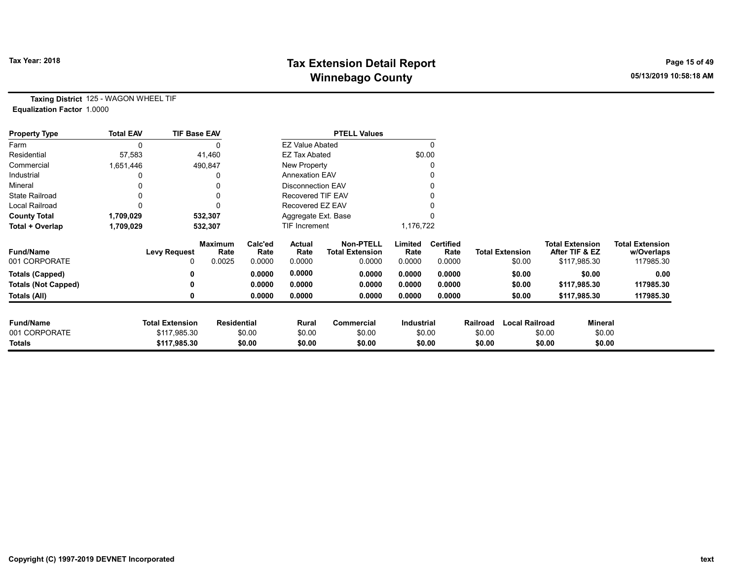Tax Year: 2018

# Tax Extension Detail Report
## Winnebago County

**Taxing District** 125 - WAGON WHEEL TIF
**Equalization Factor** 1.0000

| Property Type | Total EAV | TIF Base EAV |
|---|---|---|
| Farm | 0 | 0 |
| Residential | 57,583 | 41,460 |
| Commercial | 1,651,446 | 490,847 |
| Industrial | 0 | 0 |
| Mineral | 0 | 0 |
| State Railroad | 0 | 0 |
| Local Railroad | 0 | 0 |
| **County Total** | **1,709,029** | **532,307** |
| **Total + Overlap** | **1,709,029** | **532,307** |

| PTELL Values | |
|---|---|
| EZ Value Abated | 0 |
| EZ Tax Abated | $0.00 |
| New Property | 0 |
| Annexation EAV | 0 |
| Disconnection EAV | 0 |
| Recovered TIF EAV | 0 |
| Recovered EZ EAV | 0 |
| Aggregate Ext. Base | 0 |
| TIF Increment | 1,176,722 |

| Fund/Name | Levy Request | Maximum Rate | Calc'ed Rate | Actual Rate | Non-PTELL Total Extension | Limited Rate | Certified Rate | Total Extension | Total Extension After TIF & EZ | Total Extension w/Overlaps |
|---|---|---|---|---|---|---|---|---|---|---|
| 001 CORPORATE | 0 | 0.0025 | 0.0000 | 0.0000 | 0.0000 | 0.0000 | 0.0000 | $0.00 | $117,985.30 | 117985.30 |
| **Totals (Capped)** | **0** | | **0.0000** | **0.0000** | **0.0000** | **0.0000** | **0.0000** | **$0.00** | **$0.00** | **0.00** |
| **Totals (Not Capped)** | **0** | | **0.0000** | **0.0000** | **0.0000** | **0.0000** | **0.0000** | **$0.00** | **$117,985.30** | **117985.30** |
| **Totals (All)** | **0** | | **0.0000** | **0.0000** | **0.0000** | **0.0000** | **0.0000** | **$0.00** | **$117,985.30** | **117985.30** |

| Fund/Name | Total Extension | Residential | Rural | Commercial | Industrial | Railroad | Local Railroad | Mineral |
|---|---|---|---|---|---|---|---|---|
| 001 CORPORATE | $117,985.30 | $0.00 | $0.00 | $0.00 | $0.00 | $0.00 | $0.00 | $0.00 |
| **Totals** | **$117,985.30** | **$0.00** | **$0.00** | **$0.00** | **$0.00** | **$0.00** | **$0.00** | **$0.00** |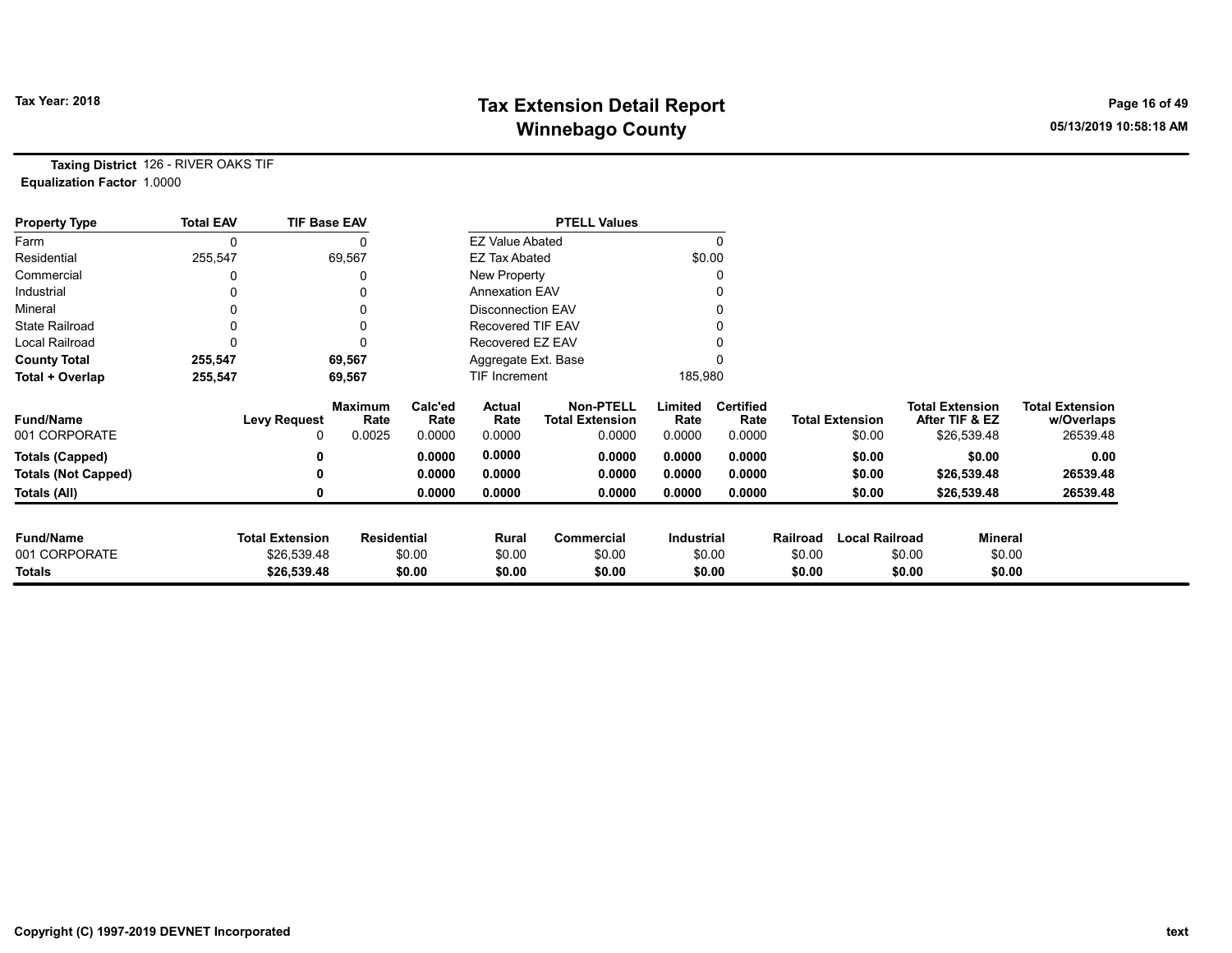# Tax Extension Detail Report

# Winnebago County

**Tax Year: 2018**

05/13/2019 10:58:18 AM

**Taxing District** 126 - RIVER OAKS TIF
**Equalization Factor** 1.0000

| Property Type | Total EAV | TIF Base EAV |
|---|---|---|
| Farm | 0 | 0 |
| Residential | 255,547 | 69,567 |
| Commercial | 0 | 0 |
| Industrial | 0 | 0 |
| Mineral | 0 | 0 |
| State Railroad | 0 | 0 |
| Local Railroad | 0 | 0 |
| **County Total** | **255,547** | **69,567** |
| **Total + Overlap** | **255,547** | **69,567** |

| PTELL Values | |
|---|---|
| EZ Value Abated | 0 |
| EZ Tax Abated | $0.00 |
| New Property | 0 |
| Annexation EAV | 0 |
| Disconnection EAV | 0 |
| Recovered TIF EAV | 0 |
| Recovered EZ EAV | 0 |
| Aggregate Ext. Base | 0 |
| TIF Increment | 185,980 |

| Fund/Name | Levy Request | Maximum Rate | Calc'ed Rate | Actual Rate | Non-PTELL Total Extension | Limited Rate | Certified Rate | Total Extension | Total Extension After TIF & EZ | Total Extension w/Overlaps |
|---|---|---|---|---|---|---|---|---|---|---|
| 001 CORPORATE | 0 | 0.0025 | 0.0000 | 0.0000 | 0.0000 | 0.0000 | 0.0000 | $0.00 | $26,539.48 | 26539.48 |
| **Totals (Capped)** | **0** | | **0.0000** | **0.0000** | **0.0000** | **0.0000** | **0.0000** | **$0.00** | **$0.00** | **0.00** |
| **Totals (Not Capped)** | **0** | | **0.0000** | **0.0000** | **0.0000** | **0.0000** | **0.0000** | **$0.00** | **$26,539.48** | **26539.48** |
| **Totals (All)** | **0** | | **0.0000** | **0.0000** | **0.0000** | **0.0000** | **0.0000** | **$0.00** | **$26,539.48** | **26539.48** |

| Fund/Name | Total Extension | Residential | Rural | Commercial | Industrial | Railroad | Local Railroad | Mineral |
|---|---|---|---|---|---|---|---|---|
| 001 CORPORATE | $26,539.48 | $0.00 | $0.00 | $0.00 | $0.00 | $0.00 | $0.00 | $0.00 |
| **Totals** | **$26,539.48** | **$0.00** | **$0.00** | **$0.00** | **$0.00** | **$0.00** | **$0.00** | **$0.00** |

Copyright (C) 1997-2019 DEVNET Incorporated

text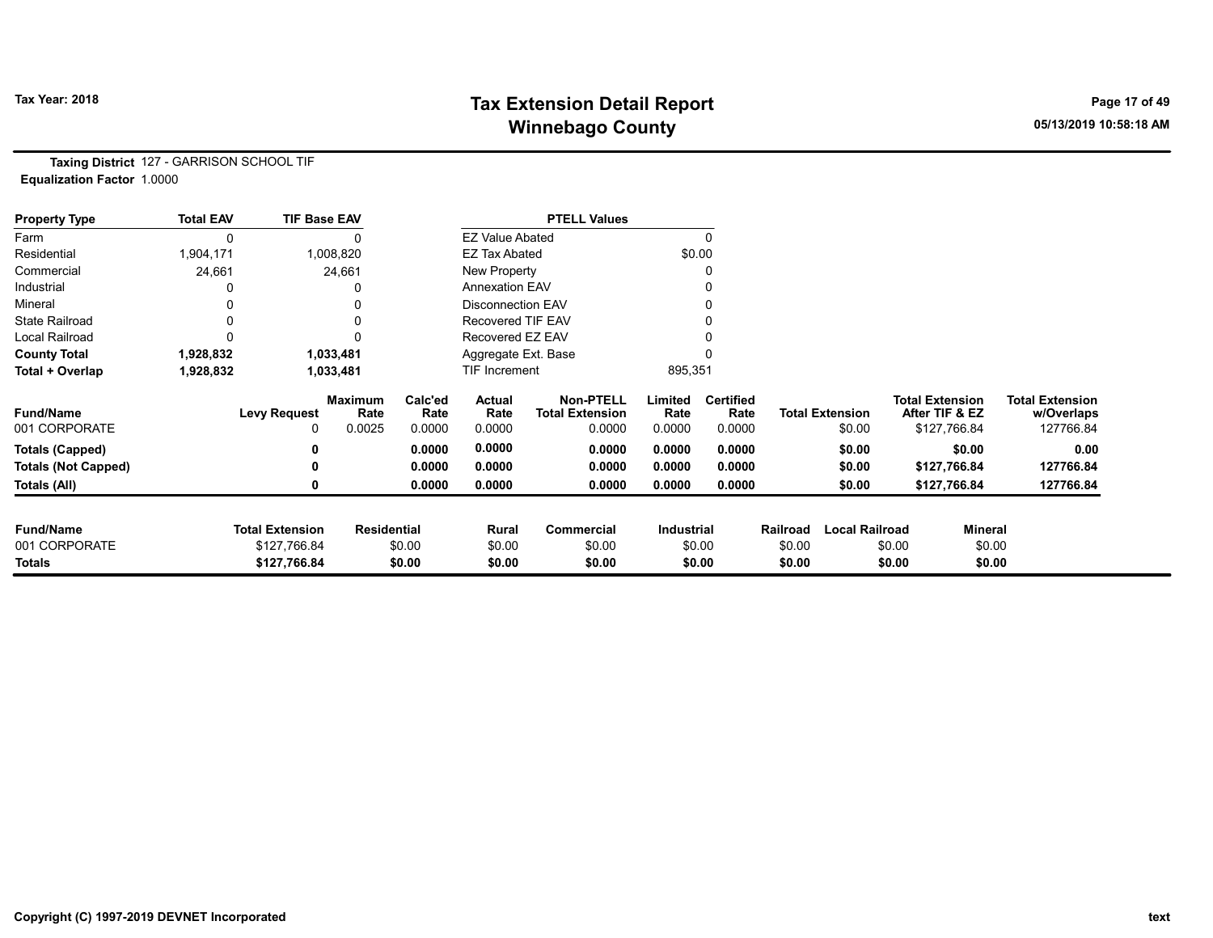# Tax Extension Detail Report
## Winnebago County

Tax Year: 2018

05/13/2019 10:58:18 AM

**Taxing District** 127 - GARRISON SCHOOL TIF
**Equalization Factor** 1.0000

| Property Type | Total EAV | TIF Base EAV | | PTELL Values | |
|---|---|---|---|---|---|
| Farm | 0 | 0 | | EZ Value Abated | 0 |
| Residential | 1,904,171 | 1,008,820 | | EZ Tax Abated | $0.00 |
| Commercial | 24,661 | 24,661 | | New Property | 0 |
| Industrial | 0 | 0 | | Annexation EAV | 0 |
| Mineral | 0 | 0 | | Disconnection EAV | 0 |
| State Railroad | 0 | 0 | | Recovered TIF EAV | 0 |
| Local Railroad | 0 | 0 | | Recovered EZ EAV | 0 |
| **County Total** | **1,928,832** | **1,033,481** | | Aggregate Ext. Base | 0 |
| **Total + Overlap** | **1,928,832** | **1,033,481** | | TIF Increment | 895,351 |

| Fund/Name | Levy Request | Maximum Rate | Calc'ed Rate | Actual Rate | Non-PTELL Total Extension | Limited Rate | Certified Rate | Total Extension | Total Extension After TIF & EZ | Total Extension w/Overlaps |
|---|---|---|---|---|---|---|---|---|---|---|
| 001 CORPORATE | 0 | 0.0025 | 0.0000 | 0.0000 | 0.0000 | 0.0000 | 0.0000 | $0.00 | $127,766.84 | 127766.84 |
| **Totals (Capped)** | **0** | | **0.0000** | **0.0000** | **0.0000** | **0.0000** | **0.0000** | **$0.00** | **$0.00** | **0.00** |
| **Totals (Not Capped)** | **0** | | **0.0000** | **0.0000** | **0.0000** | **0.0000** | **0.0000** | **$0.00** | **$127,766.84** | **127766.84** |
| **Totals (All)** | **0** | | **0.0000** | **0.0000** | **0.0000** | **0.0000** | **0.0000** | **$0.00** | **$127,766.84** | **127766.84** |

| Fund/Name | Total Extension | Residential | Rural | Commercial | Industrial | Railroad | Local Railroad | Mineral |
|---|---|---|---|---|---|---|---|---|
| 001 CORPORATE | $127,766.84 | $0.00 | $0.00 | $0.00 | $0.00 | $0.00 | $0.00 | $0.00 |
| **Totals** | **$127,766.84** | **$0.00** | **$0.00** | **$0.00** | **$0.00** | **$0.00** | **$0.00** | **$0.00** |

Copyright (C) 1997-2019 DEVNET Incorporated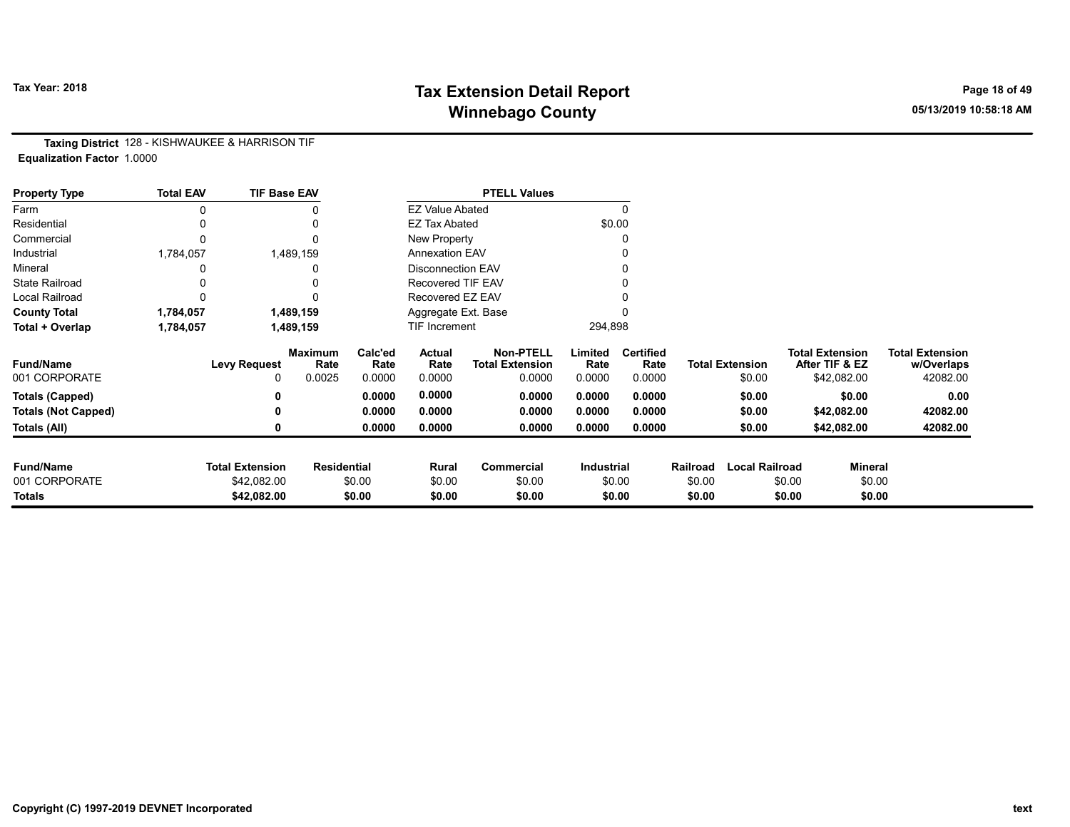**Taxing District** 128 - KISHWAUKEE & HARRISON TIF
**Equalization Factor** 1.0000

| Property Type | Total EAV | TIF Base EAV |
|---|---|---|
| Farm | 0 | 0 |
| Residential | 0 | 0 |
| Commercial | 0 | 0 |
| Industrial | 1,784,057 | 1,489,159 |
| Mineral | 0 | 0 |
| State Railroad | 0 | 0 |
| Local Railroad | 0 | 0 |
| **County Total** | **1,784,057** | **1,489,159** |
| **Total + Overlap** | **1,784,057** | **1,489,159** |

| PTELL Values | |
|---|---|
| EZ Value Abated | 0 |
| EZ Tax Abated | $0.00 |
| New Property | 0 |
| Annexation EAV | 0 |
| Disconnection EAV | 0 |
| Recovered TIF EAV | 0 |
| Recovered EZ EAV | 0 |
| Aggregate Ext. Base | 0 |
| TIF Increment | 294,898 |

| Fund/Name | Levy Request | Maximum Rate | Calc'ed Rate | Actual Rate | Non-PTELL Total Extension | Limited Rate | Certified Rate | Total Extension | Total Extension After TIF & EZ | Total Extension w/Overlaps |
|---|---|---|---|---|---|---|---|---|---|---|
| 001 CORPORATE | 0 | 0.0025 | 0.0000 | 0.0000 | 0.0000 | 0.0000 | 0.0000 | $0.00 | $42,082.00 | 42082.00 |
| **Totals (Capped)** | **0** | | **0.0000** | **0.0000** | **0.0000** | **0.0000** | **0.0000** | **$0.00** | **$0.00** | **0.00** |
| **Totals (Not Capped)** | **0** | | **0.0000** | **0.0000** | **0.0000** | **0.0000** | **0.0000** | **$0.00** | **$42,082.00** | **42082.00** |
| **Totals (All)** | **0** | | **0.0000** | **0.0000** | **0.0000** | **0.0000** | **0.0000** | **$0.00** | **$42,082.00** | **42082.00** |

| Fund/Name | Total Extension | Residential | Rural | Commercial | Industrial | Railroad | Local Railroad | Mineral |
|---|---|---|---|---|---|---|---|---|
| 001 CORPORATE | $42,082.00 | $0.00 | $0.00 | $0.00 | $0.00 | $0.00 | $0.00 | $0.00 |
| **Totals** | **$42,082.00** | **$0.00** | **$0.00** | **$0.00** | **$0.00** | **$0.00** | **$0.00** | **$0.00** |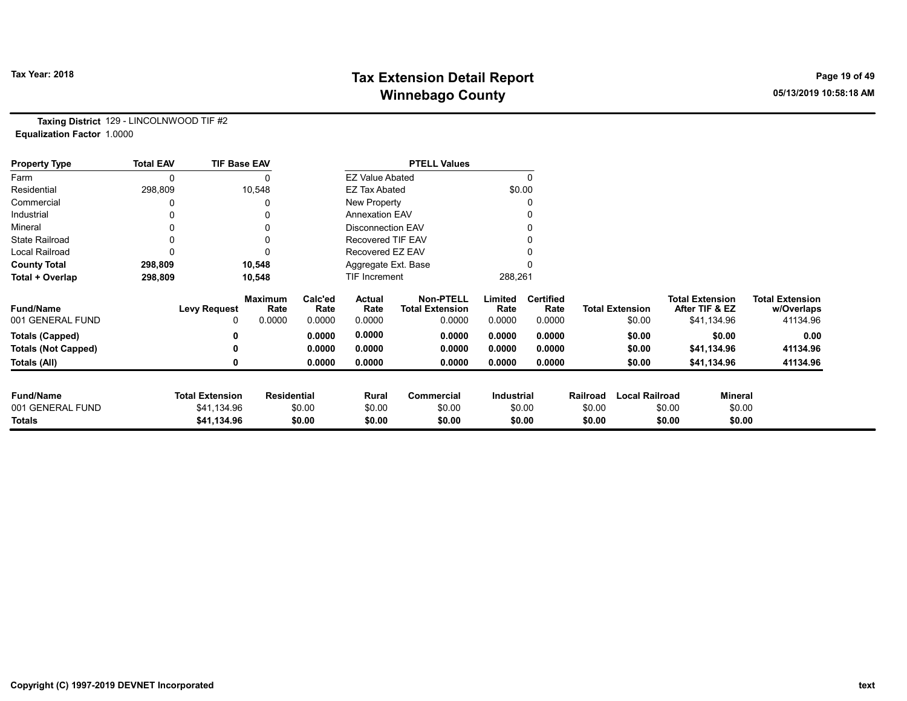# Tax Extension Detail Report
## Winnebago County

Tax Year: 2018

05/13/2019 10:58:18 AM

**Taxing District** 129 - LINCOLNWOOD TIF #2
**Equalization Factor** 1.0000

| Property Type | Total EAV | TIF Base EAV |
|---|---|---|
| Farm | 0 | 0 |
| Residential | 298,809 | 10,548 |
| Commercial | 0 | 0 |
| Industrial | 0 | 0 |
| Mineral | 0 | 0 |
| State Railroad | 0 | 0 |
| Local Railroad | 0 | 0 |
| **County Total** | **298,809** | **10,548** |
| **Total + Overlap** | **298,809** | **10,548** |

| PTELL Values | |
|---|---|
| EZ Value Abated | 0 |
| EZ Tax Abated | $0.00 |
| New Property | 0 |
| Annexation EAV | 0 |
| Disconnection EAV | 0 |
| Recovered TIF EAV | 0 |
| Recovered EZ EAV | 0 |
| Aggregate Ext. Base | 0 |
| TIF Increment | 288,261 |

| Fund/Name | Levy Request | Maximum Rate | Calc'ed Rate | Actual Rate | Non-PTELL Total Extension | Limited Rate | Certified Rate | Total Extension | Total Extension After TIF & EZ | Total Extension w/Overlaps |
|---|---|---|---|---|---|---|---|---|---|---|
| 001 GENERAL FUND | 0 | 0.0000 | 0.0000 | 0.0000 | 0.0000 | 0.0000 | 0.0000 | $0.00 | $41,134.96 | 41134.96 |
| **Totals (Capped)** | **0** | | **0.0000** | **0.0000** | **0.0000** | **0.0000** | **0.0000** | **$0.00** | **$0.00** | **0.00** |
| **Totals (Not Capped)** | **0** | | **0.0000** | **0.0000** | **0.0000** | **0.0000** | **0.0000** | **$0.00** | **$41,134.96** | **41134.96** |
| **Totals (All)** | **0** | | **0.0000** | **0.0000** | **0.0000** | **0.0000** | **0.0000** | **$0.00** | **$41,134.96** | **41134.96** |

| Fund/Name | Total Extension | Residential | Rural | Commercial | Industrial | Railroad | Local Railroad | Mineral |
|---|---|---|---|---|---|---|---|---|
| 001 GENERAL FUND | $41,134.96 | $0.00 | $0.00 | $0.00 | $0.00 | $0.00 | $0.00 | $0.00 |
| **Totals** | **$41,134.96** | **$0.00** | **$0.00** | **$0.00** | **$0.00** | **$0.00** | **$0.00** | **$0.00** |

Copyright (C) 1997-2019 DEVNET Incorporated

text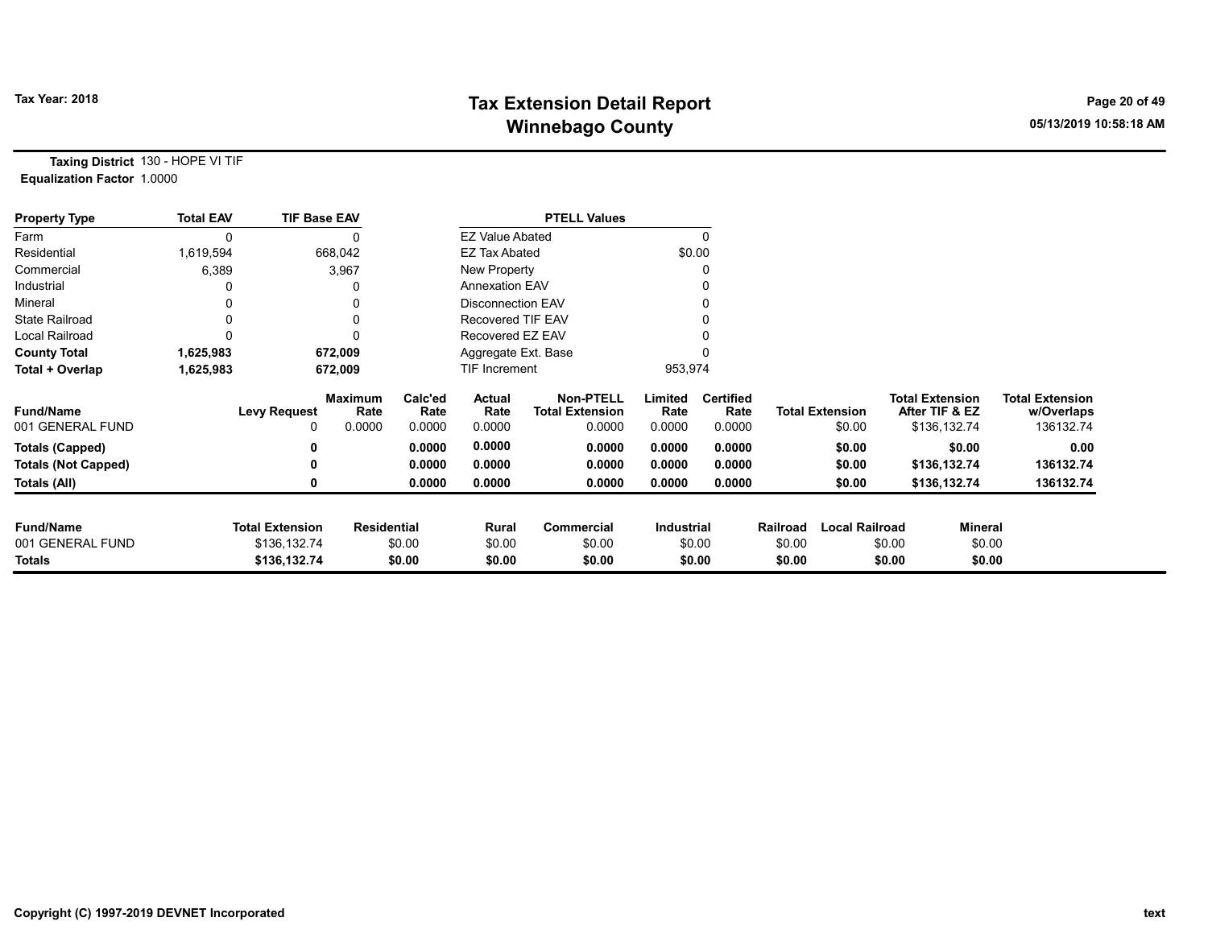# Tax Extension Detail Report
## Winnebago County

Tax Year: 2018

05/13/2019 10:58:18 AM

**Taxing District** 130 - HOPE VI TIF
**Equalization Factor** 1.0000

| Property Type | Total EAV | TIF Base EAV |
|---|---|---|
| Farm | 0 | 0 |
| Residential | 1,619,594 | 668,042 |
| Commercial | 6,389 | 3,967 |
| Industrial | 0 | 0 |
| Mineral | 0 | 0 |
| State Railroad | 0 | 0 |
| Local Railroad | 0 | 0 |
| **County Total** | **1,625,983** | **672,009** |
| **Total + Overlap** | **1,625,983** | **672,009** |

| PTELL Values | |
|---|---|
| EZ Value Abated | 0 |
| EZ Tax Abated | $0.00 |
| New Property | 0 |
| Annexation EAV | 0 |
| Disconnection EAV | 0 |
| Recovered TIF EAV | 0 |
| Recovered EZ EAV | 0 |
| Aggregate Ext. Base | 0 |
| TIF Increment | 953,974 |

| Fund/Name | Levy Request | Maximum Rate | Calc'ed Rate | Actual Rate | Non-PTELL Total Extension | Limited Rate | Certified Rate | Total Extension | Total Extension After TIF & EZ | Total Extension w/Overlaps |
|---|---|---|---|---|---|---|---|---|---|---|
| 001 GENERAL FUND | 0 | 0.0000 | 0.0000 | 0.0000 | 0.0000 | 0.0000 | 0.0000 | $0.00 | $136,132.74 | 136132.74 |
| **Totals (Capped)** | **0** | | **0.0000** | **0.0000** | **0.0000** | **0.0000** | **0.0000** | **$0.00** | **$0.00** | **0.00** |
| **Totals (Not Capped)** | **0** | | **0.0000** | **0.0000** | **0.0000** | **0.0000** | **0.0000** | **$0.00** | **$136,132.74** | **136132.74** |
| **Totals (All)** | **0** | | **0.0000** | **0.0000** | **0.0000** | **0.0000** | **0.0000** | **$0.00** | **$136,132.74** | **136132.74** |

| Fund/Name | Total Extension | Residential | Rural | Commercial | Industrial | Railroad | Local Railroad | Mineral |
|---|---|---|---|---|---|---|---|---|
| 001 GENERAL FUND | $136,132.74 | $0.00 | $0.00 | $0.00 | $0.00 | $0.00 | $0.00 | $0.00 |
| **Totals** | **$136,132.74** | **$0.00** | **$0.00** | **$0.00** | **$0.00** | **$0.00** | **$0.00** | **$0.00** |

Copyright (C) 1997-2019 DEVNET Incorporated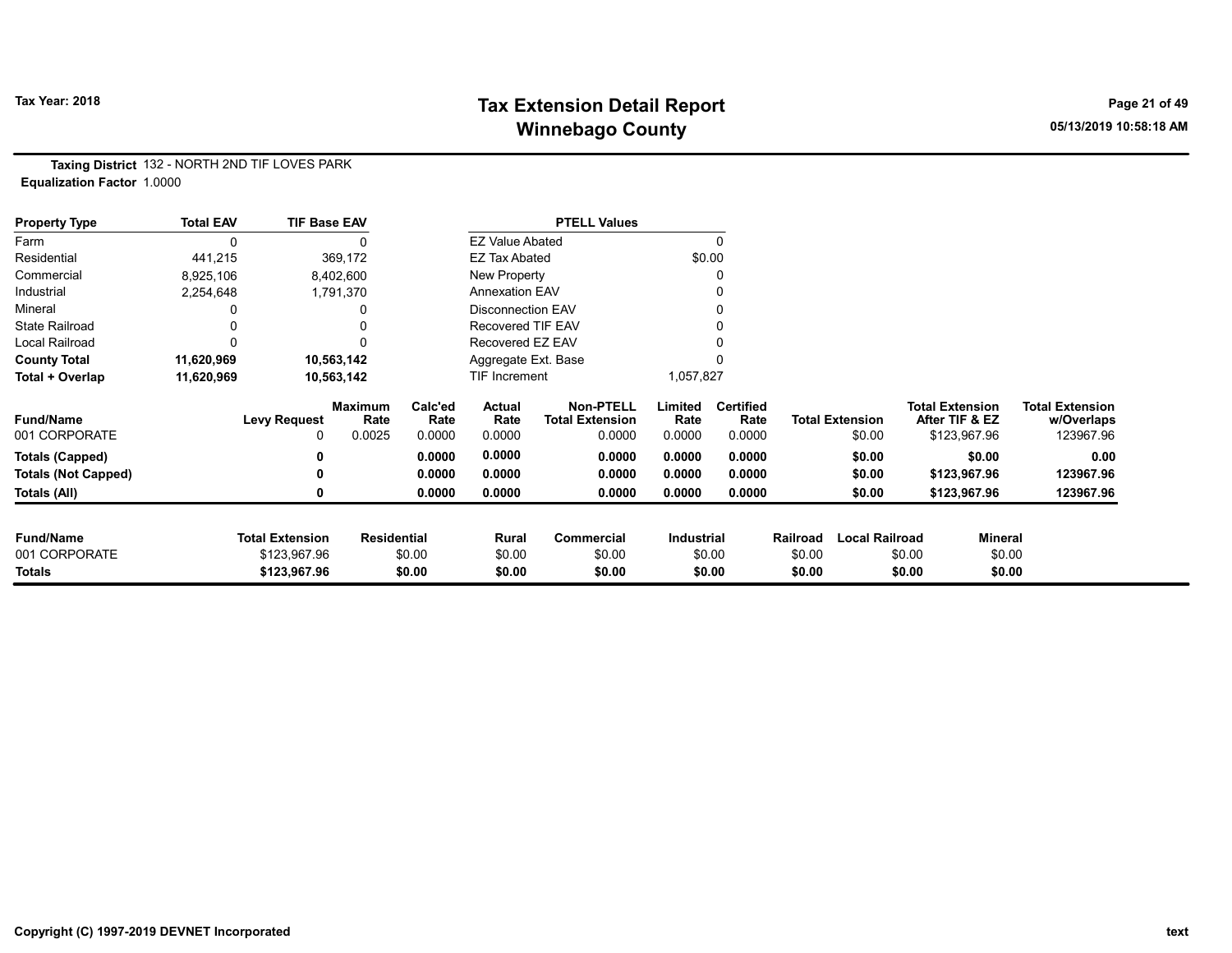**Tax Year: 2018**

# Tax Extension Detail Report
## Winnebago County

05/13/2019 10:58:18 AM

**Taxing District** 132 - NORTH 2ND TIF LOVES PARK
**Equalization Factor** 1.0000

| Property Type | Total EAV | TIF Base EAV | | PTELL Values | |
|---|---|---|---|---|---|
| Farm | 0 | 0 | | EZ Value Abated | 0 |
| Residential | 441,215 | 369,172 | | EZ Tax Abated | $0.00 |
| Commercial | 8,925,106 | 8,402,600 | | New Property | 0 |
| Industrial | 2,254,648 | 1,791,370 | | Annexation EAV | 0 |
| Mineral | 0 | 0 | | Disconnection EAV | 0 |
| State Railroad | 0 | 0 | | Recovered TIF EAV | 0 |
| Local Railroad | 0 | 0 | | Recovered EZ EAV | 0 |
| **County Total** | **11,620,969** | **10,563,142** | | Aggregate Ext. Base | 0 |
| **Total + Overlap** | **11,620,969** | **10,563,142** | | TIF Increment | 1,057,827 |

| Fund/Name | Levy Request | Maximum Rate | Calc'ed Rate | Actual Rate | Non-PTELL Total Extension | Limited Rate | Certified Rate | Total Extension | Total Extension After TIF & EZ | Total Extension w/Overlaps |
|---|---|---|---|---|---|---|---|---|---|---|
| 001 CORPORATE | 0 | 0.0025 | 0.0000 | 0.0000 | 0.0000 | 0.0000 | 0.0000 | $0.00 | $123,967.96 | 123967.96 |
| **Totals (Capped)** | **0** | | **0.0000** | **0.0000** | **0.0000** | **0.0000** | **0.0000** | **$0.00** | **$0.00** | **0.00** |
| **Totals (Not Capped)** | **0** | | **0.0000** | **0.0000** | **0.0000** | **0.0000** | **0.0000** | **$0.00** | **$123,967.96** | **123967.96** |
| **Totals (All)** | **0** | | **0.0000** | **0.0000** | **0.0000** | **0.0000** | **0.0000** | **$0.00** | **$123,967.96** | **123967.96** |

| Fund/Name | Total Extension | Residential | Rural | Commercial | Industrial | Railroad | Local Railroad | Mineral |
|---|---|---|---|---|---|---|---|---|
| 001 CORPORATE | $123,967.96 | $0.00 | $0.00 | $0.00 | $0.00 | $0.00 | $0.00 | $0.00 |
| **Totals** | **$123,967.96** | **$0.00** | **$0.00** | **$0.00** | **$0.00** | **$0.00** | **$0.00** | **$0.00** |

**Copyright (C) 1997-2019 DEVNET Incorporated**

text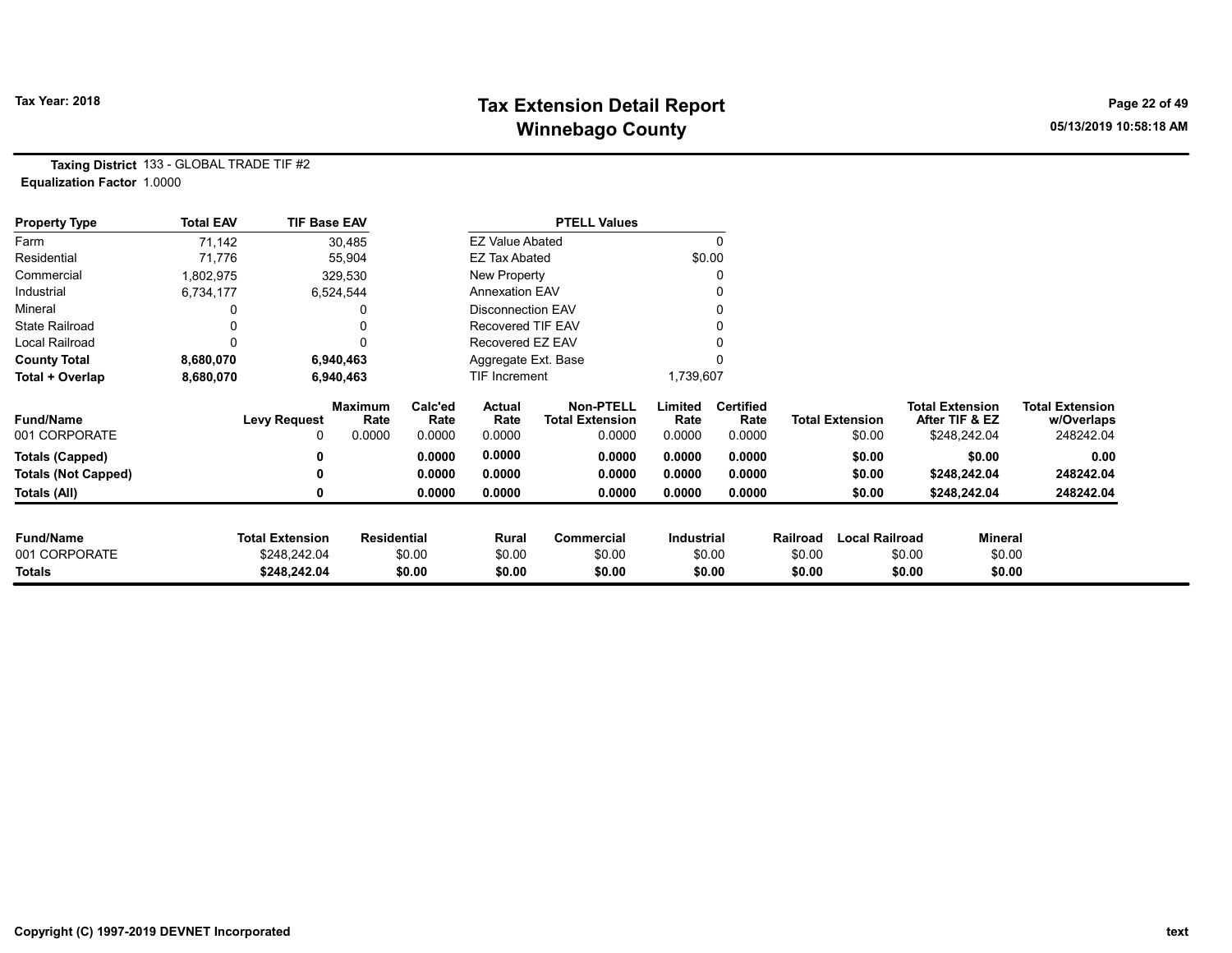# Tax Extension Detail Report
## Winnebago County

Tax Year: 2018

05/13/2019 10:58:18 AM

**Taxing District** 133 - GLOBAL TRADE TIF #2
**Equalization Factor** 1.0000

| Property Type | Total EAV | TIF Base EAV |
|---|---|---|
| Farm | 71,142 | 30,485 |
| Residential | 71,776 | 55,904 |
| Commercial | 1,802,975 | 329,530 |
| Industrial | 6,734,177 | 6,524,544 |
| Mineral | 0 | 0 |
| State Railroad | 0 | 0 |
| Local Railroad | 0 | 0 |
| **County Total** | **8,680,070** | **6,940,463** |
| **Total + Overlap** | **8,680,070** | **6,940,463** |

| PTELL Values | |
|---|---|
| EZ Value Abated | 0 |
| EZ Tax Abated | $0.00 |
| New Property | 0 |
| Annexation EAV | 0 |
| Disconnection EAV | 0 |
| Recovered TIF EAV | 0 |
| Recovered EZ EAV | 0 |
| Aggregate Ext. Base | 0 |
| TIF Increment | 1,739,607 |

| Fund/Name | Levy Request | Maximum Rate | Calc'ed Rate | Actual Rate | Non-PTELL Total Extension | Limited Rate | Certified Rate | Total Extension | Total Extension After TIF & EZ | Total Extension w/Overlaps |
|---|---|---|---|---|---|---|---|---|---|---|
| 001 CORPORATE | 0 | 0.0000 | 0.0000 | 0.0000 | 0.0000 | 0.0000 | 0.0000 | $0.00 | $248,242.04 | 248242.04 |
| **Totals (Capped)** | **0** | | **0.0000** | **0.0000** | **0.0000** | **0.0000** | **0.0000** | **$0.00** | **$0.00** | **0.00** |
| **Totals (Not Capped)** | **0** | | **0.0000** | **0.0000** | **0.0000** | **0.0000** | **0.0000** | **$0.00** | **$248,242.04** | **248242.04** |
| **Totals (All)** | **0** | | **0.0000** | **0.0000** | **0.0000** | **0.0000** | **0.0000** | **$0.00** | **$248,242.04** | **248242.04** |

| Fund/Name | Total Extension | Residential | Rural | Commercial | Industrial | Railroad | Local Railroad | Mineral |
|---|---|---|---|---|---|---|---|---|
| 001 CORPORATE | $248,242.04 | $0.00 | $0.00 | $0.00 | $0.00 | $0.00 | $0.00 | $0.00 |
| **Totals** | **$248,242.04** | **$0.00** | **$0.00** | **$0.00** | **$0.00** | **$0.00** | **$0.00** | **$0.00** |

Copyright (C) 1997-2019 DEVNET Incorporated

text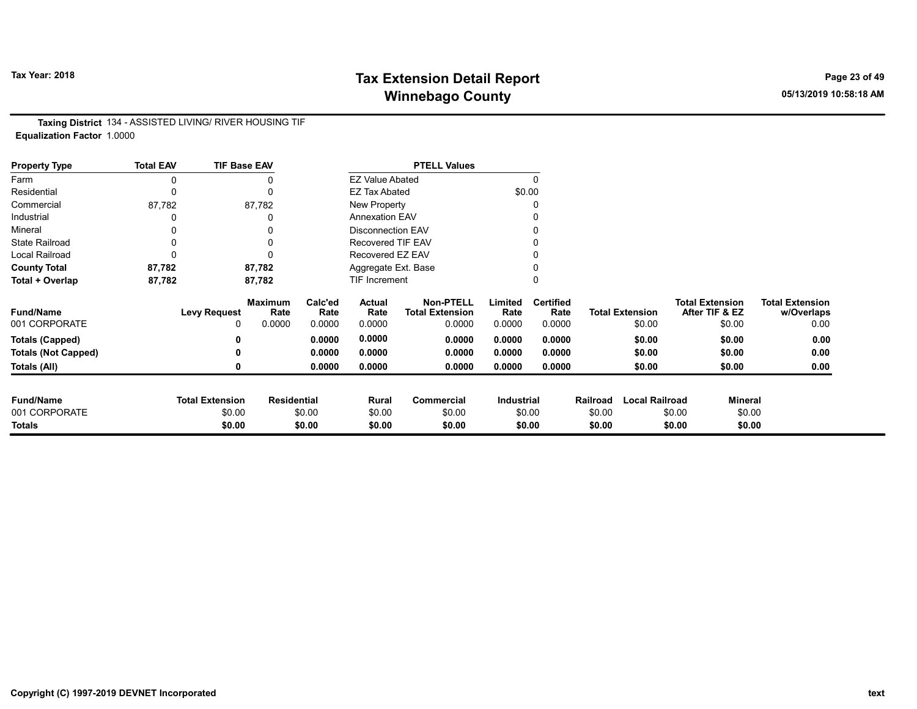**Tax Year: 2018**

# Tax Extension Detail Report
## Winnebago County

05/13/2019 10:58:18 AM

**Taxing District** 134 - ASSISTED LIVING/ RIVER HOUSING TIF
**Equalization Factor** 1.0000

| Property Type | Total EAV | TIF Base EAV | PTELL Values | |
|---|---|---|---|---|
| Farm | 0 | 0 | EZ Value Abated | 0 |
| Residential | 0 | 0 | EZ Tax Abated | $0.00 |
| Commercial | 87,782 | 87,782 | New Property | 0 |
| Industrial | 0 | 0 | Annexation EAV | 0 |
| Mineral | 0 | 0 | Disconnection EAV | 0 |
| State Railroad | 0 | 0 | Recovered TIF EAV | 0 |
| Local Railroad | 0 | 0 | Recovered EZ EAV | 0 |
| **County Total** | **87,782** | **87,782** | Aggregate Ext. Base | 0 |
| **Total + Overlap** | **87,782** | **87,782** | TIF Increment | 0 |

| Fund/Name | Levy Request | Maximum Rate | Calc'ed Rate | Actual Rate | Non-PTELL Total Extension | Limited Rate | Certified Rate | Total Extension | Total Extension After TIF & EZ | Total Extension w/Overlaps |
|---|---|---|---|---|---|---|---|---|---|---|
| 001 CORPORATE | 0 | 0.0000 | 0.0000 | 0.0000 | 0.0000 | 0.0000 | 0.0000 | $0.00 | $0.00 | 0.00 |
| **Totals (Capped)** | **0** | | **0.0000** | **0.0000** | **0.0000** | **0.0000** | **0.0000** | **$0.00** | **$0.00** | **0.00** |
| **Totals (Not Capped)** | **0** | | **0.0000** | **0.0000** | **0.0000** | **0.0000** | **0.0000** | **$0.00** | **$0.00** | **0.00** |
| **Totals (All)** | **0** | | **0.0000** | **0.0000** | **0.0000** | **0.0000** | **0.0000** | **$0.00** | **$0.00** | **0.00** |

| Fund/Name | Total Extension | Residential | Rural | Commercial | Industrial | Railroad | Local Railroad | Mineral |
|---|---|---|---|---|---|---|---|---|
| 001 CORPORATE | $0.00 | $0.00 | $0.00 | $0.00 | $0.00 | $0.00 | $0.00 | $0.00 |
| **Totals** | **$0.00** | **$0.00** | **$0.00** | **$0.00** | **$0.00** | **$0.00** | **$0.00** | **$0.00** |

Copyright (C) 1997-2019 DEVNET Incorporated

text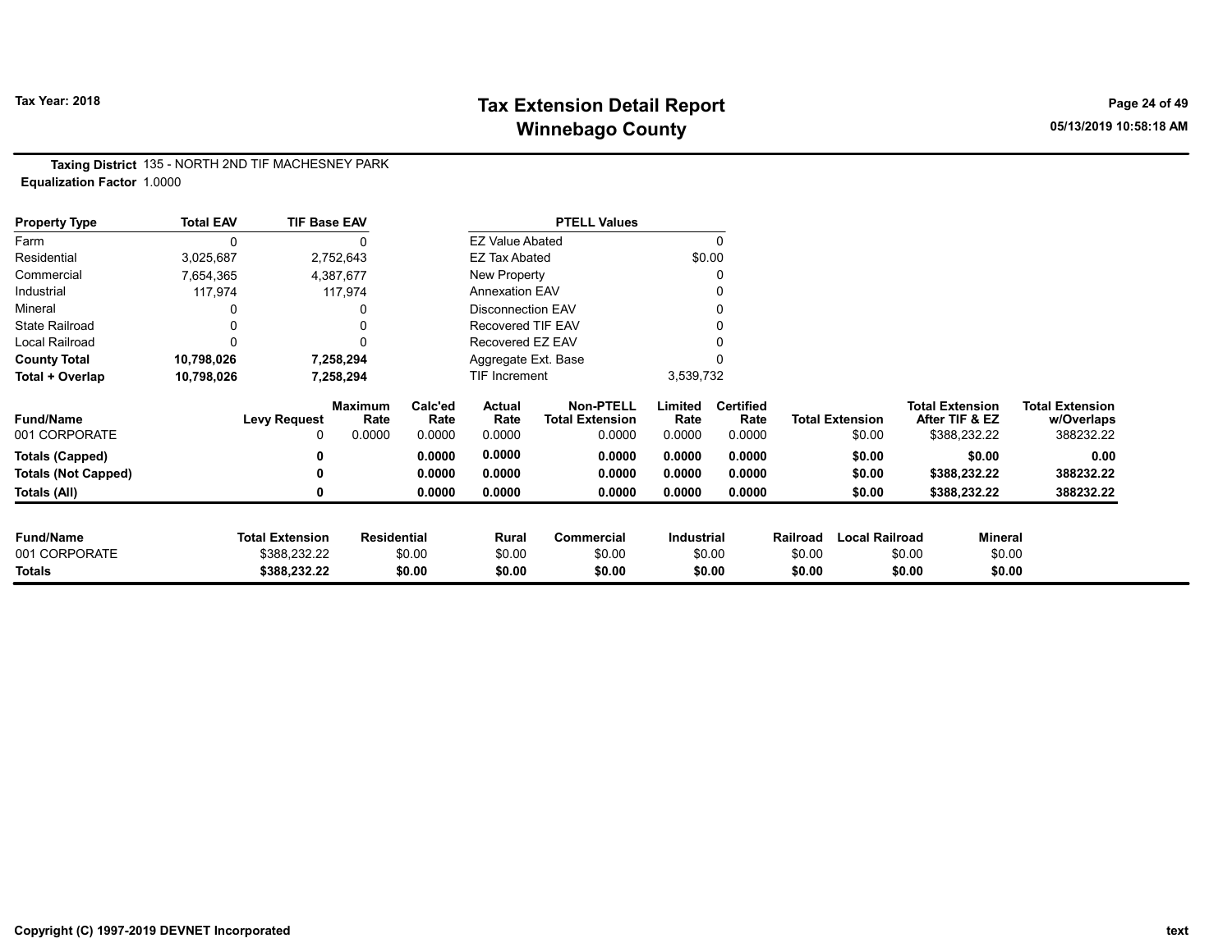**Tax Year: 2018**

# Tax Extension Detail Report
## Winnebago County

05/13/2019 10:58:18 AM

**Taxing District** 135 - NORTH 2ND TIF MACHESNEY PARK
**Equalization Factor** 1.0000

| Property Type | Total EAV | TIF Base EAV |
|---|---|---|
| Farm | 0 | 0 |
| Residential | 3,025,687 | 2,752,643 |
| Commercial | 7,654,365 | 4,387,677 |
| Industrial | 117,974 | 117,974 |
| Mineral | 0 | 0 |
| State Railroad | 0 | 0 |
| Local Railroad | 0 | 0 |
| **County Total** | **10,798,026** | **7,258,294** |
| **Total + Overlap** | **10,798,026** | **7,258,294** |

| PTELL Values | |
|---|---|
| EZ Value Abated | 0 |
| EZ Tax Abated | $0.00 |
| New Property | 0 |
| Annexation EAV | 0 |
| Disconnection EAV | 0 |
| Recovered TIF EAV | 0 |
| Recovered EZ EAV | 0 |
| Aggregate Ext. Base | 0 |
| TIF Increment | 3,539,732 |

| Fund/Name | Levy Request | Maximum Rate | Calc'ed Rate | Actual Rate | Non-PTELL Total Extension | Limited Rate | Certified Rate | Total Extension | Total Extension After TIF & EZ | Total Extension w/Overlaps |
|---|---|---|---|---|---|---|---|---|---|---|
| 001 CORPORATE | 0 | 0.0000 | 0.0000 | 0.0000 | 0.0000 | 0.0000 | 0.0000 | $0.00 | $388,232.22 | 388232.22 |
| **Totals (Capped)** | **0** | | **0.0000** | **0.0000** | **0.0000** | **0.0000** | **0.0000** | **$0.00** | **$0.00** | **0.00** |
| **Totals (Not Capped)** | **0** | | **0.0000** | **0.0000** | **0.0000** | **0.0000** | **0.0000** | **$0.00** | **$388,232.22** | **388232.22** |
| **Totals (All)** | **0** | | **0.0000** | **0.0000** | **0.0000** | **0.0000** | **0.0000** | **$0.00** | **$388,232.22** | **388232.22** |

| Fund/Name | Total Extension | Residential | Rural | Commercial | Industrial | Railroad | Local Railroad | Mineral |
|---|---|---|---|---|---|---|---|---|
| 001 CORPORATE | $388,232.22 | $0.00 | $0.00 | $0.00 | $0.00 | $0.00 | $0.00 | $0.00 |
| **Totals** | **$388,232.22** | **$0.00** | **$0.00** | **$0.00** | **$0.00** | **$0.00** | **$0.00** | **$0.00** |

Copyright (C) 1997-2019 DEVNET Incorporated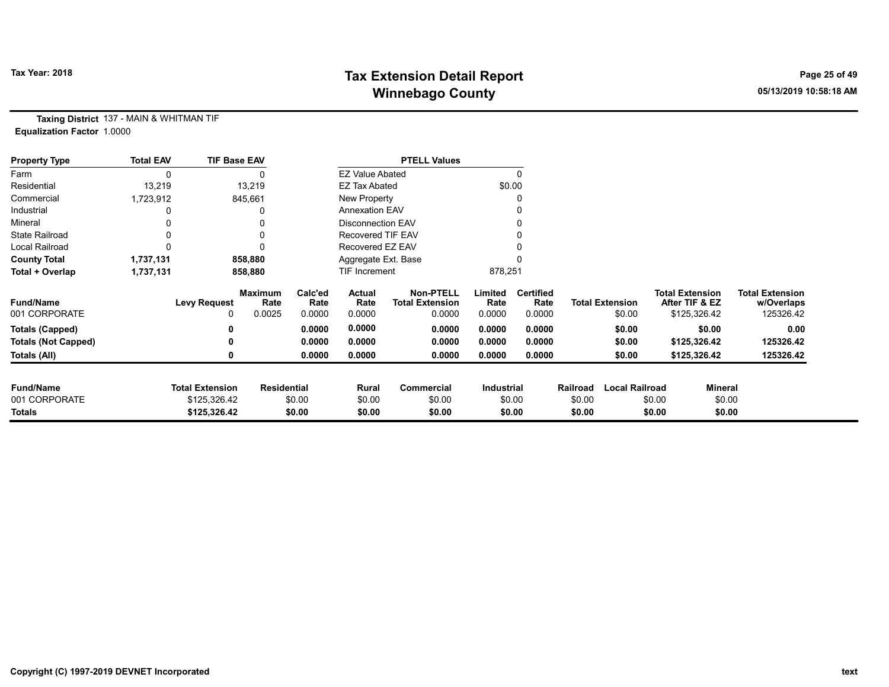**Tax Year: 2018**

# Tax Extension Detail Report
## Winnebago County

05/13/2019 10:58:18 AM

**Taxing District** 137 - MAIN & WHITMAN TIF
**Equalization Factor** 1.0000

| Property Type | Total EAV | TIF Base EAV | PTELL Values | |
|---|---|---|---|---|
| Farm | 0 | 0 | EZ Value Abated | 0 |
| Residential | 13,219 | 13,219 | EZ Tax Abated | $0.00 |
| Commercial | 1,723,912 | 845,661 | New Property | 0 |
| Industrial | 0 | 0 | Annexation EAV | 0 |
| Mineral | 0 | 0 | Disconnection EAV | 0 |
| State Railroad | 0 | 0 | Recovered TIF EAV | 0 |
| Local Railroad | 0 | 0 | Recovered EZ EAV | 0 |
| **County Total** | **1,737,131** | **858,880** | Aggregate Ext. Base | 0 |
| **Total + Overlap** | **1,737,131** | **858,880** | TIF Increment | 878,251 |

| Fund/Name | Levy Request | Maximum Rate | Calc'ed Rate | Actual Rate | Non-PTELL Total Extension | Limited Rate | Certified Rate | Total Extension | Total Extension After TIF & EZ | Total Extension w/Overlaps |
|---|---|---|---|---|---|---|---|---|---|---|
| 001 CORPORATE | 0 | 0.0025 | 0.0000 | 0.0000 | 0.0000 | 0.0000 | 0.0000 | $0.00 | $125,326.42 | 125326.42 |
| **Totals (Capped)** | **0** | | **0.0000** | **0.0000** | **0.0000** | **0.0000** | **0.0000** | **$0.00** | **$0.00** | **0.00** |
| **Totals (Not Capped)** | **0** | | **0.0000** | **0.0000** | **0.0000** | **0.0000** | **0.0000** | **$0.00** | **$125,326.42** | **125326.42** |
| **Totals (All)** | **0** | | **0.0000** | **0.0000** | **0.0000** | **0.0000** | **0.0000** | **$0.00** | **$125,326.42** | **125326.42** |

| Fund/Name | Total Extension | Residential | Rural | Commercial | Industrial | Railroad | Local Railroad | Mineral |
|---|---|---|---|---|---|---|---|---|
| 001 CORPORATE | $125,326.42 | $0.00 | $0.00 | $0.00 | $0.00 | $0.00 | $0.00 | $0.00 |
| **Totals** | **$125,326.42** | **$0.00** | **$0.00** | **$0.00** | **$0.00** | **$0.00** | **$0.00** | **$0.00** |

Copyright (C) 1997-2019 DEVNET Incorporated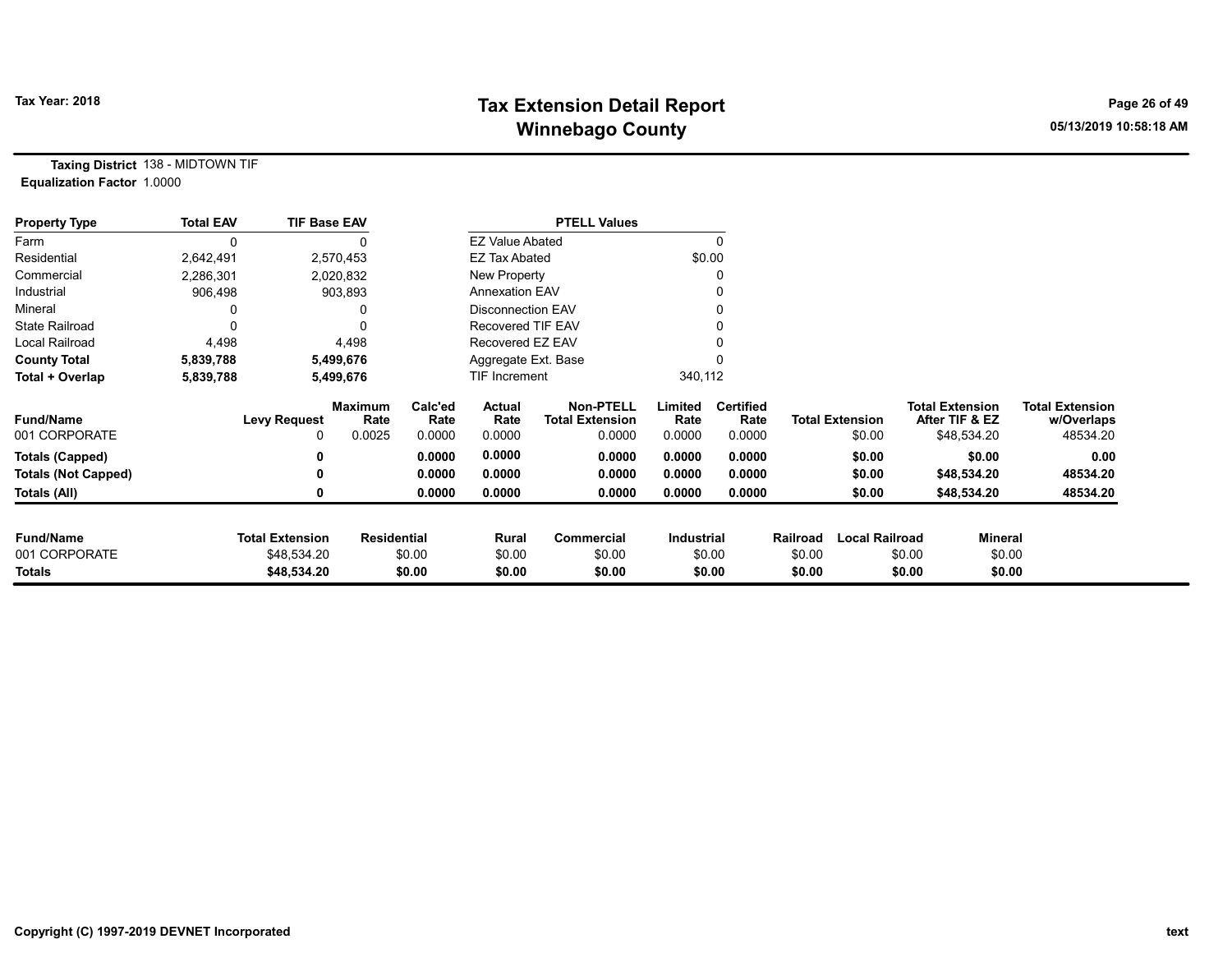**Tax Year: 2018**

# Tax Extension Detail Report
## Winnebago County

05/13/2019 10:58:18 AM

**Taxing District** 138 - MIDTOWN TIF
**Equalization Factor** 1.0000

| Property Type | Total EAV | TIF Base EAV | PTELL Values | |
|---|---|---|---|---|
| Farm | 0 | 0 | EZ Value Abated | 0 |
| Residential | 2,642,491 | 2,570,453 | EZ Tax Abated | $0.00 |
| Commercial | 2,286,301 | 2,020,832 | New Property | 0 |
| Industrial | 906,498 | 903,893 | Annexation EAV | 0 |
| Mineral | 0 | 0 | Disconnection EAV | 0 |
| State Railroad | 0 | 0 | Recovered TIF EAV | 0 |
| Local Railroad | 4,498 | 4,498 | Recovered EZ EAV | 0 |
| **County Total** | **5,839,788** | **5,499,676** | Aggregate Ext. Base | 0 |
| **Total + Overlap** | **5,839,788** | **5,499,676** | TIF Increment | 340,112 |

| Fund/Name | Levy Request | Maximum Rate | Calc'ed Rate | Actual Rate | Non-PTELL Total Extension | Limited Rate | Certified Rate | Total Extension | Total Extension After TIF & EZ | Total Extension w/Overlaps |
|---|---|---|---|---|---|---|---|---|---|---|
| 001 CORPORATE | 0 | 0.0025 | 0.0000 | 0.0000 | 0.0000 | 0.0000 | 0.0000 | $0.00 | $48,534.20 | 48534.20 |
| **Totals (Capped)** | **0** | | **0.0000** | **0.0000** | **0.0000** | **0.0000** | **0.0000** | **$0.00** | **$0.00** | **0.00** |
| **Totals (Not Capped)** | **0** | | **0.0000** | **0.0000** | **0.0000** | **0.0000** | **0.0000** | **$0.00** | **$48,534.20** | **48534.20** |
| **Totals (All)** | **0** | | **0.0000** | **0.0000** | **0.0000** | **0.0000** | **0.0000** | **$0.00** | **$48,534.20** | **48534.20** |

| Fund/Name | Total Extension | Residential | Rural | Commercial | Industrial | Railroad | Local Railroad | Mineral |
|---|---|---|---|---|---|---|---|---|
| 001 CORPORATE | $48,534.20 | $0.00 | $0.00 | $0.00 | $0.00 | $0.00 | $0.00 | $0.00 |
| **Totals** | **$48,534.20** | **$0.00** | **$0.00** | **$0.00** | **$0.00** | **$0.00** | **$0.00** | **$0.00** |

Copyright (C) 1997-2019 DEVNET Incorporated

text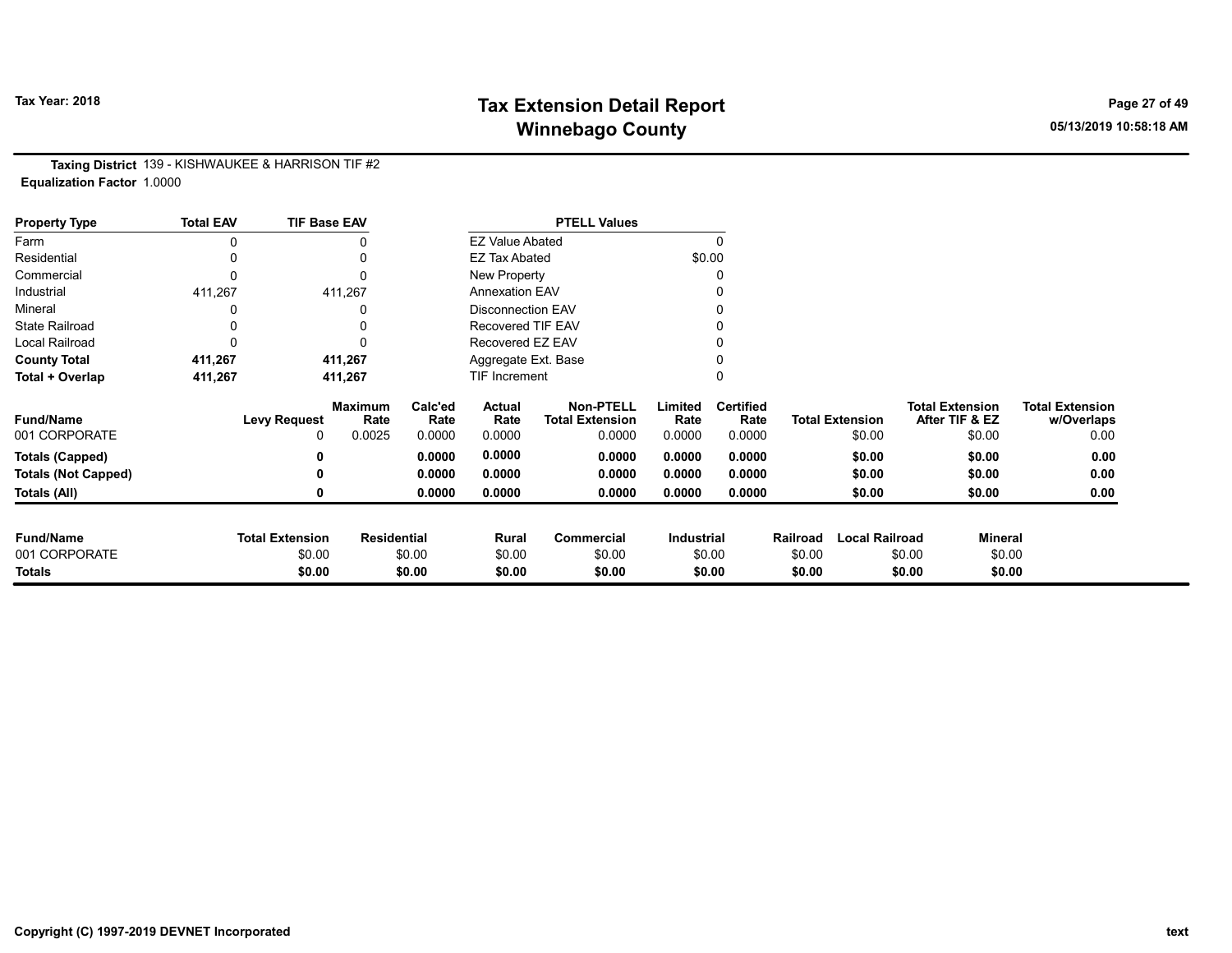# Tax Extension Detail Report
## Winnebago County

Tax Year: 2018

**Taxing District** 139 - KISHWAUKEE & HARRISON TIF #2
**Equalization Factor** 1.0000

| Property Type | Total EAV | TIF Base EAV |
|---|---|---|
| Farm | 0 | 0 |
| Residential | 0 | 0 |
| Commercial | 0 | 0 |
| Industrial | 411,267 | 411,267 |
| Mineral | 0 | 0 |
| State Railroad | 0 | 0 |
| Local Railroad | 0 | 0 |
| **County Total** | **411,267** | **411,267** |
| **Total + Overlap** | **411,267** | **411,267** |

| PTELL Values | |
|---|---|
| EZ Value Abated | 0 |
| EZ Tax Abated | $0.00 |
| New Property | 0 |
| Annexation EAV | 0 |
| Disconnection EAV | 0 |
| Recovered TIF EAV | 0 |
| Recovered EZ EAV | 0 |
| Aggregate Ext. Base | 0 |
| TIF Increment | 0 |

| Fund/Name | Levy Request | Maximum Rate | Calc'ed Rate | Actual Rate | Non-PTELL Total Extension | Limited Rate | Certified Rate | Total Extension | Total Extension After TIF & EZ | Total Extension w/Overlaps |
|---|---|---|---|---|---|---|---|---|---|---|
| 001 CORPORATE | 0 | 0.0025 | 0.0000 | 0.0000 | 0.0000 | 0.0000 | 0.0000 | $0.00 | $0.00 | 0.00 |
| **Totals (Capped)** | **0** | | **0.0000** | **0.0000** | **0.0000** | **0.0000** | **0.0000** | **$0.00** | **$0.00** | **0.00** |
| **Totals (Not Capped)** | **0** | | **0.0000** | **0.0000** | **0.0000** | **0.0000** | **0.0000** | **$0.00** | **$0.00** | **0.00** |
| **Totals (All)** | **0** | | **0.0000** | **0.0000** | **0.0000** | **0.0000** | **0.0000** | **$0.00** | **$0.00** | **0.00** |

| Fund/Name | Total Extension | Residential | Rural | Commercial | Industrial | Railroad | Local Railroad | Mineral |
|---|---|---|---|---|---|---|---|---|
| 001 CORPORATE | $0.00 | $0.00 | $0.00 | $0.00 | $0.00 | $0.00 | $0.00 | $0.00 |
| **Totals** | **$0.00** | **$0.00** | **$0.00** | **$0.00** | **$0.00** | **$0.00** | **$0.00** | **$0.00** |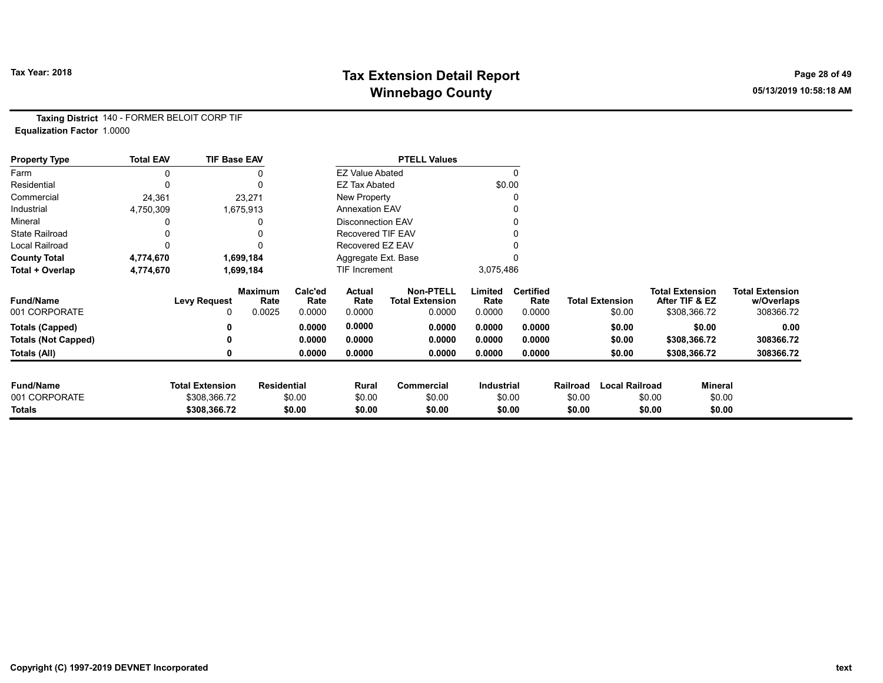Tax Year: 2018

# Tax Extension Detail Report
## Winnebago County

05/13/2019 10:58:18 AM

**Taxing District** 140 - FORMER BELOIT CORP TIF
**Equalization Factor** 1.0000

| Property Type | Total EAV | TIF Base EAV |
|---|---|---|
| Farm | 0 | 0 |
| Residential | 0 | 0 |
| Commercial | 24,361 | 23,271 |
| Industrial | 4,750,309 | 1,675,913 |
| Mineral | 0 | 0 |
| State Railroad | 0 | 0 |
| Local Railroad | 0 | 0 |
| **County Total** | **4,774,670** | **1,699,184** |
| **Total + Overlap** | **4,774,670** | **1,699,184** |

| PTELL Values | |
|---|---|
| EZ Value Abated | 0 |
| EZ Tax Abated | $0.00 |
| New Property | 0 |
| Annexation EAV | 0 |
| Disconnection EAV | 0 |
| Recovered TIF EAV | 0 |
| Recovered EZ EAV | 0 |
| Aggregate Ext. Base | 0 |
| TIF Increment | 3,075,486 |

| Fund/Name | Levy Request | Maximum Rate | Calc'ed Rate | Actual Rate | Non-PTELL Total Extension | Limited Rate | Certified Rate | Total Extension | Total Extension After TIF & EZ | Total Extension w/Overlaps |
|---|---|---|---|---|---|---|---|---|---|---|
| 001 CORPORATE | 0 | 0.0025 | 0.0000 | 0.0000 | 0.0000 | 0.0000 | 0.0000 | $0.00 | $308,366.72 | 308366.72 |
| **Totals (Capped)** | **0** | | **0.0000** | **0.0000** | **0.0000** | **0.0000** | **0.0000** | **$0.00** | **$0.00** | **0.00** |
| **Totals (Not Capped)** | **0** | | **0.0000** | **0.0000** | **0.0000** | **0.0000** | **0.0000** | **$0.00** | **$308,366.72** | **308366.72** |
| **Totals (All)** | **0** | | **0.0000** | **0.0000** | **0.0000** | **0.0000** | **0.0000** | **$0.00** | **$308,366.72** | **308366.72** |

| Fund/Name | Total Extension | Residential | Rural | Commercial | Industrial | Railroad | Local Railroad | Mineral |
|---|---|---|---|---|---|---|---|---|
| 001 CORPORATE | $308,366.72 | $0.00 | $0.00 | $0.00 | $0.00 | $0.00 | $0.00 | $0.00 |
| **Totals** | **$308,366.72** | **$0.00** | **$0.00** | **$0.00** | **$0.00** | **$0.00** | **$0.00** | **$0.00** |

Copyright (C) 1997-2019 DEVNET Incorporated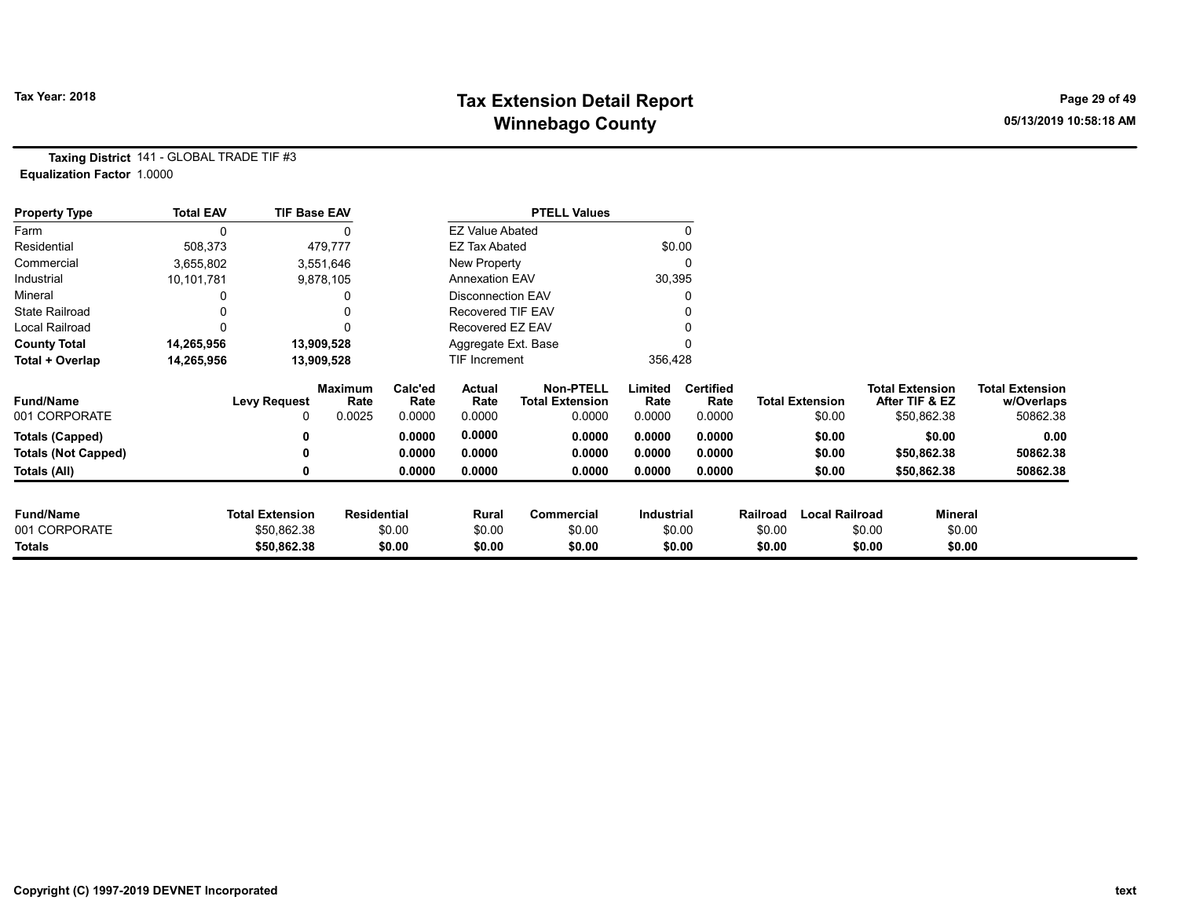# Tax Extension Detail Report
## Winnebago County

Tax Year: 2018

05/13/2019 10:58:18 AM

**Taxing District** 141 - GLOBAL TRADE TIF #3
**Equalization Factor** 1.0000

| Property Type | Total EAV | TIF Base EAV |
|---|---|---|
| Farm | 0 | 0 |
| Residential | 508,373 | 479,777 |
| Commercial | 3,655,802 | 3,551,646 |
| Industrial | 10,101,781 | 9,878,105 |
| Mineral | 0 | 0 |
| State Railroad | 0 | 0 |
| Local Railroad | 0 | 0 |
| **County Total** | **14,265,956** | **13,909,528** |
| **Total + Overlap** | **14,265,956** | **13,909,528** |

| PTELL Values | |
|---|---|
| EZ Value Abated | 0 |
| EZ Tax Abated | $0.00 |
| New Property | 0 |
| Annexation EAV | 30,395 |
| Disconnection EAV | 0 |
| Recovered TIF EAV | 0 |
| Recovered EZ EAV | 0 |
| Aggregate Ext. Base | 0 |
| TIF Increment | 356,428 |

| Fund/Name | Levy Request | Maximum Rate | Calc'ed Rate | Actual Rate | Non-PTELL Total Extension | Limited Rate | Certified Rate | Total Extension | Total Extension After TIF & EZ | Total Extension w/Overlaps |
|---|---|---|---|---|---|---|---|---|---|---|
| 001 CORPORATE | 0 | 0.0025 | 0.0000 | 0.0000 | 0.0000 | 0.0000 | 0.0000 | $0.00 | $50,862.38 | 50862.38 |
| **Totals (Capped)** | **0** | | **0.0000** | **0.0000** | **0.0000** | **0.0000** | **0.0000** | **$0.00** | **$0.00** | **0.00** |
| **Totals (Not Capped)** | **0** | | **0.0000** | **0.0000** | **0.0000** | **0.0000** | **0.0000** | **$0.00** | **$50,862.38** | **50862.38** |
| **Totals (All)** | **0** | | **0.0000** | **0.0000** | **0.0000** | **0.0000** | **0.0000** | **$0.00** | **$50,862.38** | **50862.38** |

| Fund/Name | Total Extension | Residential | Rural | Commercial | Industrial | Railroad | Local Railroad | Mineral |
|---|---|---|---|---|---|---|---|---|
| 001 CORPORATE | $50,862.38 | $0.00 | $0.00 | $0.00 | $0.00 | $0.00 | $0.00 | $0.00 |
| **Totals** | **$50,862.38** | **$0.00** | **$0.00** | **$0.00** | **$0.00** | **$0.00** | **$0.00** | **$0.00** |

Copyright (C) 1997-2019 DEVNET Incorporated

text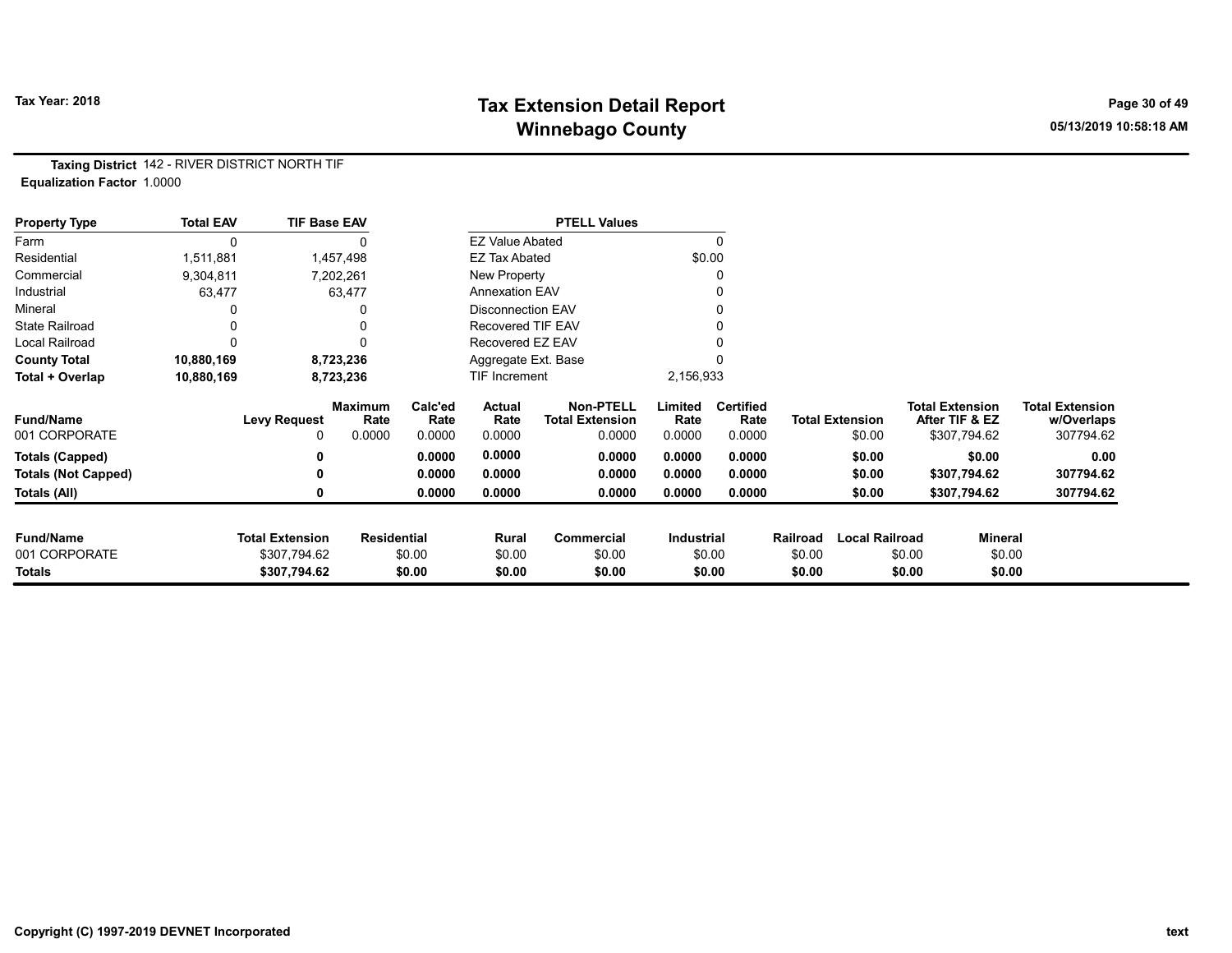**Tax Year: 2018**

# Tax Extension Detail Report
## Winnebago County

**Taxing District** 142 - RIVER DISTRICT NORTH TIF
**Equalization Factor** 1.0000

| Property Type | Total EAV | TIF Base EAV | PTELL Values | |
|---|---|---|---|---|
| Farm | 0 | 0 | EZ Value Abated | 0 |
| Residential | 1,511,881 | 1,457,498 | EZ Tax Abated | $0.00 |
| Commercial | 9,304,811 | 7,202,261 | New Property | 0 |
| Industrial | 63,477 | 63,477 | Annexation EAV | 0 |
| Mineral | 0 | 0 | Disconnection EAV | 0 |
| State Railroad | 0 | 0 | Recovered TIF EAV | 0 |
| Local Railroad | 0 | 0 | Recovered EZ EAV | 0 |
| **County Total** | **10,880,169** | **8,723,236** | Aggregate Ext. Base | 0 |
| **Total + Overlap** | **10,880,169** | **8,723,236** | TIF Increment | 2,156,933 |

| Fund/Name | Levy Request | Maximum Rate | Calc'ed Rate | Actual Rate | Non-PTELL Total Extension | Limited Rate | Certified Rate | Total Extension | Total Extension After TIF & EZ | Total Extension w/Overlaps |
|---|---|---|---|---|---|---|---|---|---|---|
| 001 CORPORATE | 0 | 0.0000 | 0.0000 | 0.0000 | 0.0000 | 0.0000 | 0.0000 | $0.00 | $307,794.62 | 307794.62 |
| **Totals (Capped)** | **0** | | **0.0000** | **0.0000** | **0.0000** | **0.0000** | **0.0000** | **$0.00** | **$0.00** | **0.00** |
| **Totals (Not Capped)** | **0** | | **0.0000** | **0.0000** | **0.0000** | **0.0000** | **0.0000** | **$0.00** | **$307,794.62** | **307794.62** |
| **Totals (All)** | **0** | | **0.0000** | **0.0000** | **0.0000** | **0.0000** | **0.0000** | **$0.00** | **$307,794.62** | **307794.62** |

| Fund/Name | Total Extension | Residential | Rural | Commercial | Industrial | Railroad | Local Railroad | Mineral |
|---|---|---|---|---|---|---|---|---|
| 001 CORPORATE | $307,794.62 | $0.00 | $0.00 | $0.00 | $0.00 | $0.00 | $0.00 | $0.00 |
| **Totals** | **$307,794.62** | **$0.00** | **$0.00** | **$0.00** | **$0.00** | **$0.00** | **$0.00** | **$0.00** |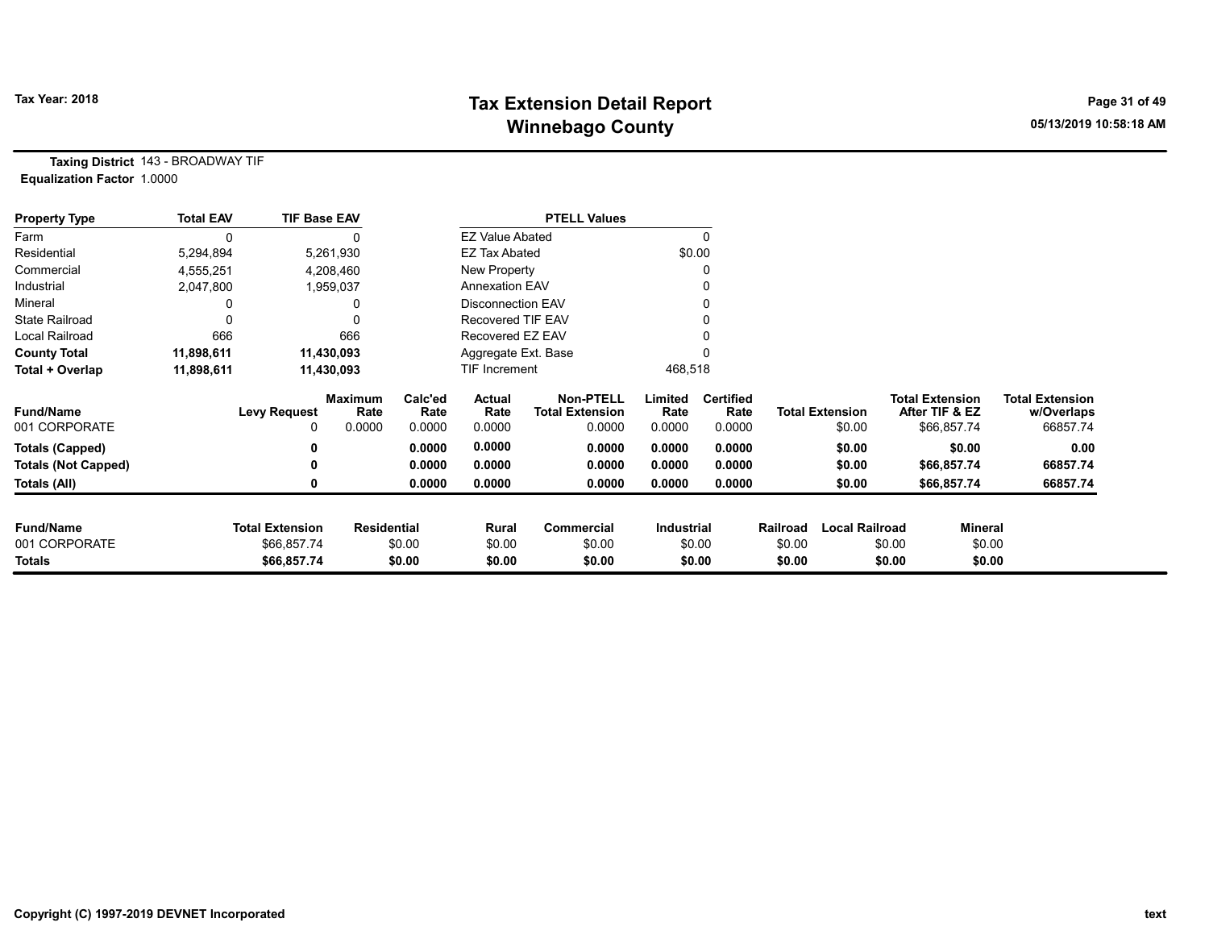**Tax Year: 2018**

# Tax Extension Detail Report
## Winnebago County

05/13/2019 10:58:18 AM

**Taxing District** 143 - BROADWAY TIF
**Equalization Factor** 1.0000

| Property Type | Total EAV | TIF Base EAV |
|---|---|---|
| Farm | 0 | 0 |
| Residential | 5,294,894 | 5,261,930 |
| Commercial | 4,555,251 | 4,208,460 |
| Industrial | 2,047,800 | 1,959,037 |
| Mineral | 0 | 0 |
| State Railroad | 0 | 0 |
| Local Railroad | 666 | 666 |
| **County Total** | **11,898,611** | **11,430,093** |
| **Total + Overlap** | **11,898,611** | **11,430,093** |

| PTELL Values | |
|---|---|
| EZ Value Abated | 0 |
| EZ Tax Abated | $0.00 |
| New Property | 0 |
| Annexation EAV | 0 |
| Disconnection EAV | 0 |
| Recovered TIF EAV | 0 |
| Recovered EZ EAV | 0 |
| Aggregate Ext. Base | 0 |
| TIF Increment | 468,518 |

| Fund/Name | Levy Request | Maximum Rate | Calc'ed Rate | Actual Rate | Non-PTELL Total Extension | Limited Rate | Certified Rate | Total Extension | Total Extension After TIF & EZ | Total Extension w/Overlaps |
|---|---|---|---|---|---|---|---|---|---|---|
| 001 CORPORATE | 0 | 0.0000 | 0.0000 | 0.0000 | 0.0000 | 0.0000 | 0.0000 | $0.00 | $66,857.74 | 66857.74 |
| **Totals (Capped)** | **0** | | **0.0000** | **0.0000** | **0.0000** | **0.0000** | **0.0000** | **$0.00** | **$0.00** | **0.00** |
| **Totals (Not Capped)** | **0** | | **0.0000** | **0.0000** | **0.0000** | **0.0000** | **0.0000** | **$0.00** | **$66,857.74** | **66857.74** |
| **Totals (All)** | **0** | | **0.0000** | **0.0000** | **0.0000** | **0.0000** | **0.0000** | **$0.00** | **$66,857.74** | **66857.74** |

| Fund/Name | Total Extension | Residential | Rural | Commercial | Industrial | Railroad | Local Railroad | Mineral |
|---|---|---|---|---|---|---|---|---|
| 001 CORPORATE | $66,857.74 | $0.00 | $0.00 | $0.00 | $0.00 | $0.00 | $0.00 | $0.00 |
| **Totals** | **$66,857.74** | **$0.00** | **$0.00** | **$0.00** | **$0.00** | **$0.00** | **$0.00** | **$0.00** |

Copyright (C) 1997-2019 DEVNET Incorporated

text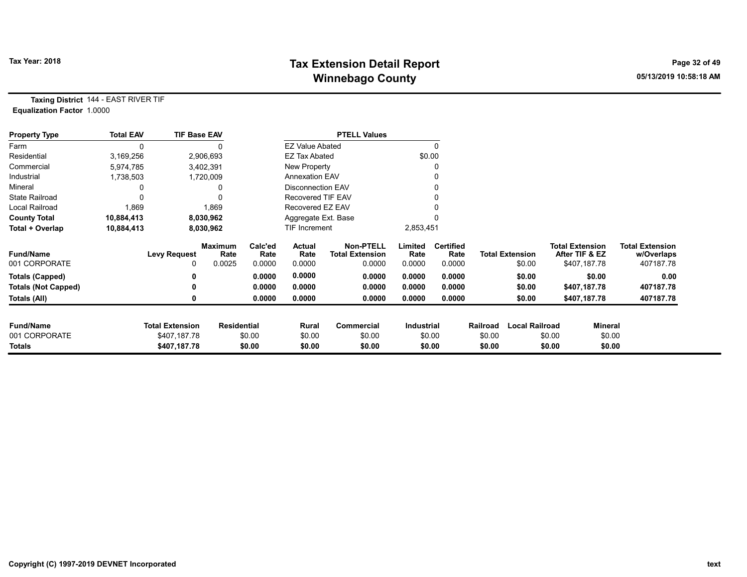# Tax Extension Detail Report
## Winnebago County

Tax Year: 2018

05/13/2019 10:58:18 AM

**Taxing District** 144 - EAST RIVER TIF
**Equalization Factor** 1.0000

| Property Type | Total EAV | TIF Base EAV | | PTELL Values | |
|---|---|---|---|---|---|
| Farm | 0 | 0 | | EZ Value Abated | 0 |
| Residential | 3,169,256 | 2,906,693 | | EZ Tax Abated | $0.00 |
| Commercial | 5,974,785 | 3,402,391 | | New Property | 0 |
| Industrial | 1,738,503 | 1,720,009 | | Annexation EAV | 0 |
| Mineral | 0 | 0 | | Disconnection EAV | 0 |
| State Railroad | 0 | 0 | | Recovered TIF EAV | 0 |
| Local Railroad | 1,869 | 1,869 | | Recovered EZ EAV | 0 |
| **County Total** | **10,884,413** | **8,030,962** | | Aggregate Ext. Base | 0 |
| **Total + Overlap** | **10,884,413** | **8,030,962** | | TIF Increment | 2,853,451 |

| Fund/Name | Levy Request | Maximum Rate | Calc'ed Rate | Actual Rate | Non-PTELL Total Extension | Limited Rate | Certified Rate | Total Extension | Total Extension After TIF & EZ | Total Extension w/Overlaps |
|---|---|---|---|---|---|---|---|---|---|---|
| 001 CORPORATE | 0 | 0.0025 | 0.0000 | 0.0000 | 0.0000 | 0.0000 | 0.0000 | $0.00 | $407,187.78 | 407187.78 |
| **Totals (Capped)** | **0** | | **0.0000** | **0.0000** | **0.0000** | **0.0000** | **0.0000** | **$0.00** | **$0.00** | **0.00** |
| **Totals (Not Capped)** | **0** | | **0.0000** | **0.0000** | **0.0000** | **0.0000** | **0.0000** | **$0.00** | **$407,187.78** | **407187.78** |
| **Totals (All)** | **0** | | **0.0000** | **0.0000** | **0.0000** | **0.0000** | **0.0000** | **$0.00** | **$407,187.78** | **407187.78** |

| Fund/Name | Total Extension | Residential | Rural | Commercial | Industrial | Railroad | Local Railroad | Mineral |
|---|---|---|---|---|---|---|---|---|
| 001 CORPORATE | $407,187.78 | $0.00 | $0.00 | $0.00 | $0.00 | $0.00 | $0.00 | $0.00 |
| **Totals** | **$407,187.78** | **$0.00** | **$0.00** | **$0.00** | **$0.00** | **$0.00** | **$0.00** | **$0.00** |

Copyright (C) 1997-2019 DEVNET Incorporated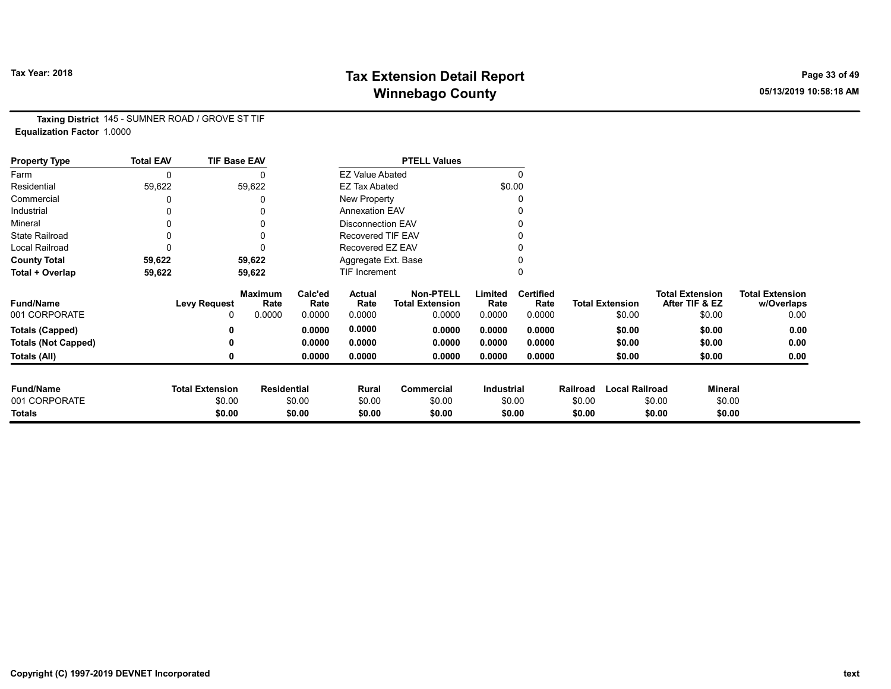**Tax Year: 2018**

# Tax Extension Detail Report
## Winnebago County

**Taxing District** 145 - SUMNER ROAD / GROVE ST TIF
**Equalization Factor** 1.0000

| Property Type | Total EAV | TIF Base EAV |
|---|---|---|
| Farm | 0 | 0 |
| Residential | 59,622 | 59,622 |
| Commercial | 0 | 0 |
| Industrial | 0 | 0 |
| Mineral | 0 | 0 |
| State Railroad | 0 | 0 |
| Local Railroad | 0 | 0 |
| **County Total** | **59,622** | **59,622** |
| **Total + Overlap** | **59,622** | **59,622** |

| PTELL Values | |
|---|---|
| EZ Value Abated | 0 |
| EZ Tax Abated | $0.00 |
| New Property | 0 |
| Annexation EAV | 0 |
| Disconnection EAV | 0 |
| Recovered TIF EAV | 0 |
| Recovered EZ EAV | 0 |
| Aggregate Ext. Base | 0 |
| TIF Increment | 0 |

| Fund/Name | Levy Request | Maximum Rate | Calc'ed Rate | Actual Rate | Non-PTELL Total Extension | Limited Rate | Certified Rate | Total Extension | Total Extension After TIF & EZ | Total Extension w/Overlaps |
|---|---|---|---|---|---|---|---|---|---|---|
| 001 CORPORATE | 0 | 0.0000 | 0.0000 | 0.0000 | 0.0000 | 0.0000 | 0.0000 | $0.00 | $0.00 | 0.00 |
| **Totals (Capped)** | **0** | | **0.0000** | **0.0000** | **0.0000** | **0.0000** | **0.0000** | **$0.00** | **$0.00** | **0.00** |
| **Totals (Not Capped)** | **0** | | **0.0000** | **0.0000** | **0.0000** | **0.0000** | **0.0000** | **$0.00** | **$0.00** | **0.00** |
| **Totals (All)** | **0** | | **0.0000** | **0.0000** | **0.0000** | **0.0000** | **0.0000** | **$0.00** | **$0.00** | **0.00** |

| Fund/Name | Total Extension | Residential | Rural | Commercial | Industrial | Railroad | Local Railroad | Mineral |
|---|---|---|---|---|---|---|---|---|
| 001 CORPORATE | $0.00 | $0.00 | $0.00 | $0.00 | $0.00 | $0.00 | $0.00 | $0.00 |
| **Totals** | **$0.00** | **$0.00** | **$0.00** | **$0.00** | **$0.00** | **$0.00** | **$0.00** | **$0.00** |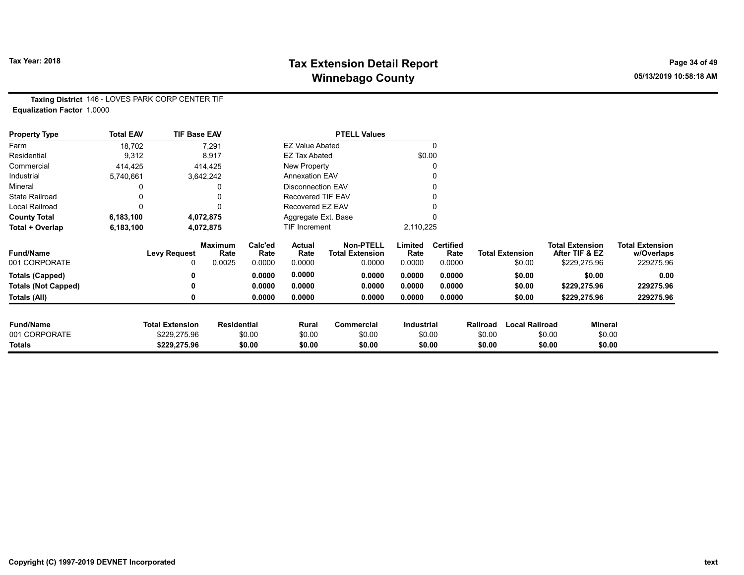# Tax Extension Detail Report
## Winnebago County

Tax Year: 2018

05/13/2019 10:58:18 AM

**Taxing District** 146 - LOVES PARK CORP CENTER TIF
**Equalization Factor** 1.0000

| Property Type | Total EAV | TIF Base EAV |
|---|---|---|
| Farm | 18,702 | 7,291 |
| Residential | 9,312 | 8,917 |
| Commercial | 414,425 | 414,425 |
| Industrial | 5,740,661 | 3,642,242 |
| Mineral | 0 | 0 |
| State Railroad | 0 | 0 |
| Local Railroad | 0 | 0 |
| **County Total** | **6,183,100** | **4,072,875** |
| **Total + Overlap** | **6,183,100** | **4,072,875** |

| PTELL Values | |
|---|---|
| EZ Value Abated | 0 |
| EZ Tax Abated | $0.00 |
| New Property | 0 |
| Annexation EAV | 0 |
| Disconnection EAV | 0 |
| Recovered TIF EAV | 0 |
| Recovered EZ EAV | 0 |
| Aggregate Ext. Base | 0 |
| TIF Increment | 2,110,225 |

| Fund/Name | Levy Request | Maximum Rate | Calc'ed Rate | Actual Rate | Non-PTELL Total Extension | Limited Rate | Certified Rate | Total Extension | Total Extension After TIF & EZ | Total Extension w/Overlaps |
|---|---|---|---|---|---|---|---|---|---|---|
| 001 CORPORATE | 0 | 0.0025 | 0.0000 | 0.0000 | 0.0000 | 0.0000 | 0.0000 | $0.00 | $229,275.96 | 229275.96 |
| **Totals (Capped)** | **0** | | **0.0000** | **0.0000** | **0.0000** | **0.0000** | **0.0000** | **$0.00** | **$0.00** | **0.00** |
| **Totals (Not Capped)** | **0** | | **0.0000** | **0.0000** | **0.0000** | **0.0000** | **0.0000** | **$0.00** | **$229,275.96** | **229275.96** |
| **Totals (All)** | **0** | | **0.0000** | **0.0000** | **0.0000** | **0.0000** | **0.0000** | **$0.00** | **$229,275.96** | **229275.96** |

| Fund/Name | Total Extension | Residential | Rural | Commercial | Industrial | Railroad | Local Railroad | Mineral |
|---|---|---|---|---|---|---|---|---|
| 001 CORPORATE | $229,275.96 | $0.00 | $0.00 | $0.00 | $0.00 | $0.00 | $0.00 | $0.00 |
| **Totals** | **$229,275.96** | **$0.00** | **$0.00** | **$0.00** | **$0.00** | **$0.00** | **$0.00** | **$0.00** |

Copyright (C) 1997-2019 DEVNET Incorporated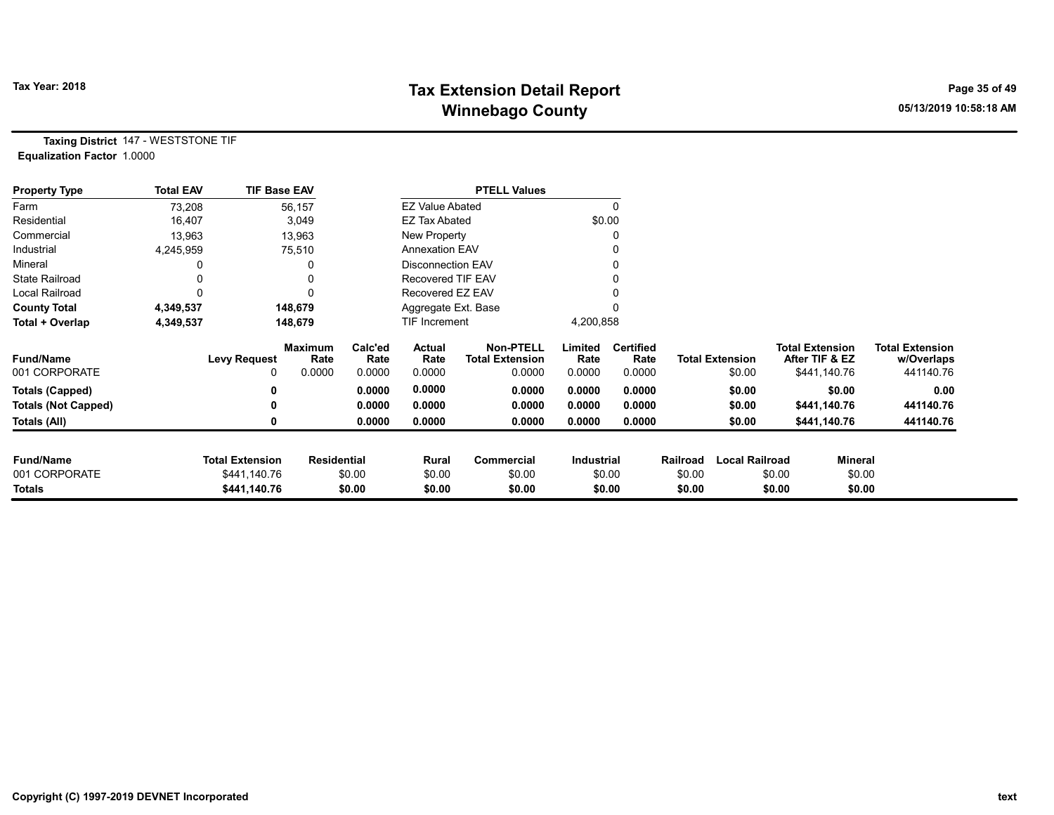# Tax Extension Detail Report
## Winnebago County

**Tax Year: 2018**

05/13/2019 10:58:18 AM

**Taxing District** 147 - WESTSTONE TIF
**Equalization Factor** 1.0000

| Property Type | Total EAV | TIF Base EAV |
|---|---|---|
| Farm | 73,208 | 56,157 |
| Residential | 16,407 | 3,049 |
| Commercial | 13,963 | 13,963 |
| Industrial | 4,245,959 | 75,510 |
| Mineral | 0 | 0 |
| State Railroad | 0 | 0 |
| Local Railroad | 0 | 0 |
| **County Total** | **4,349,537** | **148,679** |
| **Total + Overlap** | **4,349,537** | **148,679** |

| PTELL Values | |
|---|---|
| EZ Value Abated | 0 |
| EZ Tax Abated | $0.00 |
| New Property | 0 |
| Annexation EAV | 0 |
| Disconnection EAV | 0 |
| Recovered TIF EAV | 0 |
| Recovered EZ EAV | 0 |
| Aggregate Ext. Base | 0 |
| TIF Increment | 4,200,858 |

| Fund/Name | Levy Request | Maximum Rate | Calc'ed Rate | Actual Rate | Non-PTELL Total Extension | Limited Rate | Certified Rate | Total Extension | Total Extension After TIF & EZ | Total Extension w/Overlaps |
|---|---|---|---|---|---|---|---|---|---|---|
| 001 CORPORATE | 0 | 0.0000 | 0.0000 | 0.0000 | 0.0000 | 0.0000 | 0.0000 | $0.00 | $441,140.76 | 441140.76 |
| **Totals (Capped)** | **0** | | **0.0000** | **0.0000** | **0.0000** | **0.0000** | **0.0000** | **$0.00** | **$0.00** | **0.00** |
| **Totals (Not Capped)** | **0** | | **0.0000** | **0.0000** | **0.0000** | **0.0000** | **0.0000** | **$0.00** | **$441,140.76** | **441140.76** |
| **Totals (All)** | **0** | | **0.0000** | **0.0000** | **0.0000** | **0.0000** | **0.0000** | **$0.00** | **$441,140.76** | **441140.76** |

| Fund/Name | Total Extension | Residential | Rural | Commercial | Industrial | Railroad | Local Railroad | Mineral |
|---|---|---|---|---|---|---|---|---|
| 001 CORPORATE | $441,140.76 | $0.00 | $0.00 | $0.00 | $0.00 | $0.00 | $0.00 | $0.00 |
| **Totals** | **$441,140.76** | **$0.00** | **$0.00** | **$0.00** | **$0.00** | **$0.00** | **$0.00** | **$0.00** |

Copyright (C) 1997-2019 DEVNET Incorporated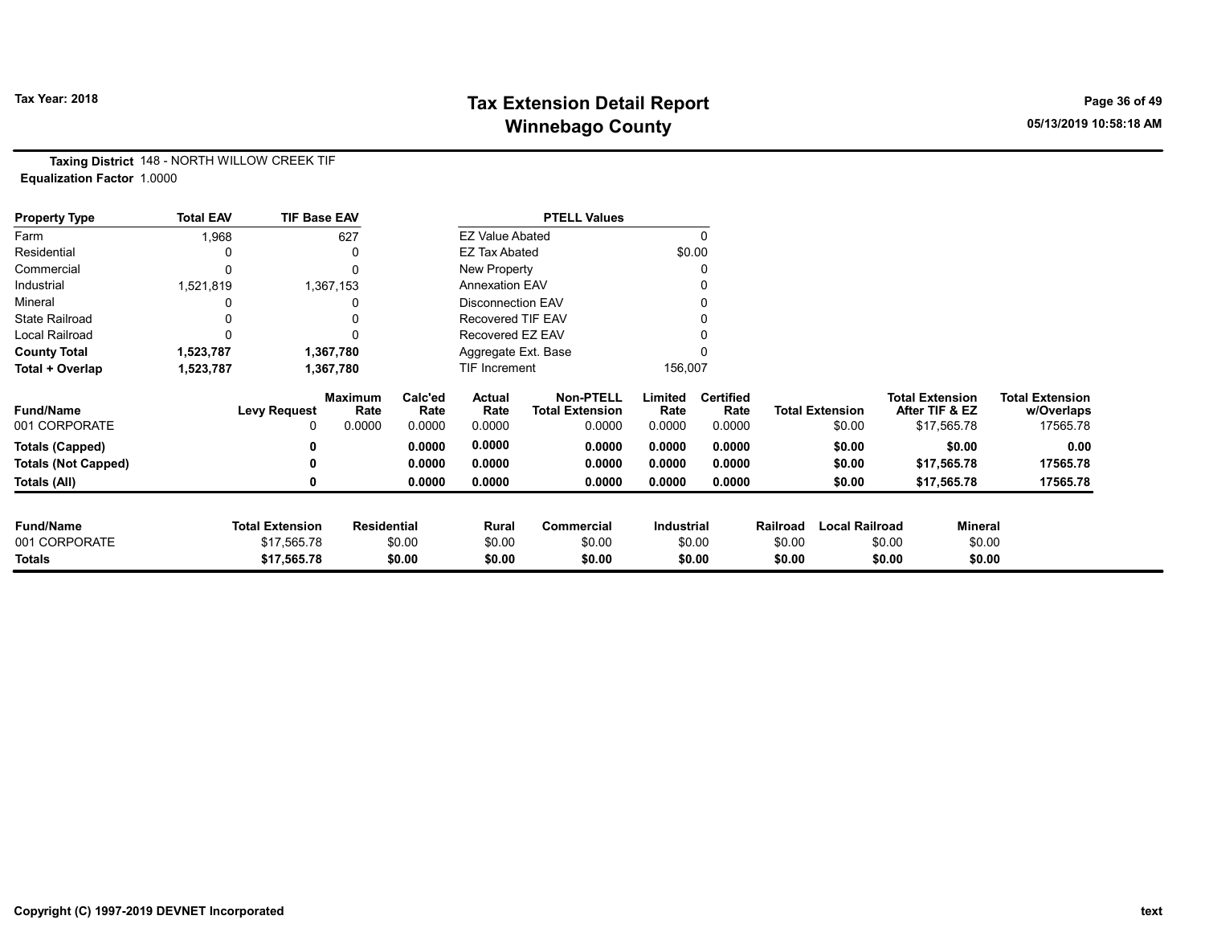# Tax Extension Detail Report
## Winnebago County

**Tax Year: 2018**

05/13/2019 10:58:18 AM

**Taxing District** 148 - NORTH WILLOW CREEK TIF
**Equalization Factor** 1.0000

| Property Type | Total EAV | TIF Base EAV |
|---|---|---|
| Farm | 1,968 | 627 |
| Residential | 0 | 0 |
| Commercial | 0 | 0 |
| Industrial | 1,521,819 | 1,367,153 |
| Mineral | 0 | 0 |
| State Railroad | 0 | 0 |
| Local Railroad | 0 | 0 |
| **County Total** | **1,523,787** | **1,367,780** |
| **Total + Overlap** | **1,523,787** | **1,367,780** |

| PTELL Values | |
|---|---|
| EZ Value Abated | 0 |
| EZ Tax Abated | $0.00 |
| New Property | 0 |
| Annexation EAV | 0 |
| Disconnection EAV | 0 |
| Recovered TIF EAV | 0 |
| Recovered EZ EAV | 0 |
| Aggregate Ext. Base | 0 |
| TIF Increment | 156,007 |

| Fund/Name | Levy Request | Maximum Rate | Calc'ed Rate | Actual Rate | Non-PTELL Total Extension | Limited Rate | Certified Rate | Total Extension | Total Extension After TIF & EZ | Total Extension w/Overlaps |
|---|---|---|---|---|---|---|---|---|---|---|
| 001 CORPORATE | 0 | 0.0000 | 0.0000 | 0.0000 | 0.0000 | 0.0000 | 0.0000 | $0.00 | $17,565.78 | 17565.78 |
| **Totals (Capped)** | **0** | | **0.0000** | **0.0000** | **0.0000** | **0.0000** | **0.0000** | **$0.00** | **$0.00** | **0.00** |
| **Totals (Not Capped)** | **0** | | **0.0000** | **0.0000** | **0.0000** | **0.0000** | **0.0000** | **$0.00** | **$17,565.78** | **17565.78** |
| **Totals (All)** | **0** | | **0.0000** | **0.0000** | **0.0000** | **0.0000** | **0.0000** | **$0.00** | **$17,565.78** | **17565.78** |

| Fund/Name | Total Extension | Residential | Rural | Commercial | Industrial | Railroad | Local Railroad | Mineral |
|---|---|---|---|---|---|---|---|---|
| 001 CORPORATE | $17,565.78 | $0.00 | $0.00 | $0.00 | $0.00 | $0.00 | $0.00 | $0.00 |
| **Totals** | **$17,565.78** | **$0.00** | **$0.00** | **$0.00** | **$0.00** | **$0.00** | **$0.00** | **$0.00** |

Copyright (C) 1997-2019 DEVNET Incorporated

text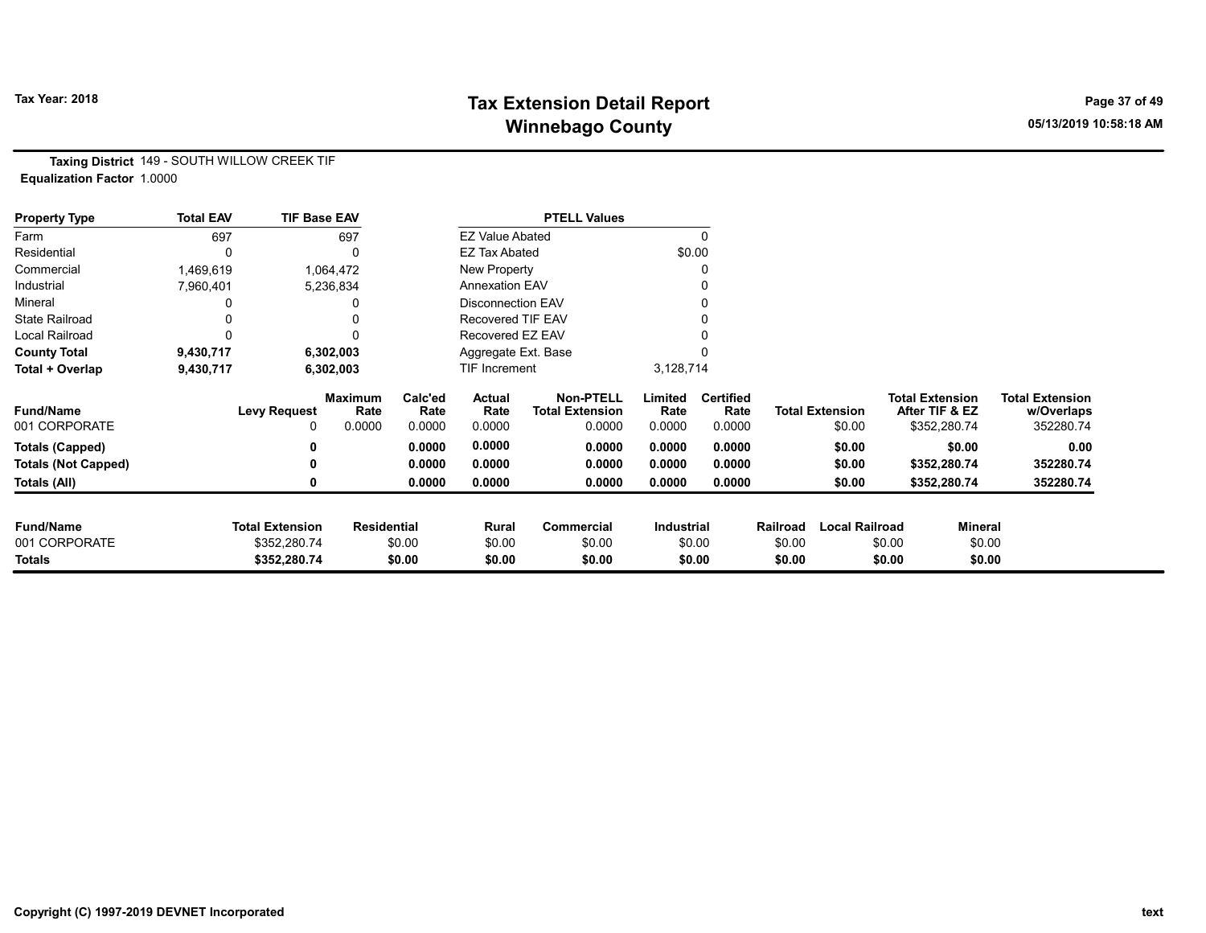# Tax Extension Detail Report
## Winnebago County

Tax Year: 2018

05/13/2019 10:58:18 AM

**Taxing District** 149 - SOUTH WILLOW CREEK TIF
**Equalization Factor** 1.0000

| Property Type | Total EAV | TIF Base EAV |
|---|---|---|
| Farm | 697 | 697 |
| Residential | 0 | 0 |
| Commercial | 1,469,619 | 1,064,472 |
| Industrial | 7,960,401 | 5,236,834 |
| Mineral | 0 | 0 |
| State Railroad | 0 | 0 |
| Local Railroad | 0 | 0 |
| **County Total** | **9,430,717** | **6,302,003** |
| **Total + Overlap** | **9,430,717** | **6,302,003** |

| PTELL Values | |
|---|---|
| EZ Value Abated | 0 |
| EZ Tax Abated | $0.00 |
| New Property | 0 |
| Annexation EAV | 0 |
| Disconnection EAV | 0 |
| Recovered TIF EAV | 0 |
| Recovered EZ EAV | 0 |
| Aggregate Ext. Base | 0 |
| TIF Increment | 3,128,714 |

| Fund/Name | Levy Request | Maximum Rate | Calc'ed Rate | Actual Rate | Non-PTELL Total Extension | Limited Rate | Certified Rate | Total Extension | Total Extension After TIF & EZ | Total Extension w/Overlaps |
|---|---|---|---|---|---|---|---|---|---|---|
| 001 CORPORATE | 0 | 0.0000 | 0.0000 | 0.0000 | 0.0000 | 0.0000 | 0.0000 | $0.00 | $352,280.74 | 352280.74 |
| **Totals (Capped)** | **0** | | **0.0000** | **0.0000** | **0.0000** | **0.0000** | **0.0000** | **$0.00** | **$0.00** | **0.00** |
| **Totals (Not Capped)** | **0** | | **0.0000** | **0.0000** | **0.0000** | **0.0000** | **0.0000** | **$0.00** | **$352,280.74** | **352280.74** |
| **Totals (All)** | **0** | | **0.0000** | **0.0000** | **0.0000** | **0.0000** | **0.0000** | **$0.00** | **$352,280.74** | **352280.74** |

| Fund/Name | Total Extension | Residential | Rural | Commercial | Industrial | Railroad | Local Railroad | Mineral |
|---|---|---|---|---|---|---|---|---|
| 001 CORPORATE | $352,280.74 | $0.00 | $0.00 | $0.00 | $0.00 | $0.00 | $0.00 | $0.00 |
| **Totals** | **$352,280.74** | **$0.00** | **$0.00** | **$0.00** | **$0.00** | **$0.00** | **$0.00** | **$0.00** |

Copyright (C) 1997-2019 DEVNET Incorporated

text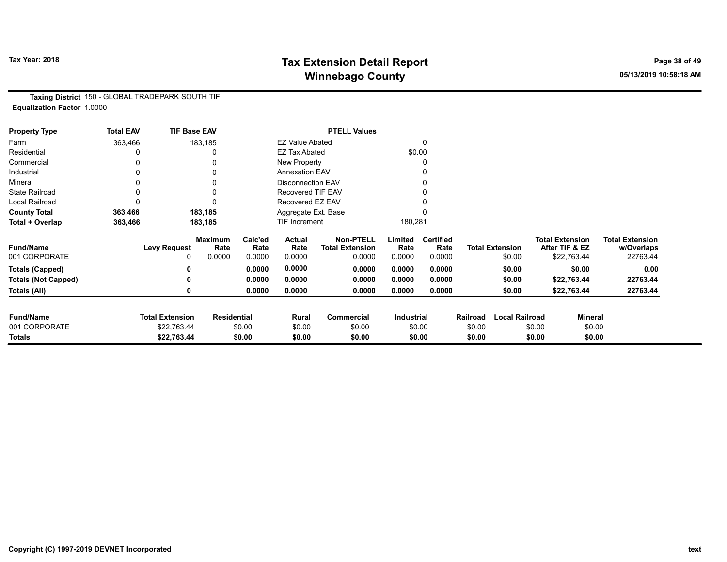# Tax Extension Detail Report
## Winnebago County

**Tax Year: 2018**

05/13/2019 10:58:18 AM

**Taxing District** 150 - GLOBAL TRADEPARK SOUTH TIF
**Equalization Factor** 1.0000

| Property Type | Total EAV | TIF Base EAV |
|---|---|---|
| Farm | 363,466 | 183,185 |
| Residential | 0 | 0 |
| Commercial | 0 | 0 |
| Industrial | 0 | 0 |
| Mineral | 0 | 0 |
| State Railroad | 0 | 0 |
| Local Railroad | 0 | 0 |
| **County Total** | **363,466** | **183,185** |
| **Total + Overlap** | **363,466** | **183,185** |

| PTELL Values | |
|---|---|
| EZ Value Abated | 0 |
| EZ Tax Abated | $0.00 |
| New Property | 0 |
| Annexation EAV | 0 |
| Disconnection EAV | 0 |
| Recovered TIF EAV | 0 |
| Recovered EZ EAV | 0 |
| Aggregate Ext. Base | 0 |
| TIF Increment | 180,281 |

| Fund/Name | Levy Request | Maximum Rate | Calc'ed Rate | Actual Rate | Non-PTELL Total Extension | Limited Rate | Certified Rate | Total Extension | Total Extension After TIF & EZ | Total Extension w/Overlaps |
|---|---|---|---|---|---|---|---|---|---|---|
| 001 CORPORATE | 0 | 0.0000 | 0.0000 | 0.0000 | 0.0000 | 0.0000 | 0.0000 | $0.00 | $22,763.44 | 22763.44 |
| **Totals (Capped)** | **0** | | **0.0000** | **0.0000** | **0.0000** | **0.0000** | **0.0000** | **$0.00** | **$0.00** | **0.00** |
| **Totals (Not Capped)** | **0** | | **0.0000** | **0.0000** | **0.0000** | **0.0000** | **0.0000** | **$0.00** | **$22,763.44** | **22763.44** |
| **Totals (All)** | **0** | | **0.0000** | **0.0000** | **0.0000** | **0.0000** | **0.0000** | **$0.00** | **$22,763.44** | **22763.44** |

| Fund/Name | Total Extension | Residential | Rural | Commercial | Industrial | Railroad | Local Railroad | Mineral |
|---|---|---|---|---|---|---|---|---|
| 001 CORPORATE | $22,763.44 | $0.00 | $0.00 | $0.00 | $0.00 | $0.00 | $0.00 | $0.00 |
| **Totals** | **$22,763.44** | **$0.00** | **$0.00** | **$0.00** | **$0.00** | **$0.00** | **$0.00** | **$0.00** |

Copyright (C) 1997-2019 DEVNET Incorporated

text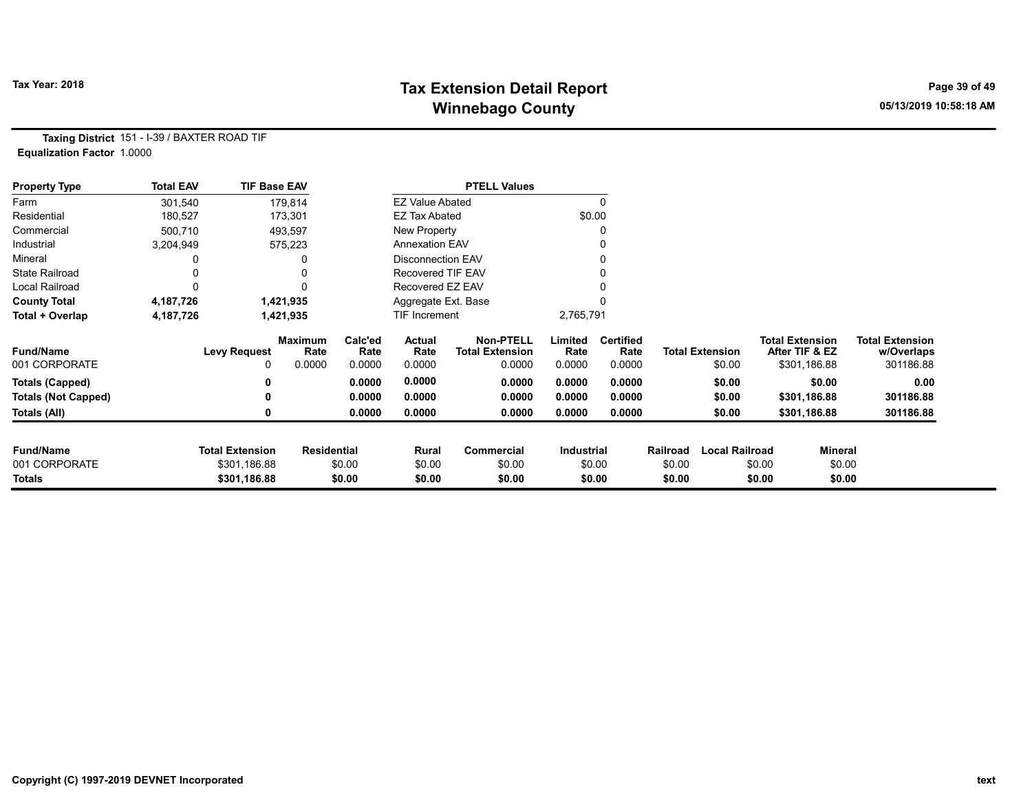# Tax Extension Detail Report
## Winnebago County

Tax Year: 2018

05/13/2019 10:58:18 AM

**Taxing District** 151 - I-39 / BAXTER ROAD TIF
**Equalization Factor** 1.0000

| Property Type | Total EAV | TIF Base EAV |
|---|---|---|
| Farm | 301,540 | 179,814 |
| Residential | 180,527 | 173,301 |
| Commercial | 500,710 | 493,597 |
| Industrial | 3,204,949 | 575,223 |
| Mineral | 0 | 0 |
| State Railroad | 0 | 0 |
| Local Railroad | 0 | 0 |
| **County Total** | **4,187,726** | **1,421,935** |
| **Total + Overlap** | **4,187,726** | **1,421,935** |

| PTELL Values | |
|---|---|
| EZ Value Abated | 0 |
| EZ Tax Abated | $0.00 |
| New Property | 0 |
| Annexation EAV | 0 |
| Disconnection EAV | 0 |
| Recovered TIF EAV | 0 |
| Recovered EZ EAV | 0 |
| Aggregate Ext. Base | 0 |
| TIF Increment | 2,765,791 |

| Fund/Name | Levy Request | Maximum Rate | Calc'ed Rate | Actual Rate | Non-PTELL Total Extension | Limited Rate | Certified Rate | Total Extension | Total Extension After TIF & EZ | Total Extension w/Overlaps |
|---|---|---|---|---|---|---|---|---|---|---|
| 001 CORPORATE | 0 | 0.0000 | 0.0000 | 0.0000 | 0.0000 | 0.0000 | 0.0000 | $0.00 | $301,186.88 | 301186.88 |
| **Totals (Capped)** | **0** | | **0.0000** | **0.0000** | **0.0000** | **0.0000** | **0.0000** | **$0.00** | **$0.00** | **0.00** |
| **Totals (Not Capped)** | **0** | | **0.0000** | **0.0000** | **0.0000** | **0.0000** | **0.0000** | **$0.00** | **$301,186.88** | **301186.88** |
| **Totals (All)** | **0** | | **0.0000** | **0.0000** | **0.0000** | **0.0000** | **0.0000** | **$0.00** | **$301,186.88** | **301186.88** |

| Fund/Name | Total Extension | Residential | Rural | Commercial | Industrial | Railroad | Local Railroad | Mineral |
|---|---|---|---|---|---|---|---|---|
| 001 CORPORATE | $301,186.88 | $0.00 | $0.00 | $0.00 | $0.00 | $0.00 | $0.00 | $0.00 |
| **Totals** | **$301,186.88** | **$0.00** | **$0.00** | **$0.00** | **$0.00** | **$0.00** | **$0.00** | **$0.00** |

Copyright (C) 1997-2019 DEVNET Incorporated

text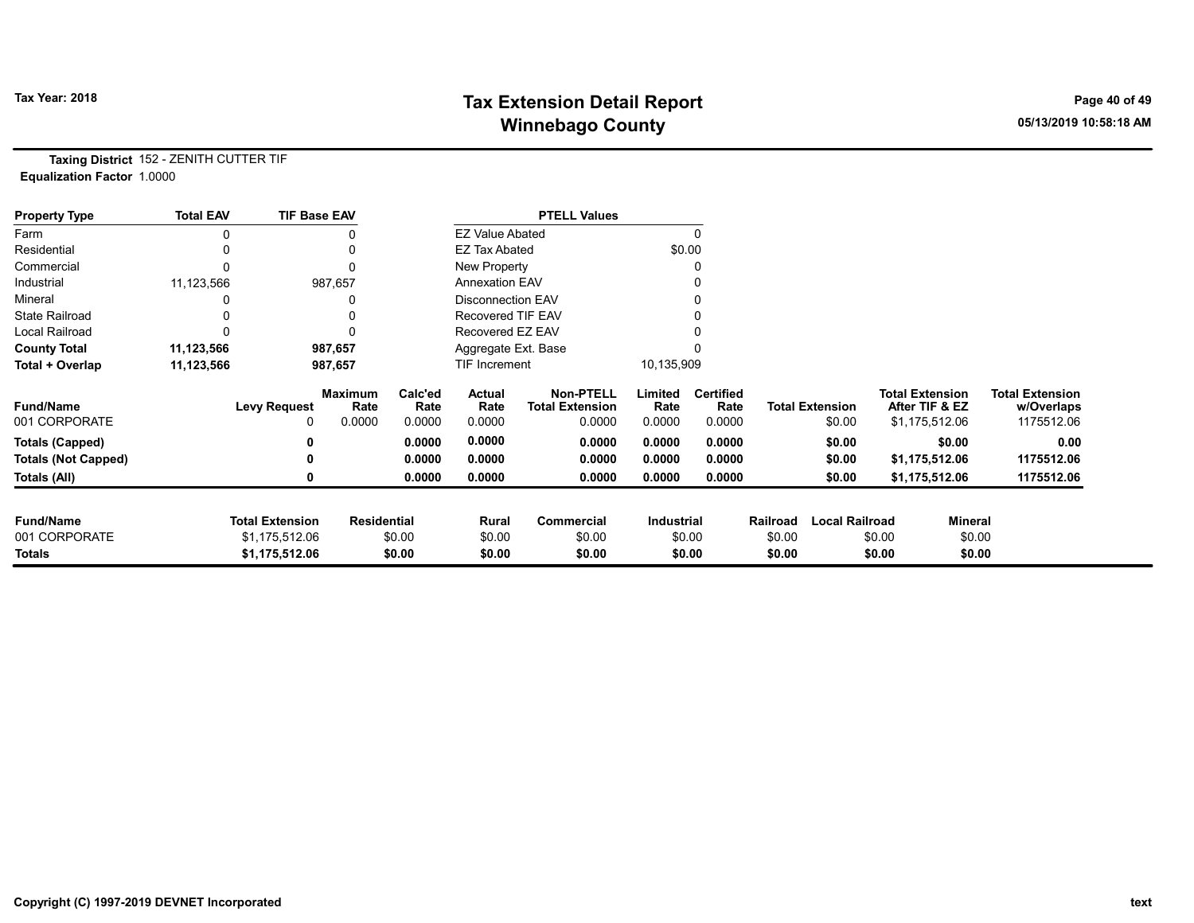# Tax Extension Detail Report
# Winnebago County

Tax Year: 2018

**Taxing District** 152 - ZENITH CUTTER TIF
**Equalization Factor** 1.0000

| Property Type | Total EAV | TIF Base EAV |
|---|---|---|
| Farm | 0 | 0 |
| Residential | 0 | 0 |
| Commercial | 0 | 0 |
| Industrial | 11,123,566 | 987,657 |
| Mineral | 0 | 0 |
| State Railroad | 0 | 0 |
| Local Railroad | 0 | 0 |
| **County Total** | **11,123,566** | **987,657** |
| **Total + Overlap** | **11,123,566** | **987,657** |

| PTELL Values | |
|---|---|
| EZ Value Abated | 0 |
| EZ Tax Abated | $0.00 |
| New Property | 0 |
| Annexation EAV | 0 |
| Disconnection EAV | 0 |
| Recovered TIF EAV | 0 |
| Recovered EZ EAV | 0 |
| Aggregate Ext. Base | 0 |
| TIF Increment | 10,135,909 |

| Fund/Name | Levy Request | Maximum Rate | Calc'ed Rate | Actual Rate | Non-PTELL Total Extension | Limited Rate | Certified Rate | Total Extension | Total Extension After TIF & EZ | Total Extension w/Overlaps |
|---|---|---|---|---|---|---|---|---|---|---|
| 001 CORPORATE | 0 | 0.0000 | 0.0000 | 0.0000 | 0.0000 | 0.0000 | 0.0000 | $0.00 | $1,175,512.06 | 1175512.06 |
| **Totals (Capped)** | **0** | | **0.0000** | **0.0000** | **0.0000** | **0.0000** | **0.0000** | **$0.00** | **$0.00** | **0.00** |
| **Totals (Not Capped)** | **0** | | **0.0000** | **0.0000** | **0.0000** | **0.0000** | **0.0000** | **$0.00** | **$1,175,512.06** | **1175512.06** |
| **Totals (All)** | **0** | | **0.0000** | **0.0000** | **0.0000** | **0.0000** | **0.0000** | **$0.00** | **$1,175,512.06** | **1175512.06** |

| Fund/Name | Total Extension | Residential | Rural | Commercial | Industrial | Railroad | Local Railroad | Mineral |
|---|---|---|---|---|---|---|---|---|
| 001 CORPORATE | $1,175,512.06 | $0.00 | $0.00 | $0.00 | $0.00 | $0.00 | $0.00 | $0.00 |
| **Totals** | **$1,175,512.06** | **$0.00** | **$0.00** | **$0.00** | **$0.00** | **$0.00** | **$0.00** | **$0.00** |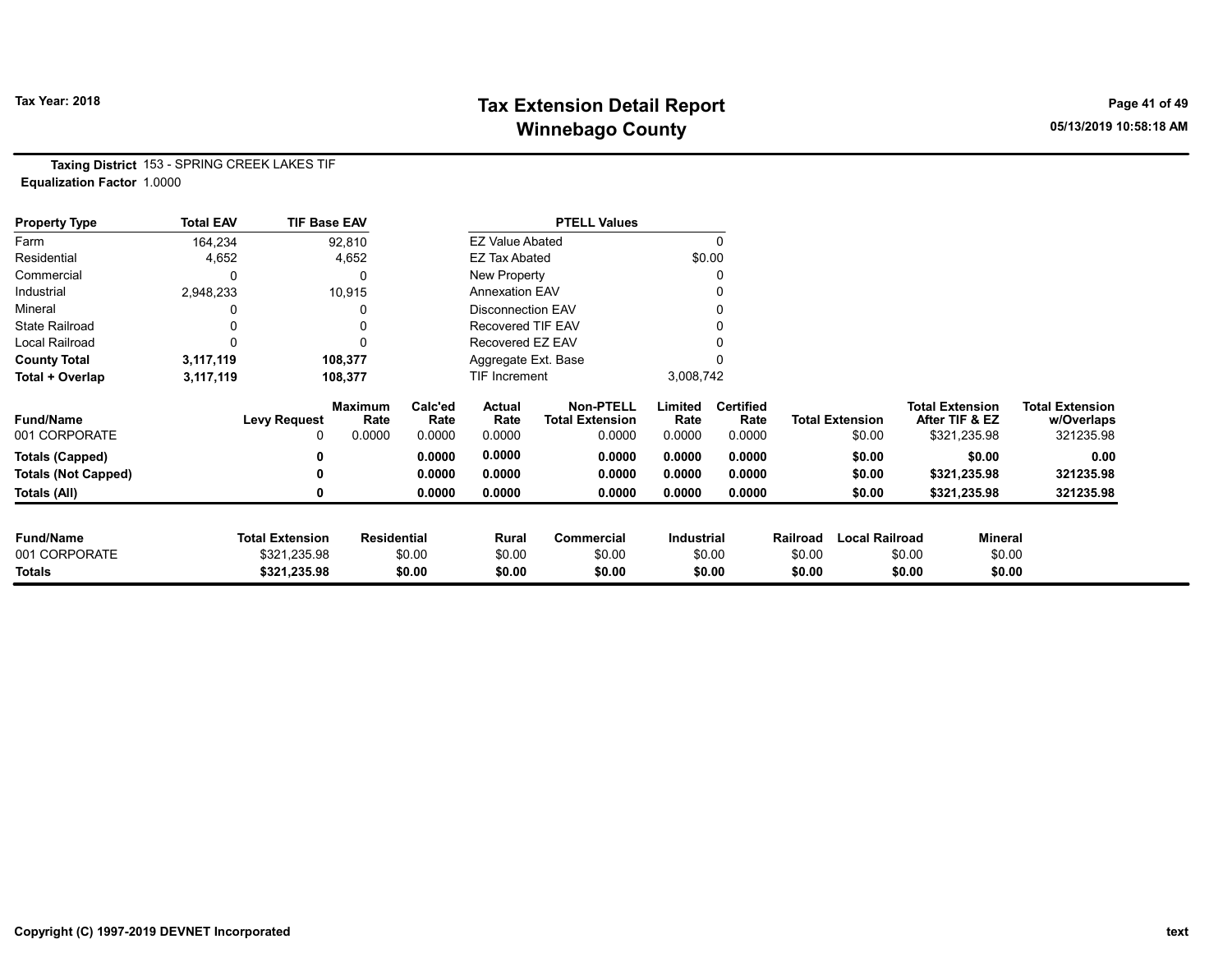# Tax Extension Detail Report
## Winnebago County

Tax Year: 2018

05/13/2019 10:58:18 AM

**Taxing District** 153 - SPRING CREEK LAKES TIF
**Equalization Factor** 1.0000

| Property Type | Total EAV | TIF Base EAV |
|---|---|---|
| Farm | 164,234 | 92,810 |
| Residential | 4,652 | 4,652 |
| Commercial | 0 | 0 |
| Industrial | 2,948,233 | 10,915 |
| Mineral | 0 | 0 |
| State Railroad | 0 | 0 |
| Local Railroad | 0 | 0 |
| **County Total** | **3,117,119** | **108,377** |
| **Total + Overlap** | **3,117,119** | **108,377** |

| PTELL Values | |
|---|---|
| EZ Value Abated | 0 |
| EZ Tax Abated | $0.00 |
| New Property | 0 |
| Annexation EAV | 0 |
| Disconnection EAV | 0 |
| Recovered TIF EAV | 0 |
| Recovered EZ EAV | 0 |
| Aggregate Ext. Base | 0 |
| TIF Increment | 3,008,742 |

| Fund/Name | Levy Request | Maximum Rate | Calc'ed Rate | Actual Rate | Non-PTELL Total Extension | Limited Rate | Certified Rate | Total Extension | Total Extension After TIF & EZ | Total Extension w/Overlaps |
|---|---|---|---|---|---|---|---|---|---|---|
| 001 CORPORATE | 0 | 0.0000 | 0.0000 | 0.0000 | 0.0000 | 0.0000 | 0.0000 | $0.00 | $321,235.98 | 321235.98 |
| **Totals (Capped)** | **0** | | **0.0000** | **0.0000** | **0.0000** | **0.0000** | **0.0000** | **$0.00** | **$0.00** | **0.00** |
| **Totals (Not Capped)** | **0** | | **0.0000** | **0.0000** | **0.0000** | **0.0000** | **0.0000** | **$0.00** | **$321,235.98** | **321235.98** |
| **Totals (All)** | **0** | | **0.0000** | **0.0000** | **0.0000** | **0.0000** | **0.0000** | **$0.00** | **$321,235.98** | **321235.98** |

| Fund/Name | Total Extension | Residential | Rural | Commercial | Industrial | Railroad | Local Railroad | Mineral |
|---|---|---|---|---|---|---|---|---|
| 001 CORPORATE | $321,235.98 | $0.00 | $0.00 | $0.00 | $0.00 | $0.00 | $0.00 | $0.00 |
| **Totals** | **$321,235.98** | **$0.00** | **$0.00** | **$0.00** | **$0.00** | **$0.00** | **$0.00** | **$0.00** |

Copyright (C) 1997-2019 DEVNET Incorporated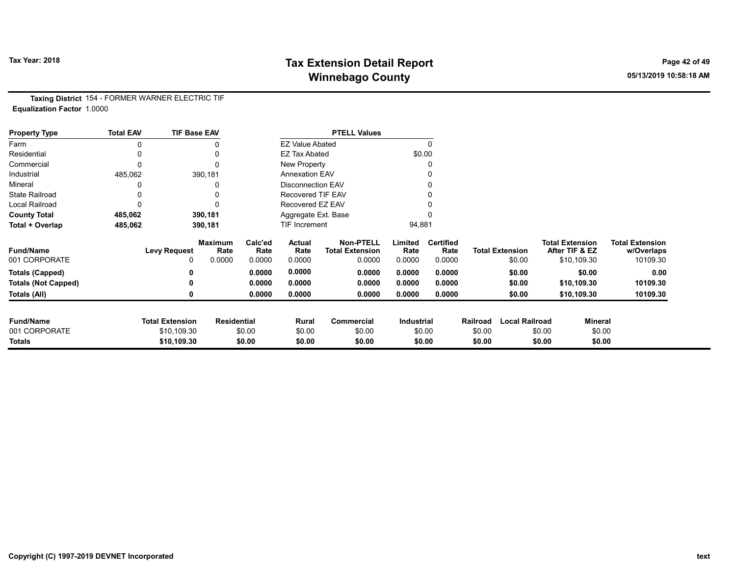# Tax Extension Detail Report
## Winnebago County

Tax Year: 2018

05/13/2019 10:58:18 AM

**Taxing District** 154 - FORMER WARNER ELECTRIC TIF
**Equalization Factor** 1.0000

| Property Type | Total EAV | TIF Base EAV |
|---|---|---|
| Farm | 0 | 0 |
| Residential | 0 | 0 |
| Commercial | 0 | 0 |
| Industrial | 485,062 | 390,181 |
| Mineral | 0 | 0 |
| State Railroad | 0 | 0 |
| Local Railroad | 0 | 0 |
| **County Total** | **485,062** | **390,181** |
| **Total + Overlap** | **485,062** | **390,181** |

| PTELL Values | |
|---|---|
| EZ Value Abated | 0 |
| EZ Tax Abated | $0.00 |
| New Property | 0 |
| Annexation EAV | 0 |
| Disconnection EAV | 0 |
| Recovered TIF EAV | 0 |
| Recovered EZ EAV | 0 |
| Aggregate Ext. Base | 0 |
| TIF Increment | 94,881 |

| Fund/Name | Levy Request | Maximum Rate | Calc'ed Rate | Actual Rate | Non-PTELL Total Extension | Limited Rate | Certified Rate | Total Extension | Total Extension After TIF & EZ | Total Extension w/Overlaps |
|---|---|---|---|---|---|---|---|---|---|---|
| 001 CORPORATE | 0 | 0.0000 | 0.0000 | 0.0000 | 0.0000 | 0.0000 | 0.0000 | $0.00 | $10,109.30 | 10109.30 |
| **Totals (Capped)** | **0** | | **0.0000** | **0.0000** | **0.0000** | **0.0000** | **0.0000** | **$0.00** | **$0.00** | **0.00** |
| **Totals (Not Capped)** | **0** | | **0.0000** | **0.0000** | **0.0000** | **0.0000** | **0.0000** | **$0.00** | **$10,109.30** | **10109.30** |
| **Totals (All)** | **0** | | **0.0000** | **0.0000** | **0.0000** | **0.0000** | **0.0000** | **$0.00** | **$10,109.30** | **10109.30** |

| Fund/Name | Total Extension | Residential | Rural | Commercial | Industrial | Railroad | Local Railroad | Mineral |
|---|---|---|---|---|---|---|---|---|
| 001 CORPORATE | $10,109.30 | $0.00 | $0.00 | $0.00 | $0.00 | $0.00 | $0.00 | $0.00 |
| **Totals** | **$10,109.30** | **$0.00** | **$0.00** | **$0.00** | **$0.00** | **$0.00** | **$0.00** | **$0.00** |

Copyright (C) 1997-2019 DEVNET Incorporated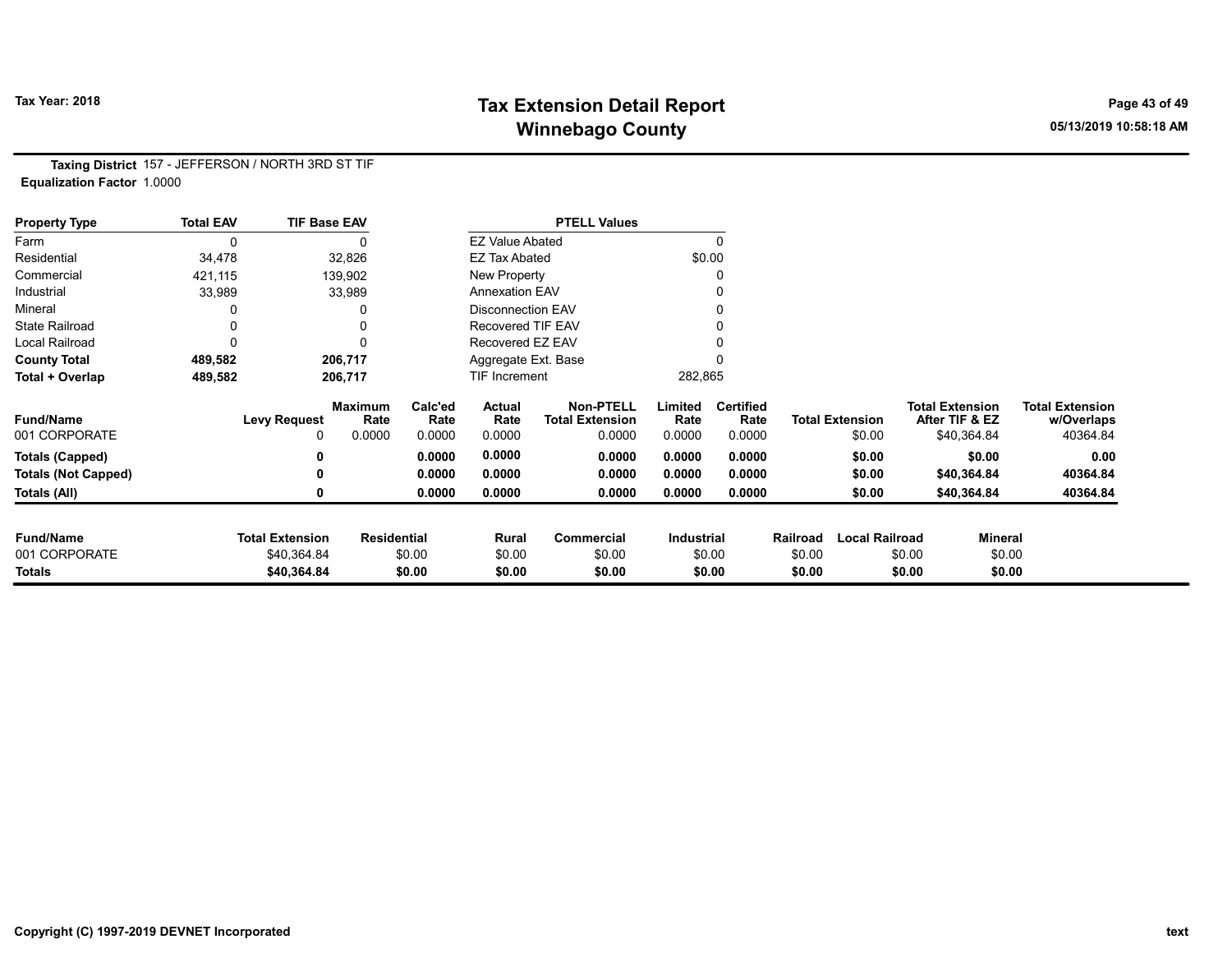# Tax Extension Detail Report
## Winnebago County

Tax Year: 2018

05/13/2019 10:58:18 AM

**Taxing District** 157 - JEFFERSON / NORTH 3RD ST TIF
**Equalization Factor** 1.0000

| Property Type | Total EAV | TIF Base EAV | PTELL Values | |
|---|---|---|---|---|
| Farm | 0 | 0 | EZ Value Abated | 0 |
| Residential | 34,478 | 32,826 | EZ Tax Abated | $0.00 |
| Commercial | 421,115 | 139,902 | New Property | 0 |
| Industrial | 33,989 | 33,989 | Annexation EAV | 0 |
| Mineral | 0 | 0 | Disconnection EAV | 0 |
| State Railroad | 0 | 0 | Recovered TIF EAV | 0 |
| Local Railroad | 0 | 0 | Recovered EZ EAV | 0 |
| **County Total** | **489,582** | **206,717** | Aggregate Ext. Base | 0 |
| **Total + Overlap** | **489,582** | **206,717** | TIF Increment | 282,865 |

| Fund/Name | Levy Request | Maximum Rate | Calc'ed Rate | Actual Rate | Non-PTELL Total Extension | Limited Rate | Certified Rate | Total Extension | Total Extension After TIF & EZ | Total Extension w/Overlaps |
|---|---|---|---|---|---|---|---|---|---|---|
| 001 CORPORATE | 0 | 0.0000 | 0.0000 | 0.0000 | 0.0000 | 0.0000 | 0.0000 | $0.00 | $40,364.84 | 40364.84 |
| **Totals (Capped)** | **0** | | **0.0000** | **0.0000** | **0.0000** | **0.0000** | **0.0000** | **$0.00** | **$0.00** | **0.00** |
| **Totals (Not Capped)** | **0** | | **0.0000** | **0.0000** | **0.0000** | **0.0000** | **0.0000** | **$0.00** | **$40,364.84** | **40364.84** |
| **Totals (All)** | **0** | | **0.0000** | **0.0000** | **0.0000** | **0.0000** | **0.0000** | **$0.00** | **$40,364.84** | **40364.84** |

| Fund/Name | Total Extension | Residential | Rural | Commercial | Industrial | Railroad | Local Railroad | Mineral |
|---|---|---|---|---|---|---|---|---|
| 001 CORPORATE | $40,364.84 | $0.00 | $0.00 | $0.00 | $0.00 | $0.00 | $0.00 | $0.00 |
| **Totals** | **$40,364.84** | **$0.00** | **$0.00** | **$0.00** | **$0.00** | **$0.00** | **$0.00** | **$0.00** |

Copyright (C) 1997-2019 DEVNET Incorporated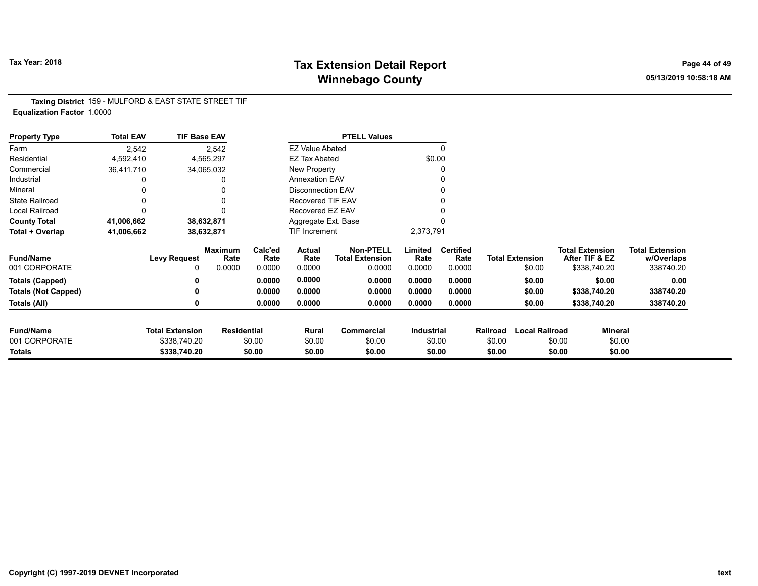# Tax Extension Detail Report
## Winnebago County

Tax Year: 2018

**Taxing District** 159 - MULFORD & EAST STATE STREET TIF
**Equalization Factor** 1.0000

| Property Type | Total EAV | TIF Base EAV |
|---|---|---|
| Farm | 2,542 | 2,542 |
| Residential | 4,592,410 | 4,565,297 |
| Commercial | 36,411,710 | 34,065,032 |
| Industrial | 0 | 0 |
| Mineral | 0 | 0 |
| State Railroad | 0 | 0 |
| Local Railroad | 0 | 0 |
| **County Total** | **41,006,662** | **38,632,871** |
| **Total + Overlap** | **41,006,662** | **38,632,871** |

| PTELL Values | |
|---|---|
| EZ Value Abated | 0 |
| EZ Tax Abated | $0.00 |
| New Property | 0 |
| Annexation EAV | 0 |
| Disconnection EAV | 0 |
| Recovered TIF EAV | 0 |
| Recovered EZ EAV | 0 |
| Aggregate Ext. Base | 0 |
| TIF Increment | 2,373,791 |

| Fund/Name | Levy Request | Maximum Rate | Calc'ed Rate | Actual Rate | Non-PTELL Total Extension | Limited Rate | Certified Rate | Total Extension | Total Extension After TIF & EZ | Total Extension w/Overlaps |
|---|---|---|---|---|---|---|---|---|---|---|
| 001 CORPORATE | 0 | 0.0000 | 0.0000 | 0.0000 | 0.0000 | 0.0000 | 0.0000 | $0.00 | $338,740.20 | 338740.20 |
| **Totals (Capped)** | **0** | | **0.0000** | **0.0000** | **0.0000** | **0.0000** | **0.0000** | **$0.00** | **$0.00** | **0.00** |
| **Totals (Not Capped)** | **0** | | **0.0000** | **0.0000** | **0.0000** | **0.0000** | **0.0000** | **$0.00** | **$338,740.20** | **338740.20** |
| **Totals (All)** | **0** | | **0.0000** | **0.0000** | **0.0000** | **0.0000** | **0.0000** | **$0.00** | **$338,740.20** | **338740.20** |

| Fund/Name | Total Extension | Residential | Rural | Commercial | Industrial | Railroad | Local Railroad | Mineral |
|---|---|---|---|---|---|---|---|---|
| 001 CORPORATE | $338,740.20 | $0.00 | $0.00 | $0.00 | $0.00 | $0.00 | $0.00 | $0.00 |
| **Totals** | **$338,740.20** | **$0.00** | **$0.00** | **$0.00** | **$0.00** | **$0.00** | **$0.00** | **$0.00** |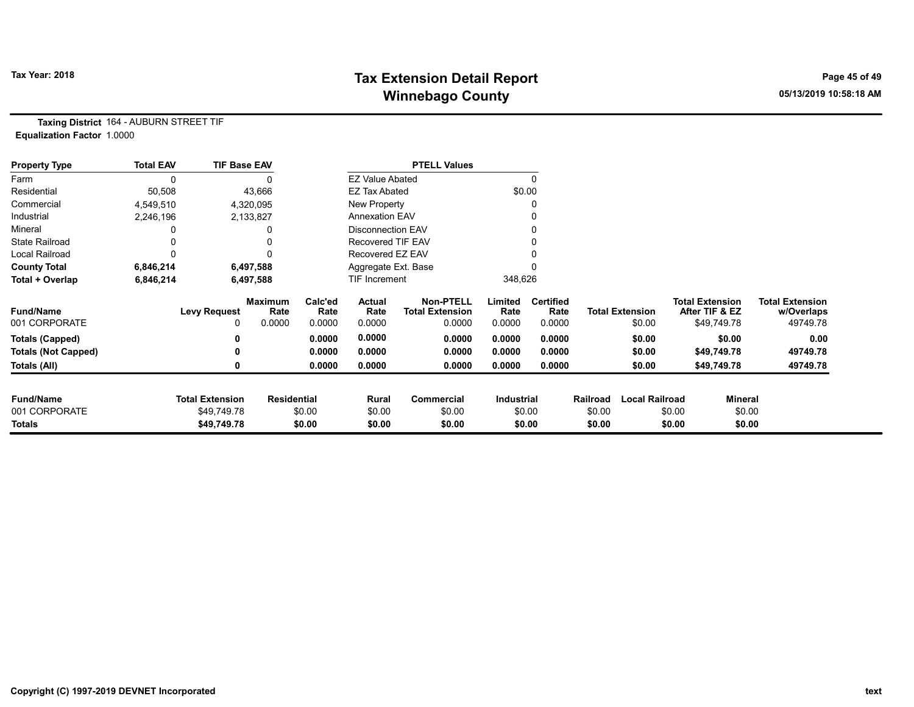**Tax Year: 2018**

# Tax Extension Detail Report
## Winnebago County

**Taxing District** 164 - AUBURN STREET TIF
**Equalization Factor** 1.0000

| Property Type | Total EAV | TIF Base EAV |
|---|---|---|
| Farm | 0 | 0 |
| Residential | 50,508 | 43,666 |
| Commercial | 4,549,510 | 4,320,095 |
| Industrial | 2,246,196 | 2,133,827 |
| Mineral | 0 | 0 |
| State Railroad | 0 | 0 |
| Local Railroad | 0 | 0 |
| **County Total** | **6,846,214** | **6,497,588** |
| **Total + Overlap** | **6,846,214** | **6,497,588** |

| PTELL Values | |
|---|---|
| EZ Value Abated | 0 |
| EZ Tax Abated | $0.00 |
| New Property | 0 |
| Annexation EAV | 0 |
| Disconnection EAV | 0 |
| Recovered TIF EAV | 0 |
| Recovered EZ EAV | 0 |
| Aggregate Ext. Base | 0 |
| TIF Increment | 348,626 |

| Fund/Name | Levy Request | Maximum Rate | Calc'ed Rate | Actual Rate | Non-PTELL Total Extension | Limited Rate | Certified Rate | Total Extension | Total Extension After TIF & EZ | Total Extension w/Overlaps |
|---|---|---|---|---|---|---|---|---|---|---|
| 001 CORPORATE | 0 | 0.0000 | 0.0000 | 0.0000 | 0.0000 | 0.0000 | 0.0000 | $0.00 | $49,749.78 | 49749.78 |
| **Totals (Capped)** | **0** | | **0.0000** | **0.0000** | **0.0000** | **0.0000** | **0.0000** | **$0.00** | **$0.00** | **0.00** |
| **Totals (Not Capped)** | **0** | | **0.0000** | **0.0000** | **0.0000** | **0.0000** | **0.0000** | **$0.00** | **$49,749.78** | **49749.78** |
| **Totals (All)** | **0** | | **0.0000** | **0.0000** | **0.0000** | **0.0000** | **0.0000** | **$0.00** | **$49,749.78** | **49749.78** |

| Fund/Name | Total Extension | Residential | Rural | Commercial | Industrial | Railroad | Local Railroad | Mineral |
|---|---|---|---|---|---|---|---|---|
| 001 CORPORATE | $49,749.78 | $0.00 | $0.00 | $0.00 | $0.00 | $0.00 | $0.00 | $0.00 |
| **Totals** | **$49,749.78** | **$0.00** | **$0.00** | **$0.00** | **$0.00** | **$0.00** | **$0.00** | **$0.00** |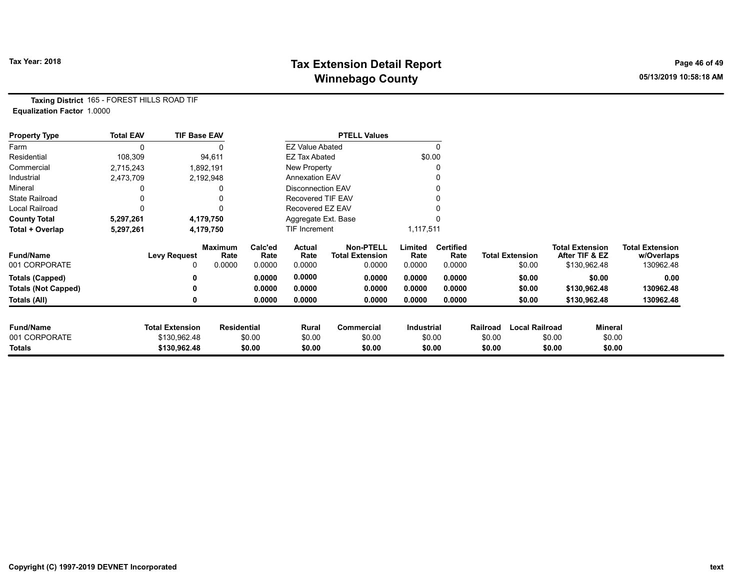# Tax Extension Detail Report
## Winnebago County

Tax Year: 2018

**Taxing District** 165 - FOREST HILLS ROAD TIF
**Equalization Factor** 1.0000

| Property Type | Total EAV | TIF Base EAV |
|---|---|---|
| Farm | 0 | 0 |
| Residential | 108,309 | 94,611 |
| Commercial | 2,715,243 | 1,892,191 |
| Industrial | 2,473,709 | 2,192,948 |
| Mineral | 0 | 0 |
| State Railroad | 0 | 0 |
| Local Railroad | 0 | 0 |
| **County Total** | **5,297,261** | **4,179,750** |
| **Total + Overlap** | **5,297,261** | **4,179,750** |

| PTELL Values | |
|---|---|
| EZ Value Abated | 0 |
| EZ Tax Abated | $0.00 |
| New Property | 0 |
| Annexation EAV | 0 |
| Disconnection EAV | 0 |
| Recovered TIF EAV | 0 |
| Recovered EZ EAV | 0 |
| Aggregate Ext. Base | 0 |
| TIF Increment | 1,117,511 |

| Fund/Name | Levy Request | Maximum Rate | Calc'ed Rate | Actual Rate | Non-PTELL Total Extension | Limited Rate | Certified Rate | Total Extension | Total Extension After TIF & EZ | Total Extension w/Overlaps |
|---|---|---|---|---|---|---|---|---|---|---|
| 001 CORPORATE | 0 | 0.0000 | 0.0000 | 0.0000 | 0.0000 | 0.0000 | 0.0000 | $0.00 | $130,962.48 | 130962.48 |
| **Totals (Capped)** | **0** | | **0.0000** | **0.0000** | **0.0000** | **0.0000** | **0.0000** | **$0.00** | **$0.00** | **0.00** |
| **Totals (Not Capped)** | **0** | | **0.0000** | **0.0000** | **0.0000** | **0.0000** | **0.0000** | **$0.00** | **$130,962.48** | **130962.48** |
| **Totals (All)** | **0** | | **0.0000** | **0.0000** | **0.0000** | **0.0000** | **0.0000** | **$0.00** | **$130,962.48** | **130962.48** |

| Fund/Name | Total Extension | Residential | Rural | Commercial | Industrial | Railroad | Local Railroad | Mineral |
|---|---|---|---|---|---|---|---|---|
| 001 CORPORATE | $130,962.48 | $0.00 | $0.00 | $0.00 | $0.00 | $0.00 | $0.00 | $0.00 |
| **Totals** | **$130,962.48** | **$0.00** | **$0.00** | **$0.00** | **$0.00** | **$0.00** | **$0.00** | **$0.00** |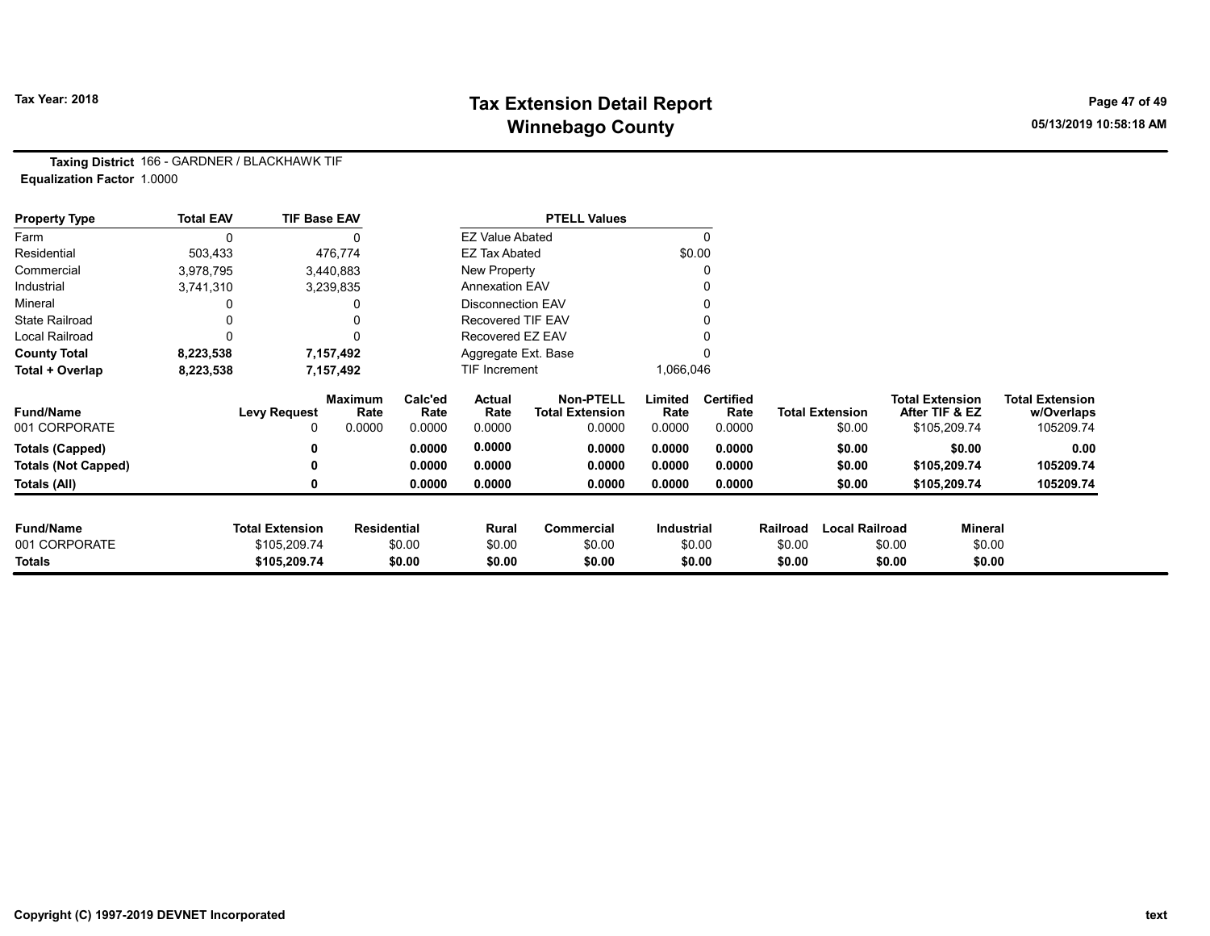**Tax Year: 2018**

# Tax Extension Detail Report
## Winnebago County

05/13/2019 10:58:18 AM

**Taxing District** 166 - GARDNER / BLACKHAWK TIF
**Equalization Factor** 1.0000

| Property Type | Total EAV | TIF Base EAV |
|---|---|---|
| Farm | 0 | 0 |
| Residential | 503,433 | 476,774 |
| Commercial | 3,978,795 | 3,440,883 |
| Industrial | 3,741,310 | 3,239,835 |
| Mineral | 0 | 0 |
| State Railroad | 0 | 0 |
| Local Railroad | 0 | 0 |
| **County Total** | **8,223,538** | **7,157,492** |
| **Total + Overlap** | **8,223,538** | **7,157,492** |

| PTELL Values | |
|---|---|
| EZ Value Abated | 0 |
| EZ Tax Abated | $0.00 |
| New Property | 0 |
| Annexation EAV | 0 |
| Disconnection EAV | 0 |
| Recovered TIF EAV | 0 |
| Recovered EZ EAV | 0 |
| Aggregate Ext. Base | 0 |
| TIF Increment | 1,066,046 |

| Fund/Name | Levy Request | Maximum Rate | Calc'ed Rate | Actual Rate | Non-PTELL Total Extension | Limited Rate | Certified Rate | Total Extension | Total Extension After TIF & EZ | Total Extension w/Overlaps |
|---|---|---|---|---|---|---|---|---|---|---|
| 001 CORPORATE | 0 | 0.0000 | 0.0000 | 0.0000 | 0.0000 | 0.0000 | 0.0000 | $0.00 | $105,209.74 | 105209.74 |
| **Totals (Capped)** | **0** | | **0.0000** | **0.0000** | **0.0000** | **0.0000** | **0.0000** | **$0.00** | **$0.00** | **0.00** |
| **Totals (Not Capped)** | **0** | | **0.0000** | **0.0000** | **0.0000** | **0.0000** | **0.0000** | **$0.00** | **$105,209.74** | **105209.74** |
| **Totals (All)** | **0** | | **0.0000** | **0.0000** | **0.0000** | **0.0000** | **0.0000** | **$0.00** | **$105,209.74** | **105209.74** |

| Fund/Name | Total Extension | Residential | Rural | Commercial | Industrial | Railroad | Local Railroad | Mineral |
|---|---|---|---|---|---|---|---|---|
| 001 CORPORATE | $105,209.74 | $0.00 | $0.00 | $0.00 | $0.00 | $0.00 | $0.00 | $0.00 |
| **Totals** | **$105,209.74** | **$0.00** | **$0.00** | **$0.00** | **$0.00** | **$0.00** | **$0.00** | **$0.00** |

Copyright (C) 1997-2019 DEVNET Incorporated

text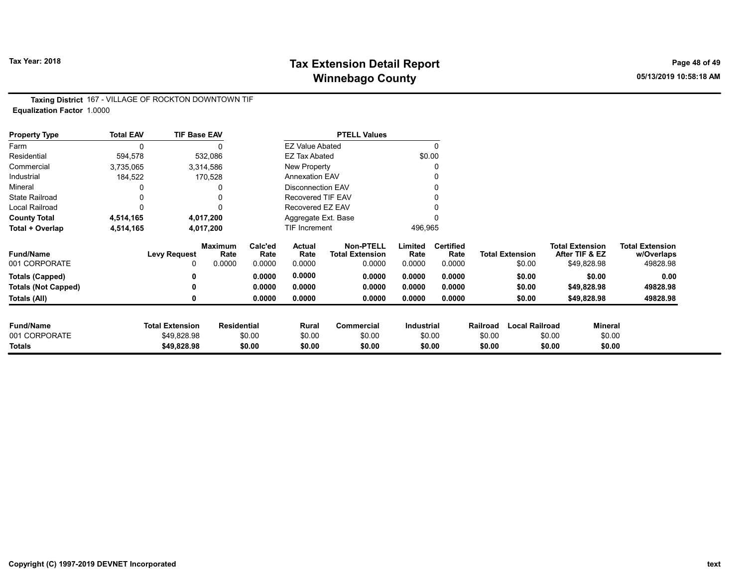# Tax Extension Detail Report
## Winnebago County

Tax Year: 2018

**Taxing District** 167 - VILLAGE OF ROCKTON DOWNTOWN TIF
**Equalization Factor** 1.0000

| Property Type | Total EAV | TIF Base EAV |
|---|---|---|
| Farm | 0 | 0 |
| Residential | 594,578 | 532,086 |
| Commercial | 3,735,065 | 3,314,586 |
| Industrial | 184,522 | 170,528 |
| Mineral | 0 | 0 |
| State Railroad | 0 | 0 |
| Local Railroad | 0 | 0 |
| **County Total** | **4,514,165** | **4,017,200** |
| **Total + Overlap** | **4,514,165** | **4,017,200** |

| PTELL Values | |
|---|---|
| EZ Value Abated | 0 |
| EZ Tax Abated | $0.00 |
| New Property | 0 |
| Annexation EAV | 0 |
| Disconnection EAV | 0 |
| Recovered TIF EAV | 0 |
| Recovered EZ EAV | 0 |
| Aggregate Ext. Base | 0 |
| TIF Increment | 496,965 |

| Fund/Name | Levy Request | Maximum Rate | Calc'ed Rate | Actual Rate | Non-PTELL Total Extension | Limited Rate | Certified Rate | Total Extension | Total Extension After TIF & EZ | Total Extension w/Overlaps |
|---|---|---|---|---|---|---|---|---|---|---|
| 001 CORPORATE | 0 | 0.0000 | 0.0000 | 0.0000 | 0.0000 | 0.0000 | 0.0000 | $0.00 | $49,828.98 | 49828.98 |
| **Totals (Capped)** | **0** | | **0.0000** | **0.0000** | **0.0000** | **0.0000** | **0.0000** | **$0.00** | **$0.00** | **0.00** |
| **Totals (Not Capped)** | **0** | | **0.0000** | **0.0000** | **0.0000** | **0.0000** | **0.0000** | **$0.00** | **$49,828.98** | **49828.98** |
| **Totals (All)** | **0** | | **0.0000** | **0.0000** | **0.0000** | **0.0000** | **0.0000** | **$0.00** | **$49,828.98** | **49828.98** |

| Fund/Name | Total Extension | Residential | Rural | Commercial | Industrial | Railroad | Local Railroad | Mineral |
|---|---|---|---|---|---|---|---|---|
| 001 CORPORATE | $49,828.98 | $0.00 | $0.00 | $0.00 | $0.00 | $0.00 | $0.00 | $0.00 |
| **Totals** | **$49,828.98** | **$0.00** | **$0.00** | **$0.00** | **$0.00** | **$0.00** | **$0.00** | **$0.00** |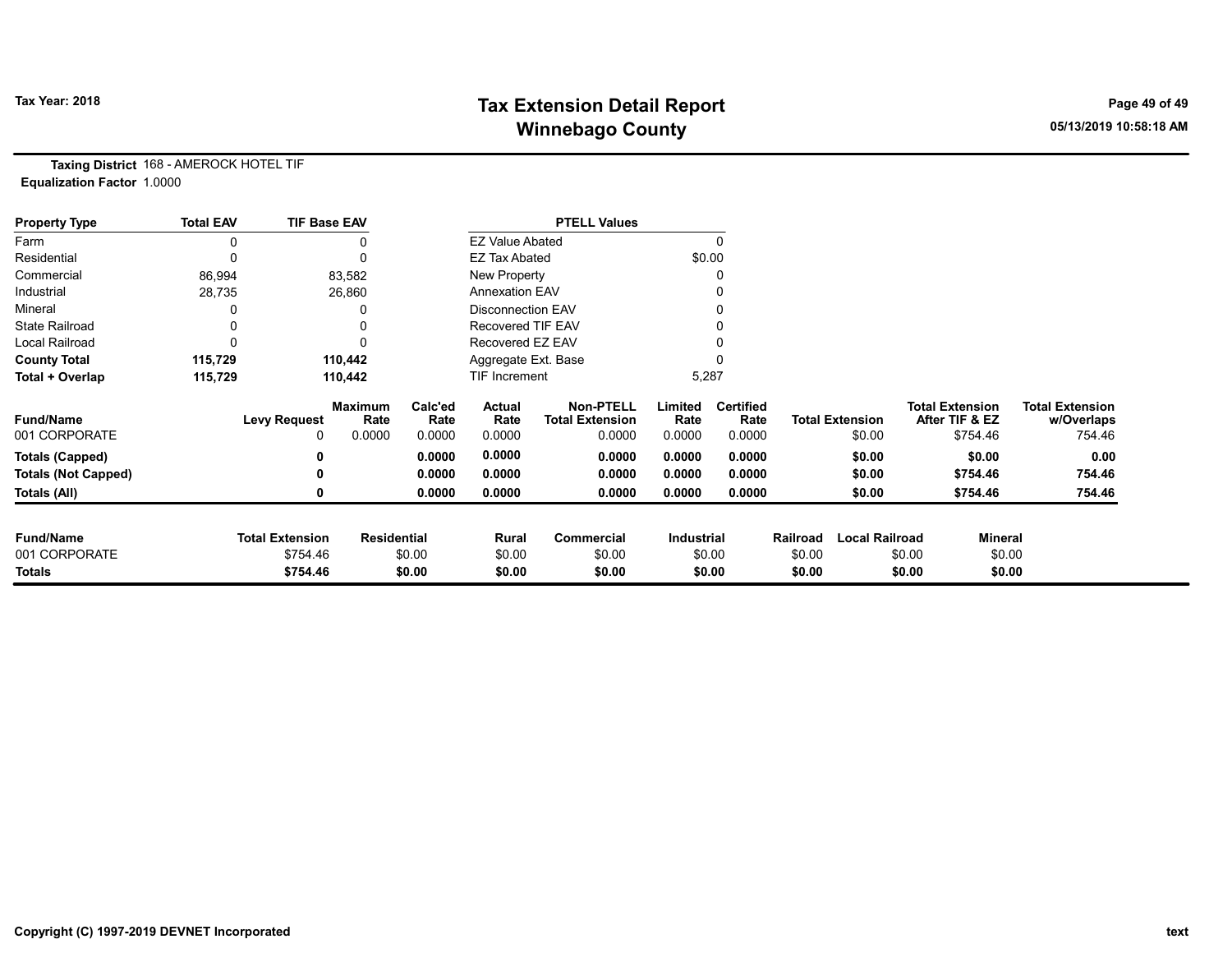# Tax Extension Detail Report
## Winnebago County

**Tax Year: 2018**

05/13/2019 10:58:18 AM

**Taxing District** 168 - AMEROCK HOTEL TIF
**Equalization Factor** 1.0000

| Property Type | Total EAV | TIF Base EAV |
|---|---|---|
| Farm | 0 | 0 |
| Residential | 0 | 0 |
| Commercial | 86,994 | 83,582 |
| Industrial | 28,735 | 26,860 |
| Mineral | 0 | 0 |
| State Railroad | 0 | 0 |
| Local Railroad | 0 | 0 |
| **County Total** | **115,729** | **110,442** |
| **Total + Overlap** | **115,729** | **110,442** |

| PTELL Values | |
|---|---|
| EZ Value Abated | 0 |
| EZ Tax Abated | $0.00 |
| New Property | 0 |
| Annexation EAV | 0 |
| Disconnection EAV | 0 |
| Recovered TIF EAV | 0 |
| Recovered EZ EAV | 0 |
| Aggregate Ext. Base | 0 |
| TIF Increment | 5,287 |

| Fund/Name | Levy Request | Maximum Rate | Calc'ed Rate | Actual Rate | Non-PTELL Total Extension | Limited Rate | Certified Rate | Total Extension | Total Extension After TIF & EZ | Total Extension w/Overlaps |
|---|---|---|---|---|---|---|---|---|---|---|
| 001 CORPORATE | 0 | 0.0000 | 0.0000 | 0.0000 | 0.0000 | 0.0000 | 0.0000 | $0.00 | $754.46 | 754.46 |
| **Totals (Capped)** | **0** | | **0.0000** | **0.0000** | **0.0000** | **0.0000** | **0.0000** | **$0.00** | **$0.00** | **0.00** |
| **Totals (Not Capped)** | **0** | | **0.0000** | **0.0000** | **0.0000** | **0.0000** | **0.0000** | **$0.00** | **$754.46** | **754.46** |
| **Totals (All)** | **0** | | **0.0000** | **0.0000** | **0.0000** | **0.0000** | **0.0000** | **$0.00** | **$754.46** | **754.46** |

| Fund/Name | Total Extension | Residential | Rural | Commercial | Industrial | Railroad | Local Railroad | Mineral |
|---|---|---|---|---|---|---|---|---|
| 001 CORPORATE | $754.46 | $0.00 | $0.00 | $0.00 | $0.00 | $0.00 | $0.00 | $0.00 |
| **Totals** | **$754.46** | **$0.00** | **$0.00** | **$0.00** | **$0.00** | **$0.00** | **$0.00** | **$0.00** |

Copyright (C) 1997-2019 DEVNET Incorporated

text